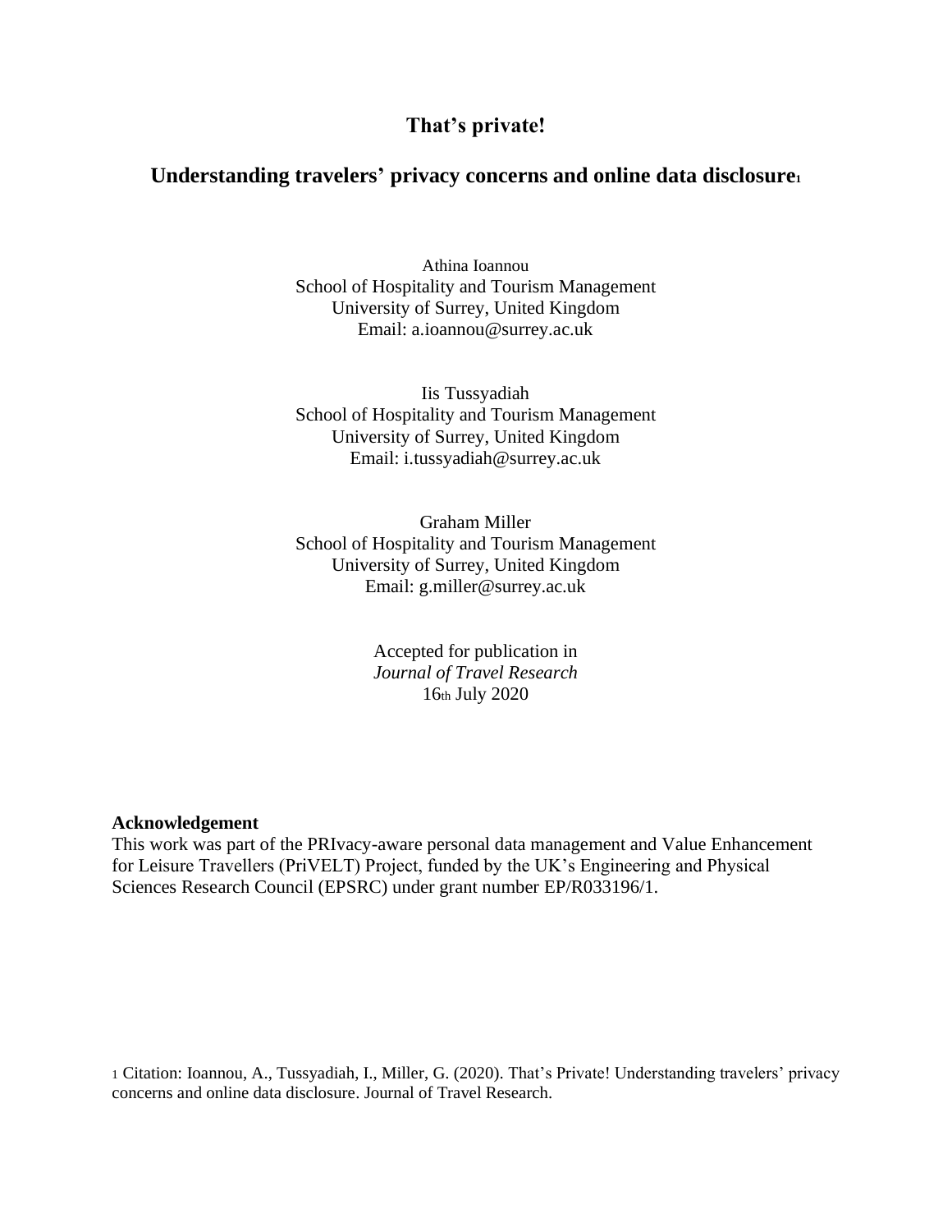# That's private!

## Understanding travelers' privacy concerns and online data disclosure[1]

Athina Ioannou
School of Hospitality and Tourism Management
University of Surrey, United Kingdom
Email: a.ioannou@surrey.ac.uk

Iis Tussyadiah
School of Hospitality and Tourism Management
University of Surrey, United Kingdom
Email: i.tussyadiah@surrey.ac.uk

Graham Miller
School of Hospitality and Tourism Management
University of Surrey, United Kingdom
Email: g.miller@surrey.ac.uk

Accepted for publication in
*Journal of Travel Research*
16th July 2020

**Acknowledgement**
This work was part of the PRIvacy-aware personal data management and Value Enhancement for Leisure Travellers (PriVELT) Project, funded by the UK's Engineering and Physical Sciences Research Council (EPSRC) under grant number EP/R033196/1.

[1] Citation: Ioannou, A., Tussyadiah, I., Miller, G. (2020). That's Private! Understanding travelers' privacy concerns and online data disclosure. Journal of Travel Research.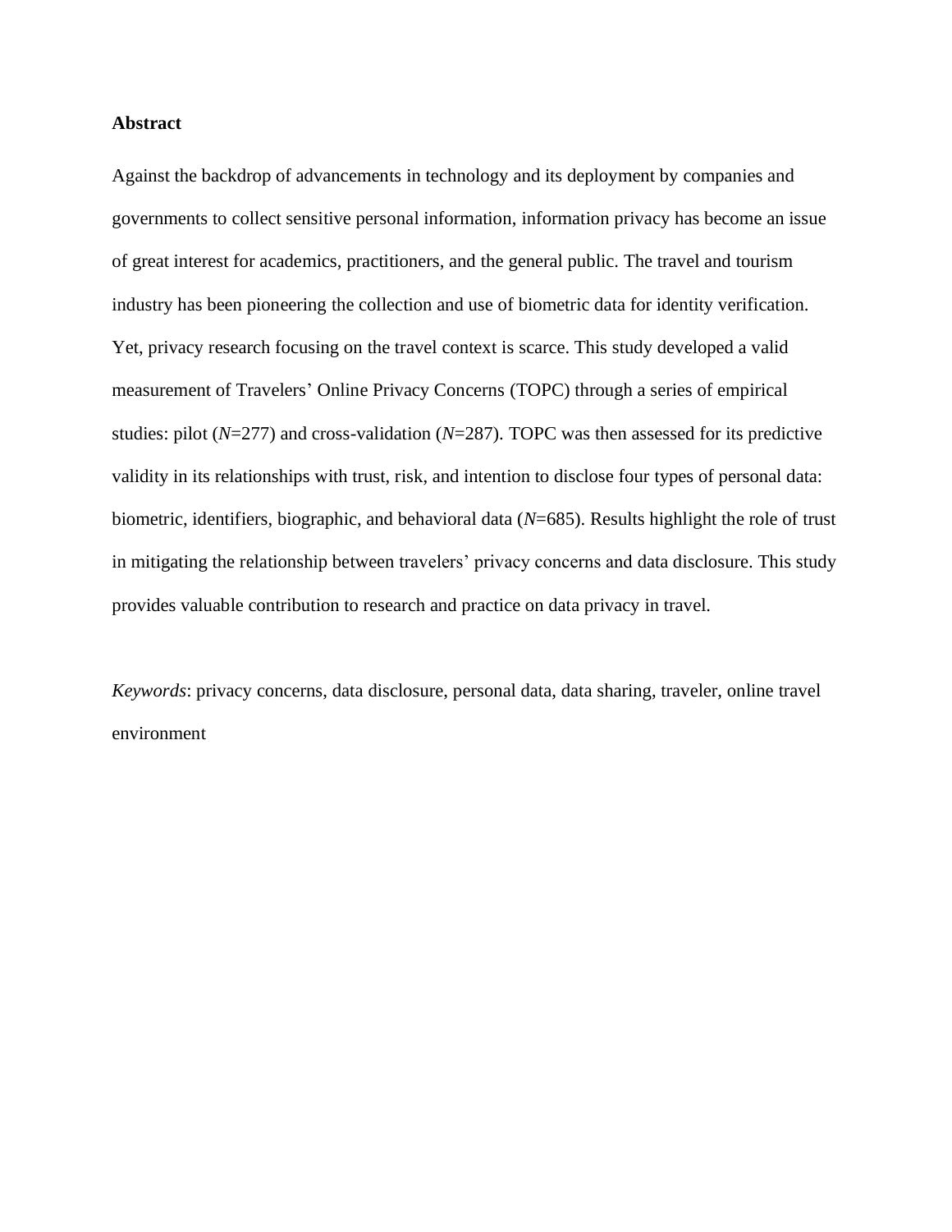**Abstract**

Against the backdrop of advancements in technology and its deployment by companies and governments to collect sensitive personal information, information privacy has become an issue of great interest for academics, practitioners, and the general public. The travel and tourism industry has been pioneering the collection and use of biometric data for identity verification. Yet, privacy research focusing on the travel context is scarce. This study developed a valid measurement of Travelers' Online Privacy Concerns (TOPC) through a series of empirical studies: pilot (*N*=277) and cross-validation (*N*=287). TOPC was then assessed for its predictive validity in its relationships with trust, risk, and intention to disclose four types of personal data: biometric, identifiers, biographic, and behavioral data (*N*=685). Results highlight the role of trust in mitigating the relationship between travelers' privacy concerns and data disclosure. This study provides valuable contribution to research and practice on data privacy in travel.

*Keywords*: privacy concerns, data disclosure, personal data, data sharing, traveler, online travel environment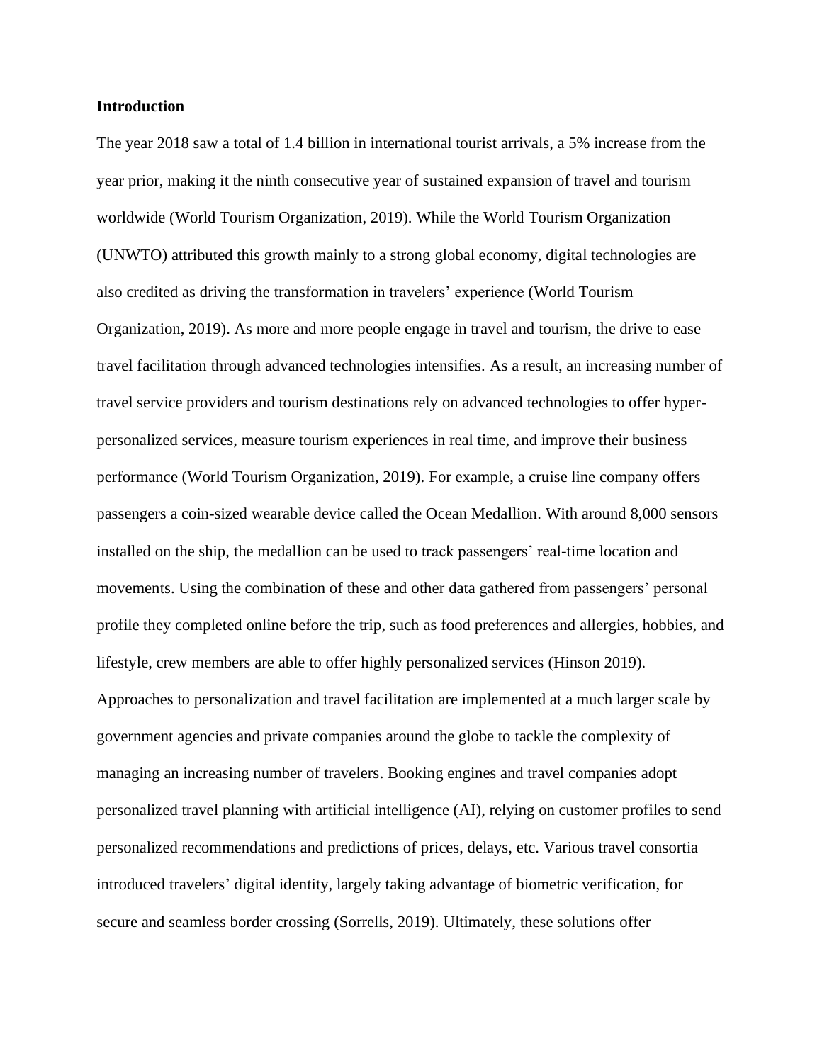**Introduction**

The year 2018 saw a total of 1.4 billion in international tourist arrivals, a 5% increase from the year prior, making it the ninth consecutive year of sustained expansion of travel and tourism worldwide (World Tourism Organization, 2019). While the World Tourism Organization (UNWTO) attributed this growth mainly to a strong global economy, digital technologies are also credited as driving the transformation in travelers' experience (World Tourism Organization, 2019). As more and more people engage in travel and tourism, the drive to ease travel facilitation through advanced technologies intensifies. As a result, an increasing number of travel service providers and tourism destinations rely on advanced technologies to offer hyper-personalized services, measure tourism experiences in real time, and improve their business performance (World Tourism Organization, 2019). For example, a cruise line company offers passengers a coin-sized wearable device called the Ocean Medallion. With around 8,000 sensors installed on the ship, the medallion can be used to track passengers' real-time location and movements. Using the combination of these and other data gathered from passengers' personal profile they completed online before the trip, such as food preferences and allergies, hobbies, and lifestyle, crew members are able to offer highly personalized services (Hinson 2019). Approaches to personalization and travel facilitation are implemented at a much larger scale by government agencies and private companies around the globe to tackle the complexity of managing an increasing number of travelers. Booking engines and travel companies adopt personalized travel planning with artificial intelligence (AI), relying on customer profiles to send personalized recommendations and predictions of prices, delays, etc. Various travel consortia introduced travelers' digital identity, largely taking advantage of biometric verification, for secure and seamless border crossing (Sorrells, 2019). Ultimately, these solutions offer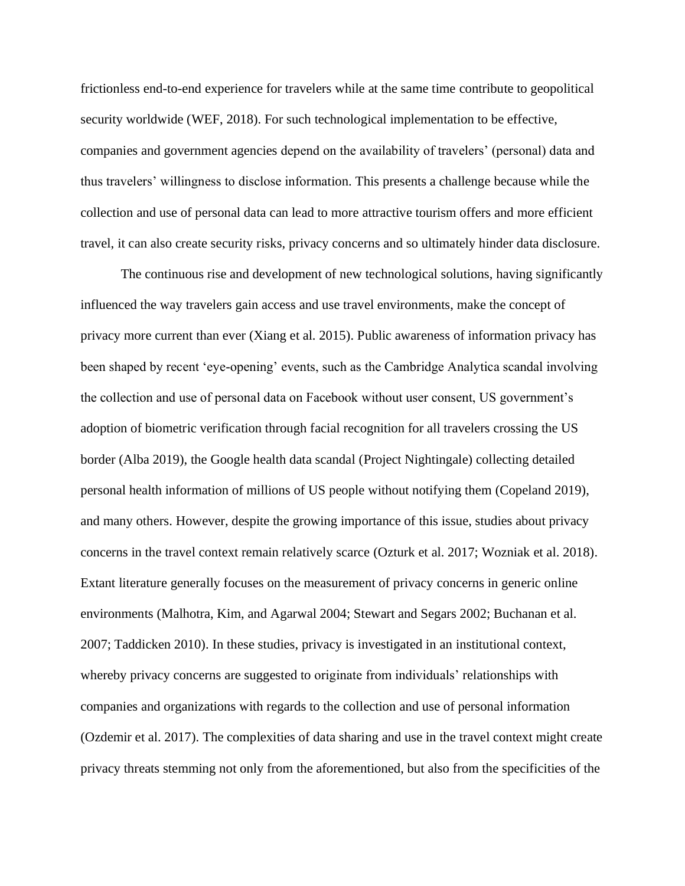frictionless end-to-end experience for travelers while at the same time contribute to geopolitical security worldwide (WEF, 2018). For such technological implementation to be effective, companies and government agencies depend on the availability of travelers' (personal) data and thus travelers' willingness to disclose information. This presents a challenge because while the collection and use of personal data can lead to more attractive tourism offers and more efficient travel, it can also create security risks, privacy concerns and so ultimately hinder data disclosure.

The continuous rise and development of new technological solutions, having significantly influenced the way travelers gain access and use travel environments, make the concept of privacy more current than ever (Xiang et al. 2015). Public awareness of information privacy has been shaped by recent 'eye-opening' events, such as the Cambridge Analytica scandal involving the collection and use of personal data on Facebook without user consent, US government's adoption of biometric verification through facial recognition for all travelers crossing the US border (Alba 2019), the Google health data scandal (Project Nightingale) collecting detailed personal health information of millions of US people without notifying them (Copeland 2019), and many others. However, despite the growing importance of this issue, studies about privacy concerns in the travel context remain relatively scarce (Ozturk et al. 2017; Wozniak et al. 2018). Extant literature generally focuses on the measurement of privacy concerns in generic online environments (Malhotra, Kim, and Agarwal 2004; Stewart and Segars 2002; Buchanan et al. 2007; Taddicken 2010). In these studies, privacy is investigated in an institutional context, whereby privacy concerns are suggested to originate from individuals' relationships with companies and organizations with regards to the collection and use of personal information (Ozdemir et al. 2017). The complexities of data sharing and use in the travel context might create privacy threats stemming not only from the aforementioned, but also from the specificities of the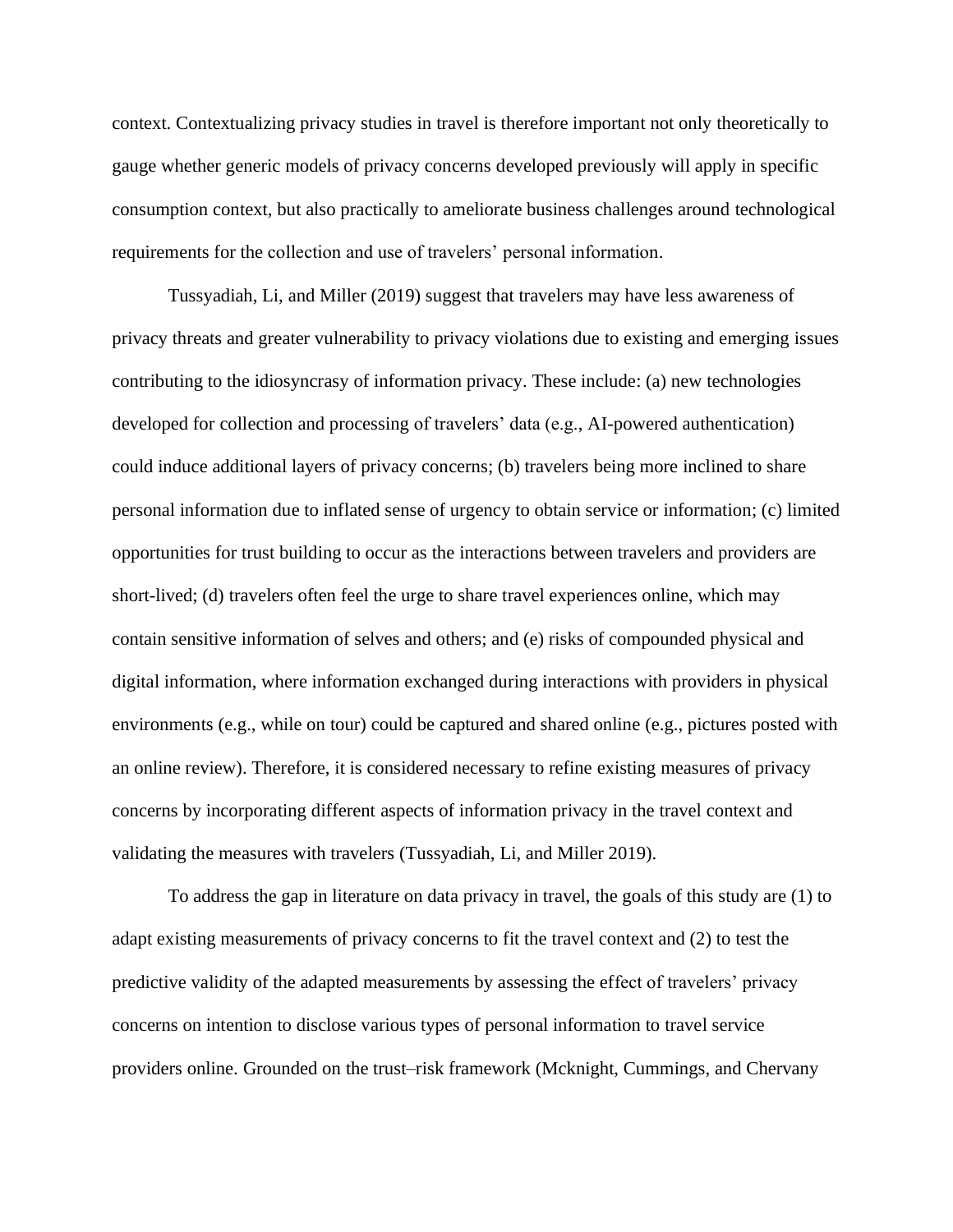context. Contextualizing privacy studies in travel is therefore important not only theoretically to gauge whether generic models of privacy concerns developed previously will apply in specific consumption context, but also practically to ameliorate business challenges around technological requirements for the collection and use of travelers' personal information.

Tussyadiah, Li, and Miller (2019) suggest that travelers may have less awareness of privacy threats and greater vulnerability to privacy violations due to existing and emerging issues contributing to the idiosyncrasy of information privacy. These include: (a) new technologies developed for collection and processing of travelers' data (e.g., AI-powered authentication) could induce additional layers of privacy concerns; (b) travelers being more inclined to share personal information due to inflated sense of urgency to obtain service or information; (c) limited opportunities for trust building to occur as the interactions between travelers and providers are short-lived; (d) travelers often feel the urge to share travel experiences online, which may contain sensitive information of selves and others; and (e) risks of compounded physical and digital information, where information exchanged during interactions with providers in physical environments (e.g., while on tour) could be captured and shared online (e.g., pictures posted with an online review). Therefore, it is considered necessary to refine existing measures of privacy concerns by incorporating different aspects of information privacy in the travel context and validating the measures with travelers (Tussyadiah, Li, and Miller 2019).

To address the gap in literature on data privacy in travel, the goals of this study are (1) to adapt existing measurements of privacy concerns to fit the travel context and (2) to test the predictive validity of the adapted measurements by assessing the effect of travelers' privacy concerns on intention to disclose various types of personal information to travel service providers online. Grounded on the trust–risk framework (Mcknight, Cummings, and Chervany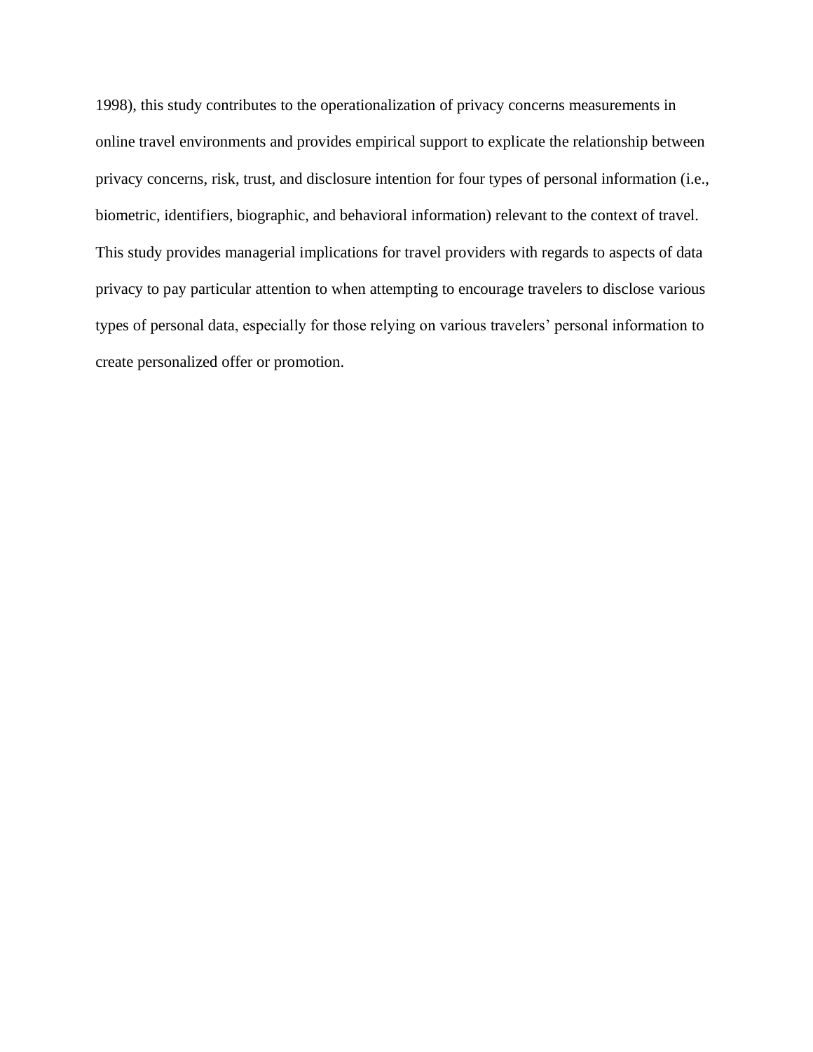1998), this study contributes to the operationalization of privacy concerns measurements in online travel environments and provides empirical support to explicate the relationship between privacy concerns, risk, trust, and disclosure intention for four types of personal information (i.e., biometric, identifiers, biographic, and behavioral information) relevant to the context of travel. This study provides managerial implications for travel providers with regards to aspects of data privacy to pay particular attention to when attempting to encourage travelers to disclose various types of personal data, especially for those relying on various travelers' personal information to create personalized offer or promotion.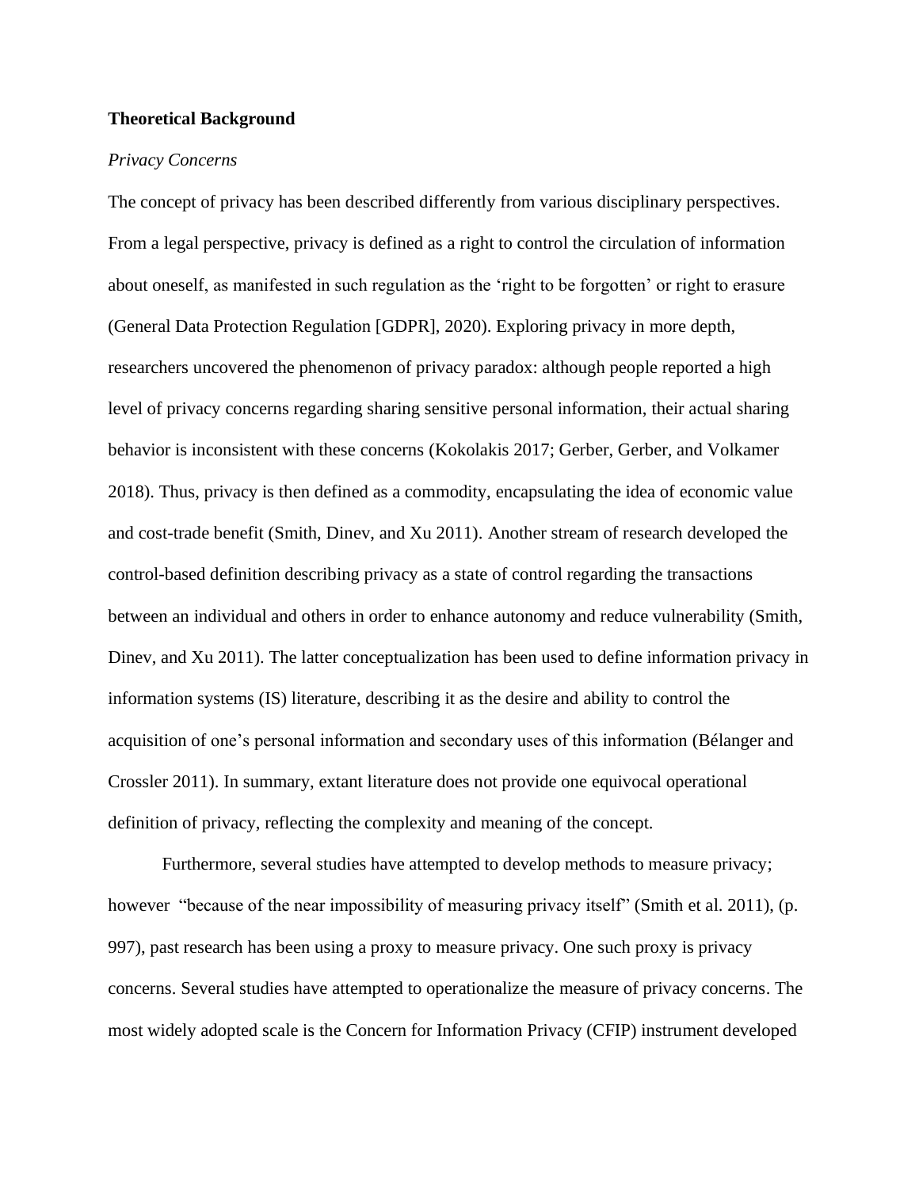**Theoretical Background**

*Privacy Concerns*

The concept of privacy has been described differently from various disciplinary perspectives. From a legal perspective, privacy is defined as a right to control the circulation of information about oneself, as manifested in such regulation as the 'right to be forgotten' or right to erasure (General Data Protection Regulation [GDPR], 2020). Exploring privacy in more depth, researchers uncovered the phenomenon of privacy paradox: although people reported a high level of privacy concerns regarding sharing sensitive personal information, their actual sharing behavior is inconsistent with these concerns (Kokolakis 2017; Gerber, Gerber, and Volkamer 2018). Thus, privacy is then defined as a commodity, encapsulating the idea of economic value and cost-trade benefit (Smith, Dinev, and Xu 2011). Another stream of research developed the control-based definition describing privacy as a state of control regarding the transactions between an individual and others in order to enhance autonomy and reduce vulnerability (Smith, Dinev, and Xu 2011). The latter conceptualization has been used to define information privacy in information systems (IS) literature, describing it as the desire and ability to control the acquisition of one's personal information and secondary uses of this information (Bélanger and Crossler 2011). In summary, extant literature does not provide one equivocal operational definition of privacy, reflecting the complexity and meaning of the concept.

Furthermore, several studies have attempted to develop methods to measure privacy; however "because of the near impossibility of measuring privacy itself" (Smith et al. 2011), (p. 997), past research has been using a proxy to measure privacy. One such proxy is privacy concerns. Several studies have attempted to operationalize the measure of privacy concerns. The most widely adopted scale is the Concern for Information Privacy (CFIP) instrument developed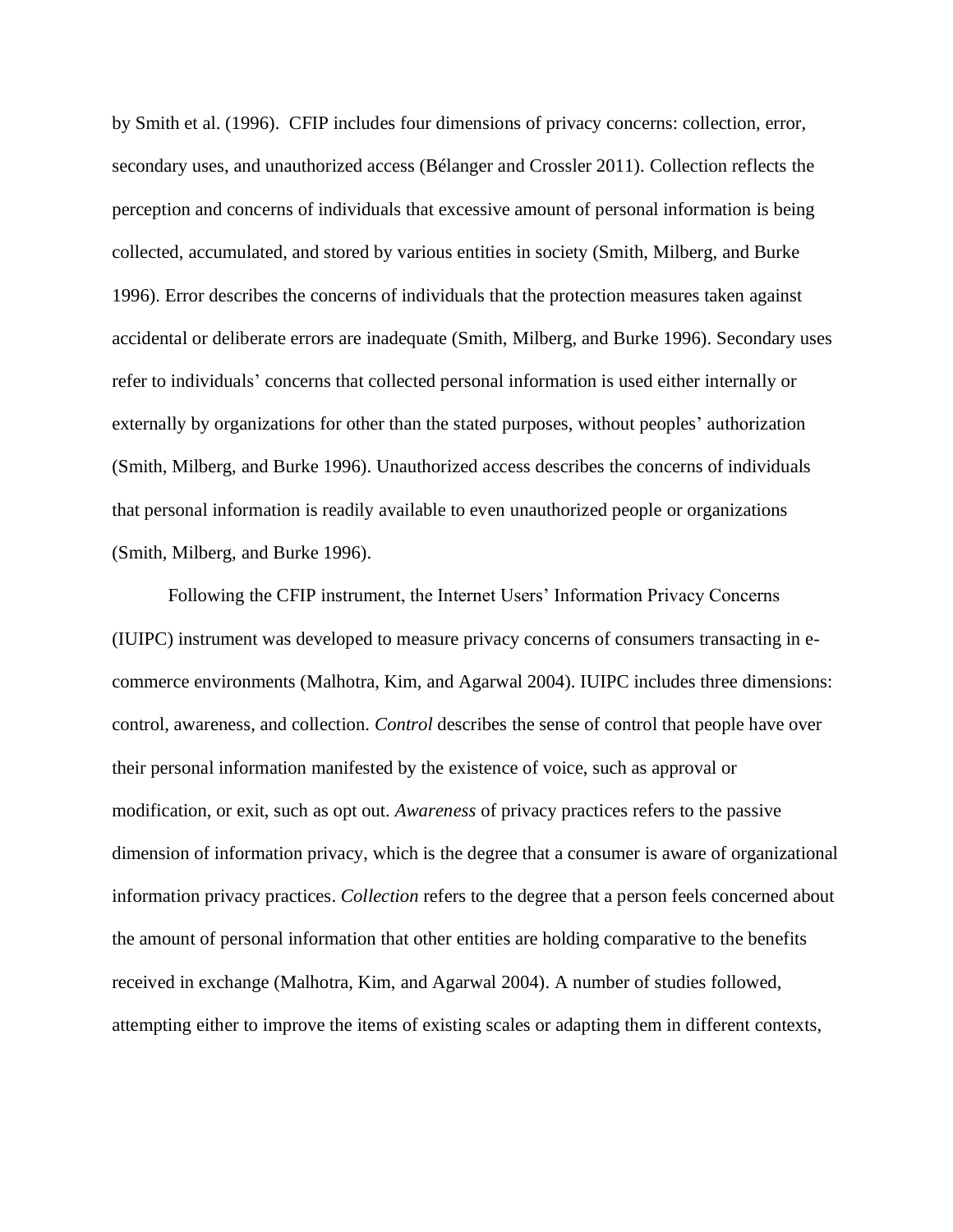by Smith et al. (1996). CFIP includes four dimensions of privacy concerns: collection, error, secondary uses, and unauthorized access (Bélanger and Crossler 2011). Collection reflects the perception and concerns of individuals that excessive amount of personal information is being collected, accumulated, and stored by various entities in society (Smith, Milberg, and Burke 1996). Error describes the concerns of individuals that the protection measures taken against accidental or deliberate errors are inadequate (Smith, Milberg, and Burke 1996). Secondary uses refer to individuals' concerns that collected personal information is used either internally or externally by organizations for other than the stated purposes, without peoples' authorization (Smith, Milberg, and Burke 1996). Unauthorized access describes the concerns of individuals that personal information is readily available to even unauthorized people or organizations (Smith, Milberg, and Burke 1996).

Following the CFIP instrument, the Internet Users' Information Privacy Concerns (IUIPC) instrument was developed to measure privacy concerns of consumers transacting in e-commerce environments (Malhotra, Kim, and Agarwal 2004). IUIPC includes three dimensions: control, awareness, and collection. *Control* describes the sense of control that people have over their personal information manifested by the existence of voice, such as approval or modification, or exit, such as opt out. *Awareness* of privacy practices refers to the passive dimension of information privacy, which is the degree that a consumer is aware of organizational information privacy practices. *Collection* refers to the degree that a person feels concerned about the amount of personal information that other entities are holding comparative to the benefits received in exchange (Malhotra, Kim, and Agarwal 2004). A number of studies followed, attempting either to improve the items of existing scales or adapting them in different contexts,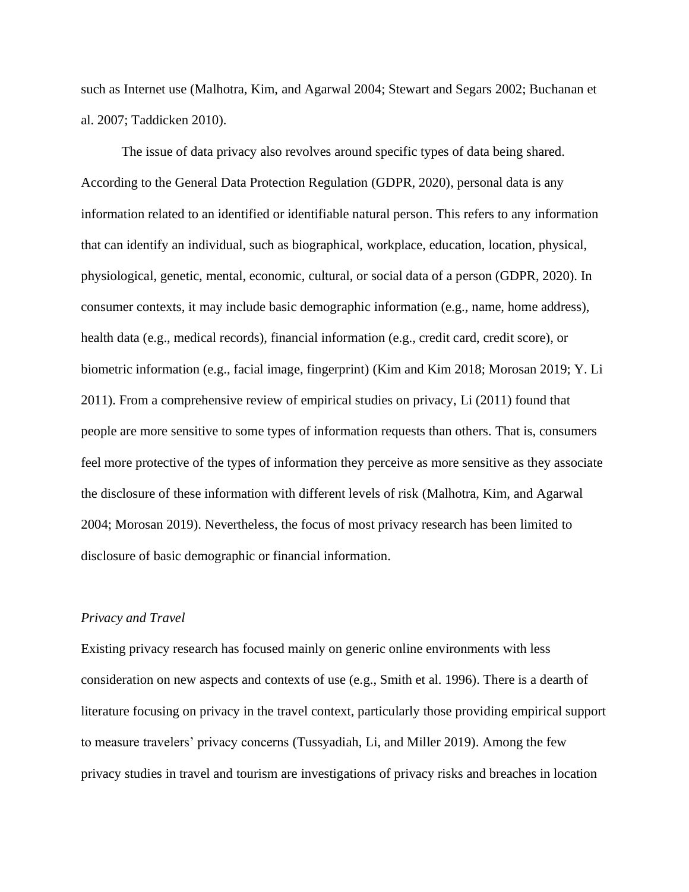such as Internet use (Malhotra, Kim, and Agarwal 2004; Stewart and Segars 2002; Buchanan et al. 2007; Taddicken 2010).

The issue of data privacy also revolves around specific types of data being shared. According to the General Data Protection Regulation (GDPR, 2020), personal data is any information related to an identified or identifiable natural person. This refers to any information that can identify an individual, such as biographical, workplace, education, location, physical, physiological, genetic, mental, economic, cultural, or social data of a person (GDPR, 2020). In consumer contexts, it may include basic demographic information (e.g., name, home address), health data (e.g., medical records), financial information (e.g., credit card, credit score), or biometric information (e.g., facial image, fingerprint) (Kim and Kim 2018; Morosan 2019; Y. Li 2011). From a comprehensive review of empirical studies on privacy, Li (2011) found that people are more sensitive to some types of information requests than others. That is, consumers feel more protective of the types of information they perceive as more sensitive as they associate the disclosure of these information with different levels of risk (Malhotra, Kim, and Agarwal 2004; Morosan 2019). Nevertheless, the focus of most privacy research has been limited to disclosure of basic demographic or financial information.

*Privacy and Travel*

Existing privacy research has focused mainly on generic online environments with less consideration on new aspects and contexts of use (e.g., Smith et al. 1996). There is a dearth of literature focusing on privacy in the travel context, particularly those providing empirical support to measure travelers' privacy concerns (Tussyadiah, Li, and Miller 2019). Among the few privacy studies in travel and tourism are investigations of privacy risks and breaches in location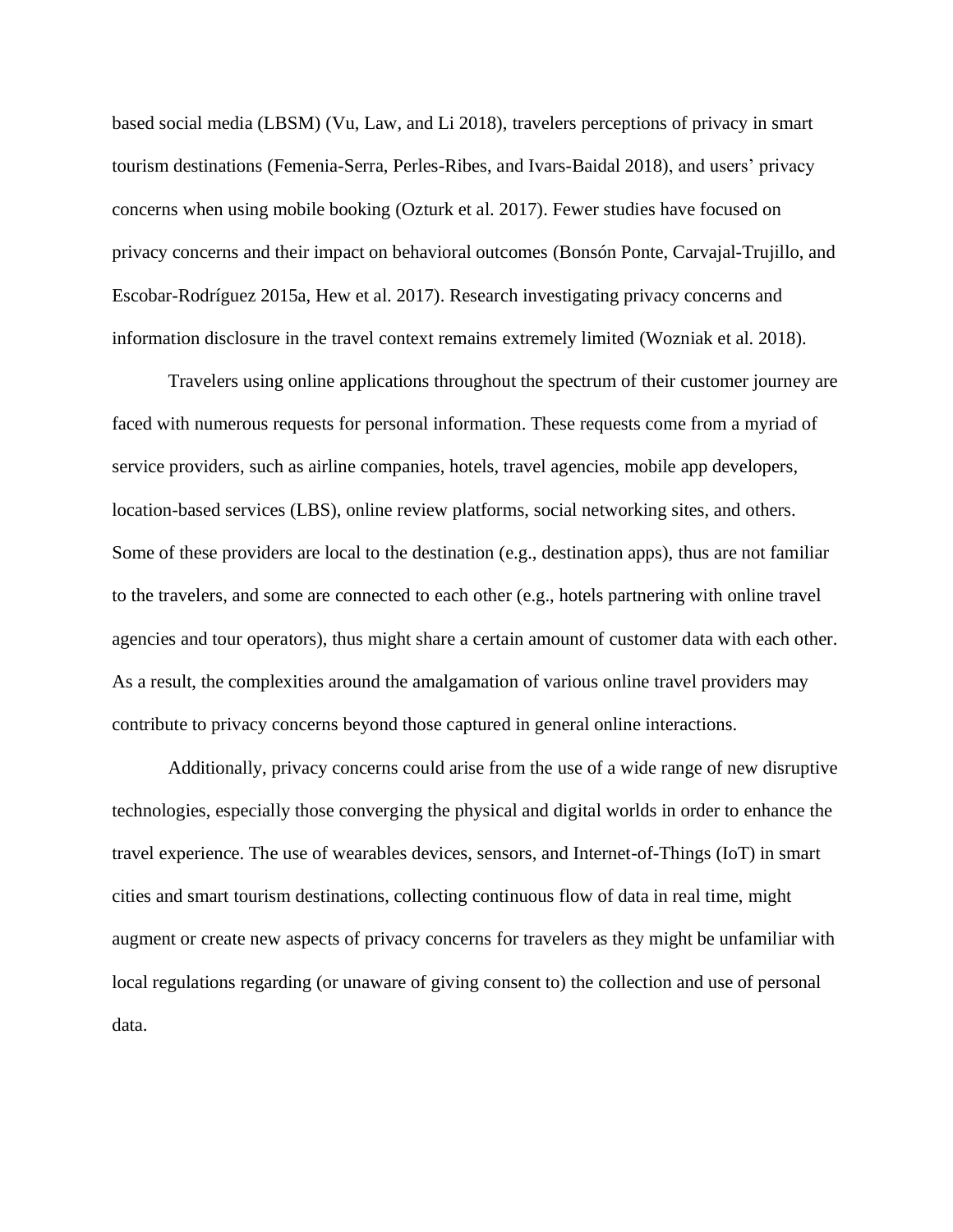based social media (LBSM) (Vu, Law, and Li 2018), travelers perceptions of privacy in smart tourism destinations (Femenia-Serra, Perles-Ribes, and Ivars-Baidal 2018), and users' privacy concerns when using mobile booking (Ozturk et al. 2017). Fewer studies have focused on privacy concerns and their impact on behavioral outcomes (Bonsón Ponte, Carvajal-Trujillo, and Escobar-Rodríguez 2015a, Hew et al. 2017). Research investigating privacy concerns and information disclosure in the travel context remains extremely limited (Wozniak et al. 2018).

Travelers using online applications throughout the spectrum of their customer journey are faced with numerous requests for personal information. These requests come from a myriad of service providers, such as airline companies, hotels, travel agencies, mobile app developers, location-based services (LBS), online review platforms, social networking sites, and others. Some of these providers are local to the destination (e.g., destination apps), thus are not familiar to the travelers, and some are connected to each other (e.g., hotels partnering with online travel agencies and tour operators), thus might share a certain amount of customer data with each other. As a result, the complexities around the amalgamation of various online travel providers may contribute to privacy concerns beyond those captured in general online interactions.

Additionally, privacy concerns could arise from the use of a wide range of new disruptive technologies, especially those converging the physical and digital worlds in order to enhance the travel experience. The use of wearables devices, sensors, and Internet-of-Things (IoT) in smart cities and smart tourism destinations, collecting continuous flow of data in real time, might augment or create new aspects of privacy concerns for travelers as they might be unfamiliar with local regulations regarding (or unaware of giving consent to) the collection and use of personal data.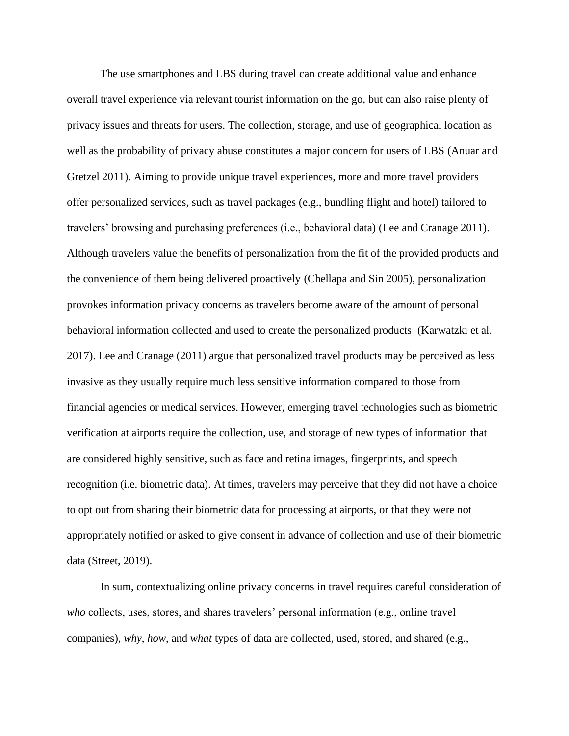The use smartphones and LBS during travel can create additional value and enhance overall travel experience via relevant tourist information on the go, but can also raise plenty of privacy issues and threats for users. The collection, storage, and use of geographical location as well as the probability of privacy abuse constitutes a major concern for users of LBS (Anuar and Gretzel 2011). Aiming to provide unique travel experiences, more and more travel providers offer personalized services, such as travel packages (e.g., bundling flight and hotel) tailored to travelers' browsing and purchasing preferences (i.e., behavioral data) (Lee and Cranage 2011). Although travelers value the benefits of personalization from the fit of the provided products and the convenience of them being delivered proactively (Chellapa and Sin 2005), personalization provokes information privacy concerns as travelers become aware of the amount of personal behavioral information collected and used to create the personalized products (Karwatzki et al. 2017). Lee and Cranage (2011) argue that personalized travel products may be perceived as less invasive as they usually require much less sensitive information compared to those from financial agencies or medical services. However, emerging travel technologies such as biometric verification at airports require the collection, use, and storage of new types of information that are considered highly sensitive, such as face and retina images, fingerprints, and speech recognition (i.e. biometric data). At times, travelers may perceive that they did not have a choice to opt out from sharing their biometric data for processing at airports, or that they were not appropriately notified or asked to give consent in advance of collection and use of their biometric data (Street, 2019).

In sum, contextualizing online privacy concerns in travel requires careful consideration of *who* collects, uses, stores, and shares travelers' personal information (e.g., online travel companies), *why*, *how*, and *what* types of data are collected, used, stored, and shared (e.g.,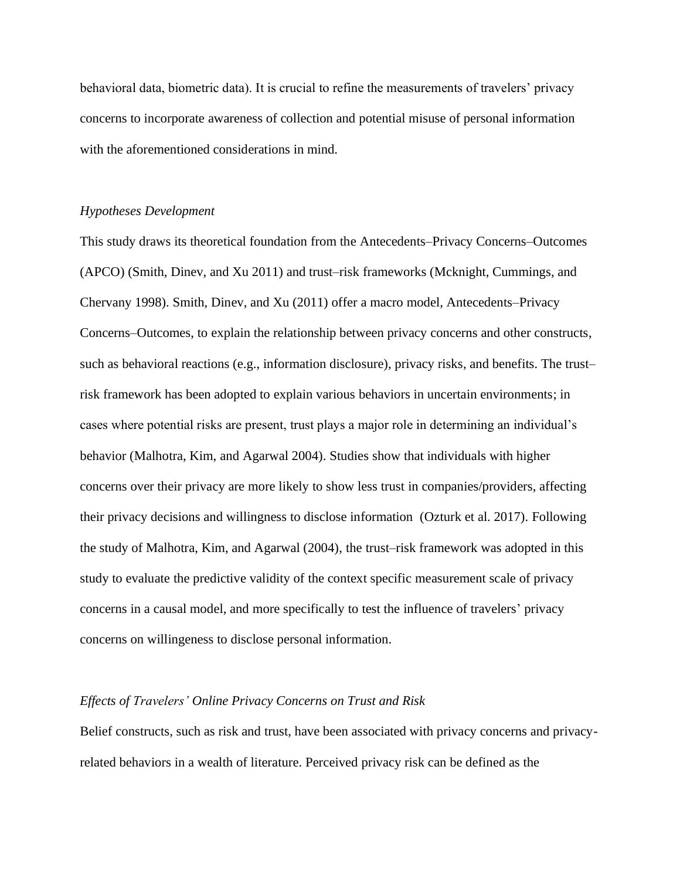behavioral data, biometric data). It is crucial to refine the measurements of travelers' privacy concerns to incorporate awareness of collection and potential misuse of personal information with the aforementioned considerations in mind.

*Hypotheses Development*

This study draws its theoretical foundation from the Antecedents–Privacy Concerns–Outcomes (APCO) (Smith, Dinev, and Xu 2011) and trust–risk frameworks (Mcknight, Cummings, and Chervany 1998). Smith, Dinev, and Xu (2011) offer a macro model, Antecedents–Privacy Concerns–Outcomes, to explain the relationship between privacy concerns and other constructs, such as behavioral reactions (e.g., information disclosure), privacy risks, and benefits. The trust–risk framework has been adopted to explain various behaviors in uncertain environments; in cases where potential risks are present, trust plays a major role in determining an individual's behavior (Malhotra, Kim, and Agarwal 2004). Studies show that individuals with higher concerns over their privacy are more likely to show less trust in companies/providers, affecting their privacy decisions and willingness to disclose information (Ozturk et al. 2017). Following the study of Malhotra, Kim, and Agarwal (2004), the trust–risk framework was adopted in this study to evaluate the predictive validity of the context specific measurement scale of privacy concerns in a causal model, and more specifically to test the influence of travelers' privacy concerns on willingeness to disclose personal information.

*Effects of Travelers' Online Privacy Concerns on Trust and Risk*

Belief constructs, such as risk and trust, have been associated with privacy concerns and privacy-related behaviors in a wealth of literature. Perceived privacy risk can be defined as the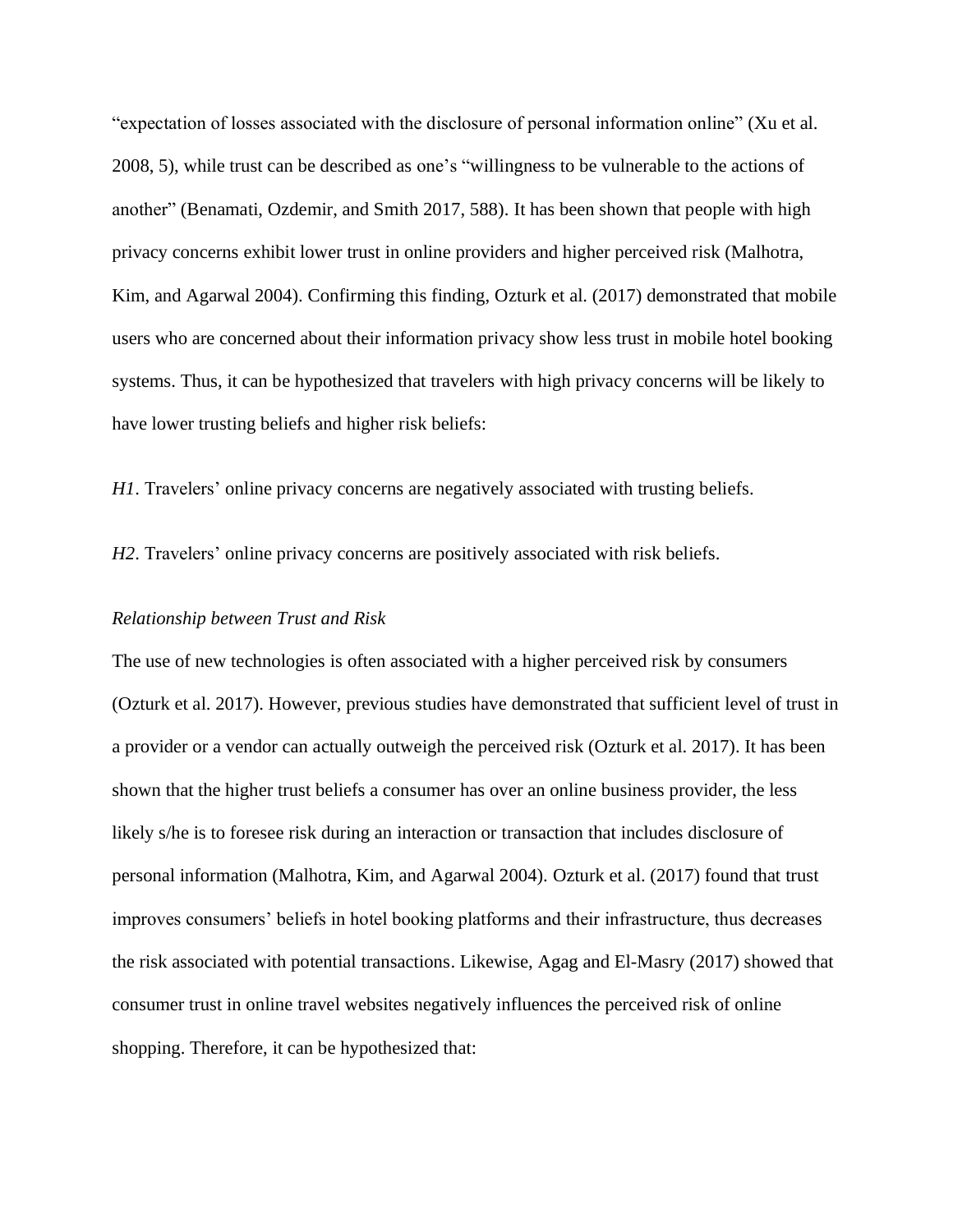"expectation of losses associated with the disclosure of personal information online" (Xu et al. 2008, 5), while trust can be described as one's "willingness to be vulnerable to the actions of another" (Benamati, Ozdemir, and Smith 2017, 588). It has been shown that people with high privacy concerns exhibit lower trust in online providers and higher perceived risk (Malhotra, Kim, and Agarwal 2004). Confirming this finding, Ozturk et al. (2017) demonstrated that mobile users who are concerned about their information privacy show less trust in mobile hotel booking systems. Thus, it can be hypothesized that travelers with high privacy concerns will be likely to have lower trusting beliefs and higher risk beliefs:

*H1*. Travelers' online privacy concerns are negatively associated with trusting beliefs.

*H2*. Travelers' online privacy concerns are positively associated with risk beliefs.

*Relationship between Trust and Risk*

The use of new technologies is often associated with a higher perceived risk by consumers (Ozturk et al. 2017). However, previous studies have demonstrated that sufficient level of trust in a provider or a vendor can actually outweigh the perceived risk (Ozturk et al. 2017). It has been shown that the higher trust beliefs a consumer has over an online business provider, the less likely s/he is to foresee risk during an interaction or transaction that includes disclosure of personal information (Malhotra, Kim, and Agarwal 2004). Ozturk et al. (2017) found that trust improves consumers' beliefs in hotel booking platforms and their infrastructure, thus decreases the risk associated with potential transactions. Likewise, Agag and El-Masry (2017) showed that consumer trust in online travel websites negatively influences the perceived risk of online shopping. Therefore, it can be hypothesized that: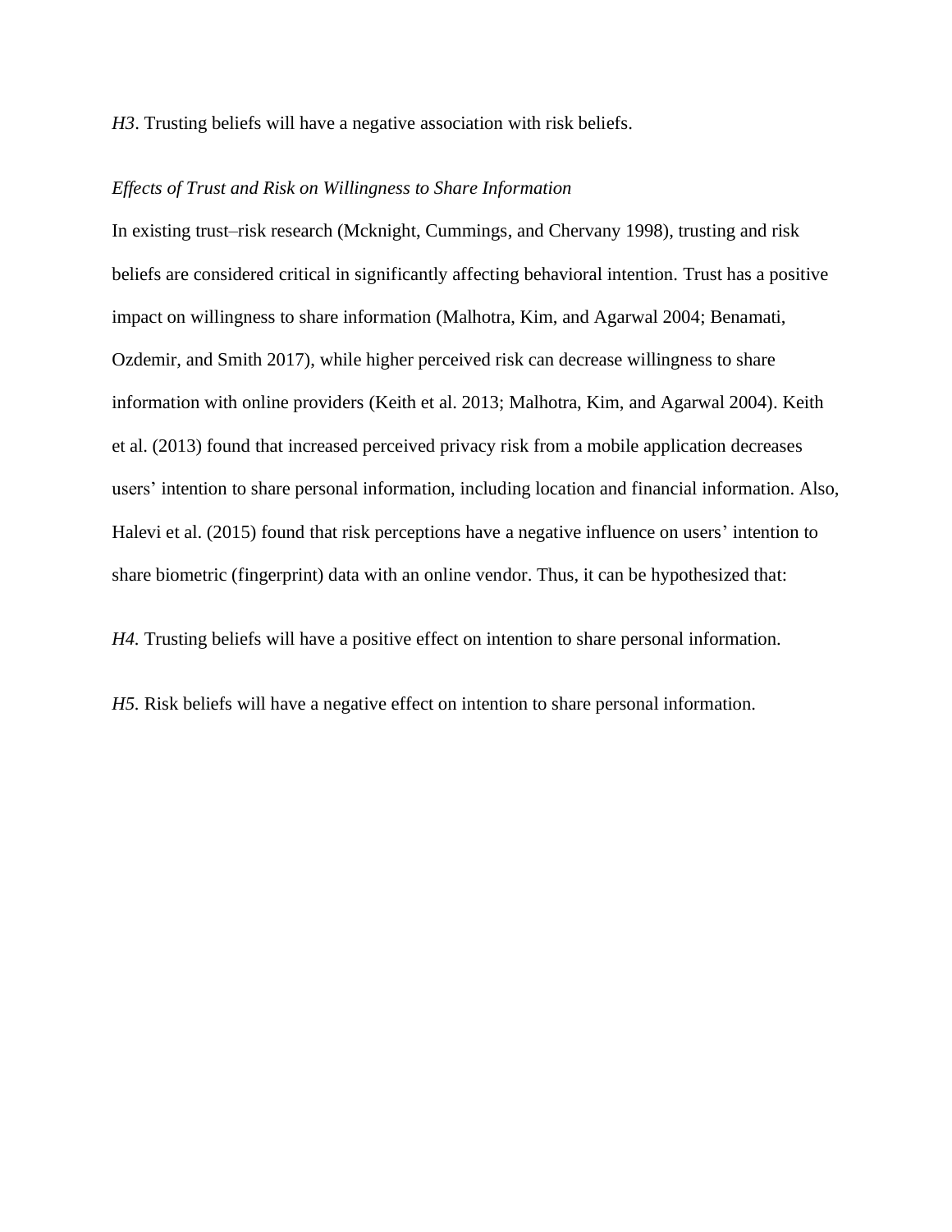*H3*. Trusting beliefs will have a negative association with risk beliefs.

*Effects of Trust and Risk on Willingness to Share Information*

In existing trust–risk research (Mcknight, Cummings, and Chervany 1998), trusting and risk beliefs are considered critical in significantly affecting behavioral intention. Trust has a positive impact on willingness to share information (Malhotra, Kim, and Agarwal 2004; Benamati, Ozdemir, and Smith 2017), while higher perceived risk can decrease willingness to share information with online providers (Keith et al. 2013; Malhotra, Kim, and Agarwal 2004). Keith et al. (2013) found that increased perceived privacy risk from a mobile application decreases users' intention to share personal information, including location and financial information. Also, Halevi et al. (2015) found that risk perceptions have a negative influence on users' intention to share biometric (fingerprint) data with an online vendor. Thus, it can be hypothesized that:

*H4.* Trusting beliefs will have a positive effect on intention to share personal information.

*H5.* Risk beliefs will have a negative effect on intention to share personal information.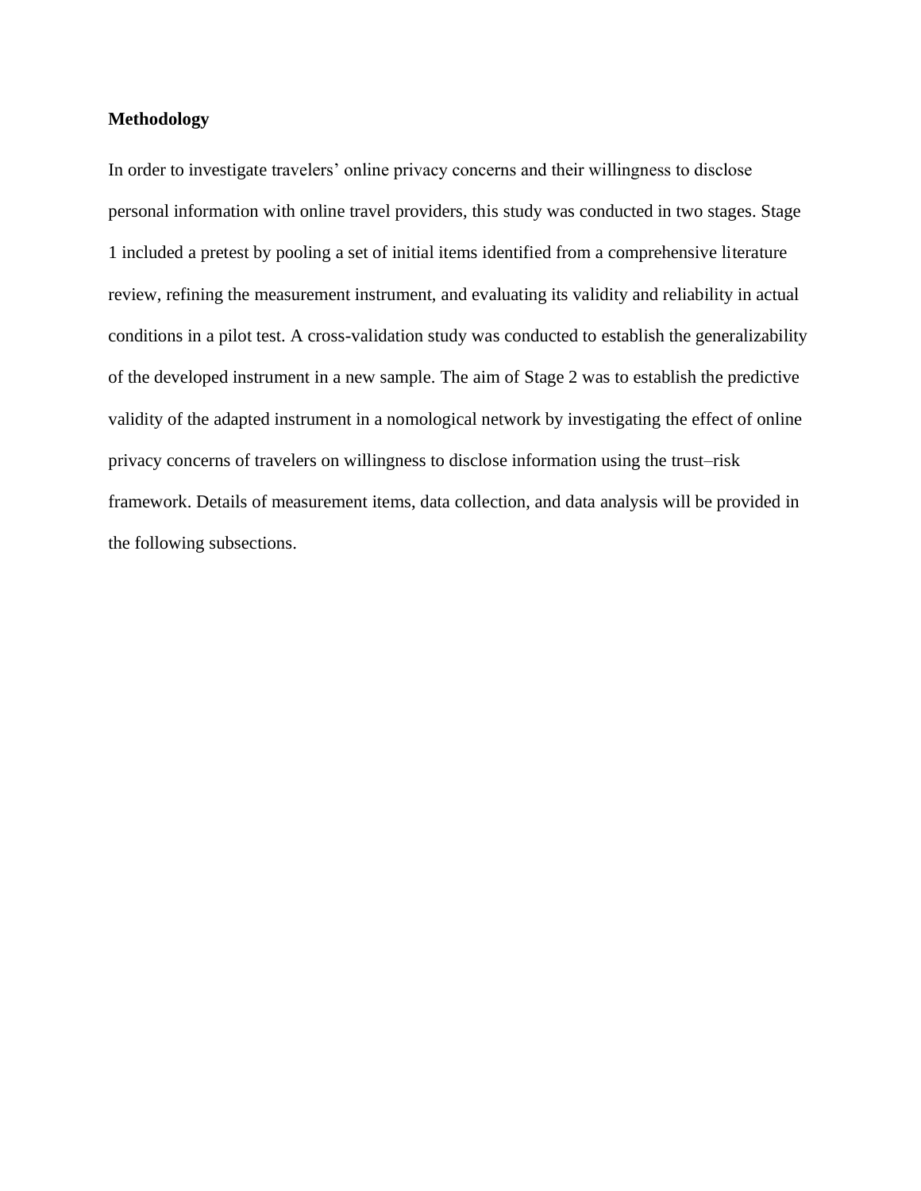## Methodology

In order to investigate travelers' online privacy concerns and their willingness to disclose personal information with online travel providers, this study was conducted in two stages. Stage 1 included a pretest by pooling a set of initial items identified from a comprehensive literature review, refining the measurement instrument, and evaluating its validity and reliability in actual conditions in a pilot test. A cross-validation study was conducted to establish the generalizability of the developed instrument in a new sample. The aim of Stage 2 was to establish the predictive validity of the adapted instrument in a nomological network by investigating the effect of online privacy concerns of travelers on willingness to disclose information using the trust–risk framework. Details of measurement items, data collection, and data analysis will be provided in the following subsections.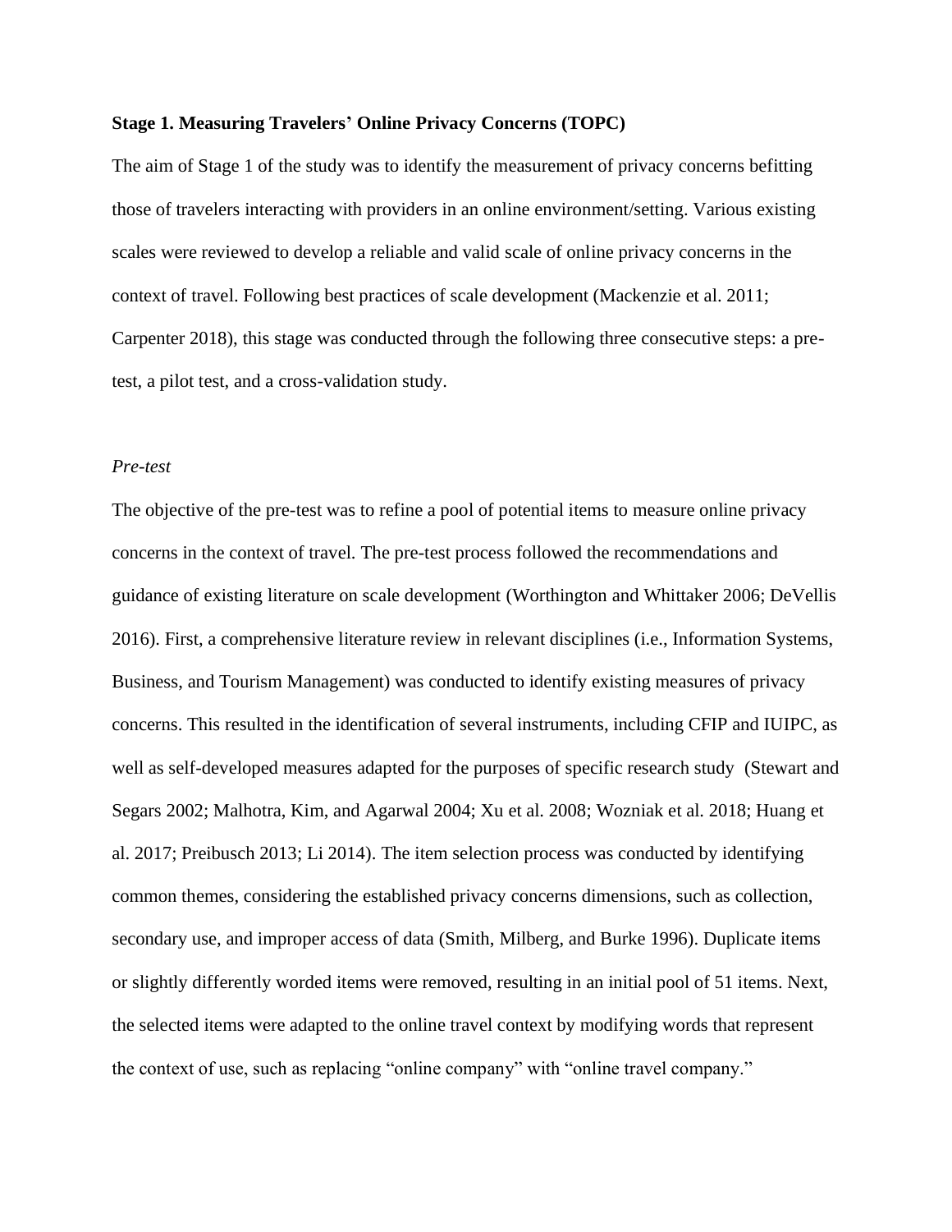**Stage 1. Measuring Travelers' Online Privacy Concerns (TOPC)**

The aim of Stage 1 of the study was to identify the measurement of privacy concerns befitting those of travelers interacting with providers in an online environment/setting. Various existing scales were reviewed to develop a reliable and valid scale of online privacy concerns in the context of travel. Following best practices of scale development (Mackenzie et al. 2011; Carpenter 2018), this stage was conducted through the following three consecutive steps: a pre-test, a pilot test, and a cross-validation study.

*Pre-test*

The objective of the pre-test was to refine a pool of potential items to measure online privacy concerns in the context of travel. The pre-test process followed the recommendations and guidance of existing literature on scale development (Worthington and Whittaker 2006; DeVellis 2016). First, a comprehensive literature review in relevant disciplines (i.e., Information Systems, Business, and Tourism Management) was conducted to identify existing measures of privacy concerns. This resulted in the identification of several instruments, including CFIP and IUIPC, as well as self-developed measures adapted for the purposes of specific research study (Stewart and Segars 2002; Malhotra, Kim, and Agarwal 2004; Xu et al. 2008; Wozniak et al. 2018; Huang et al. 2017; Preibusch 2013; Li 2014). The item selection process was conducted by identifying common themes, considering the established privacy concerns dimensions, such as collection, secondary use, and improper access of data (Smith, Milberg, and Burke 1996). Duplicate items or slightly differently worded items were removed, resulting in an initial pool of 51 items. Next, the selected items were adapted to the online travel context by modifying words that represent the context of use, such as replacing "online company" with "online travel company."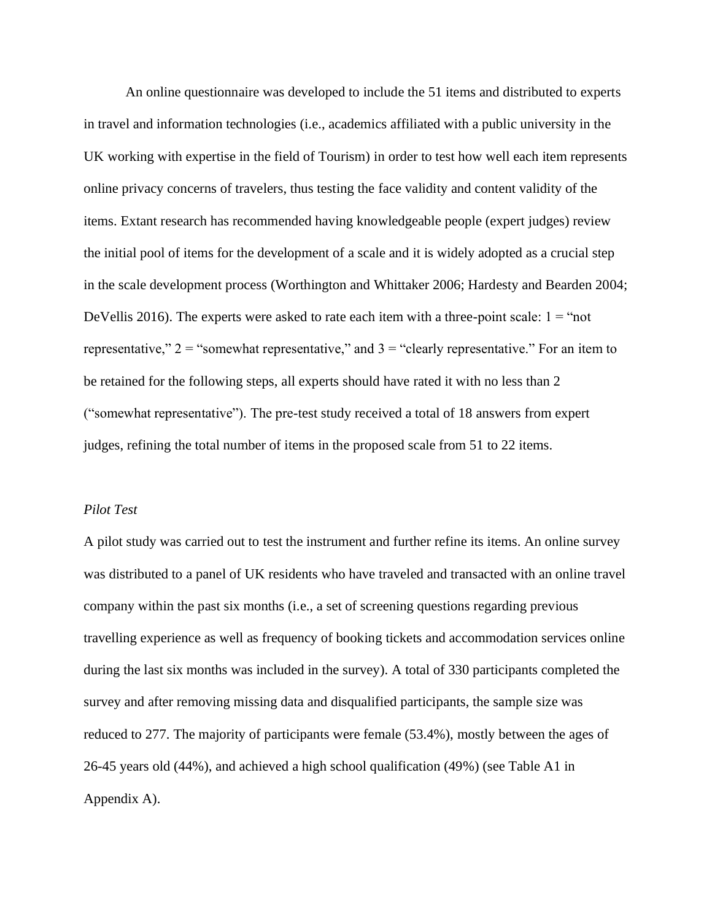An online questionnaire was developed to include the 51 items and distributed to experts in travel and information technologies (i.e., academics affiliated with a public university in the UK working with expertise in the field of Tourism) in order to test how well each item represents online privacy concerns of travelers, thus testing the face validity and content validity of the items. Extant research has recommended having knowledgeable people (expert judges) review the initial pool of items for the development of a scale and it is widely adopted as a crucial step in the scale development process (Worthington and Whittaker 2006; Hardesty and Bearden 2004; DeVellis 2016). The experts were asked to rate each item with a three-point scale: 1 = "not representative," 2 = "somewhat representative," and 3 = "clearly representative." For an item to be retained for the following steps, all experts should have rated it with no less than 2 ("somewhat representative"). The pre-test study received a total of 18 answers from expert judges, refining the total number of items in the proposed scale from 51 to 22 items.

*Pilot Test*

A pilot study was carried out to test the instrument and further refine its items. An online survey was distributed to a panel of UK residents who have traveled and transacted with an online travel company within the past six months (i.e., a set of screening questions regarding previous travelling experience as well as frequency of booking tickets and accommodation services online during the last six months was included in the survey). A total of 330 participants completed the survey and after removing missing data and disqualified participants, the sample size was reduced to 277. The majority of participants were female (53.4%), mostly between the ages of 26-45 years old (44%), and achieved a high school qualification (49%) (see Table A1 in Appendix A).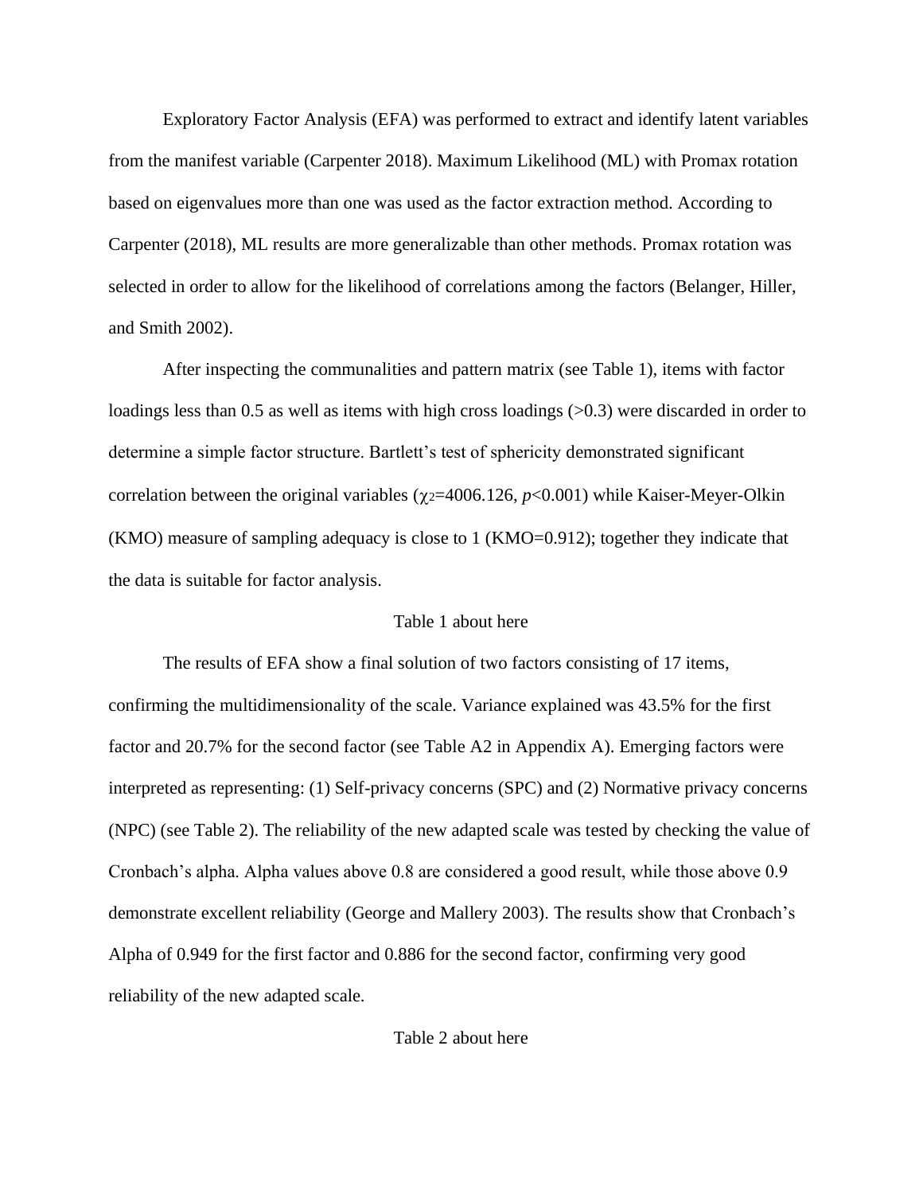Exploratory Factor Analysis (EFA) was performed to extract and identify latent variables from the manifest variable (Carpenter 2018). Maximum Likelihood (ML) with Promax rotation based on eigenvalues more than one was used as the factor extraction method. According to Carpenter (2018), ML results are more generalizable than other methods. Promax rotation was selected in order to allow for the likelihood of correlations among the factors (Belanger, Hiller, and Smith 2002).

After inspecting the communalities and pattern matrix (see Table 1), items with factor loadings less than 0.5 as well as items with high cross loadings (>0.3) were discarded in order to determine a simple factor structure. Bartlett's test of sphericity demonstrated significant correlation between the original variables ($\chi_2$=4006.126, $p$<0.001) while Kaiser-Meyer-Olkin (KMO) measure of sampling adequacy is close to 1 (KMO=0.912); together they indicate that the data is suitable for factor analysis.

Table 1 about here

The results of EFA show a final solution of two factors consisting of 17 items, confirming the multidimensionality of the scale. Variance explained was 43.5% for the first factor and 20.7% for the second factor (see Table A2 in Appendix A). Emerging factors were interpreted as representing: (1) Self-privacy concerns (SPC) and (2) Normative privacy concerns (NPC) (see Table 2). The reliability of the new adapted scale was tested by checking the value of Cronbach's alpha. Alpha values above 0.8 are considered a good result, while those above 0.9 demonstrate excellent reliability (George and Mallery 2003). The results show that Cronbach's Alpha of 0.949 for the first factor and 0.886 for the second factor, confirming very good reliability of the new adapted scale.

Table 2 about here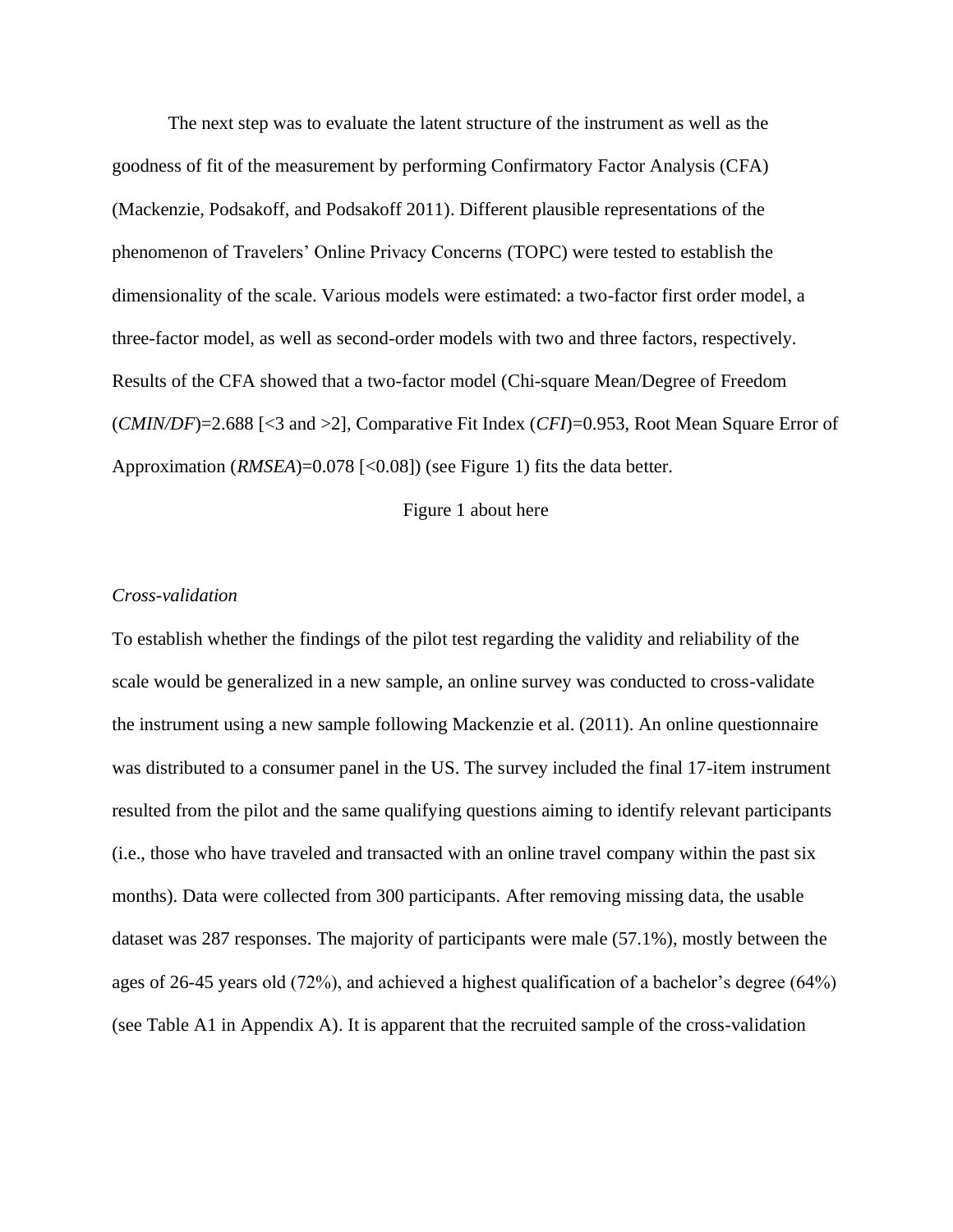The next step was to evaluate the latent structure of the instrument as well as the goodness of fit of the measurement by performing Confirmatory Factor Analysis (CFA) (Mackenzie, Podsakoff, and Podsakoff 2011). Different plausible representations of the phenomenon of Travelers' Online Privacy Concerns (TOPC) were tested to establish the dimensionality of the scale. Various models were estimated: a two-factor first order model, a three-factor model, as well as second-order models with two and three factors, respectively. Results of the CFA showed that a two-factor model (Chi-square Mean/Degree of Freedom (*CMIN/DF*)=2.688 [<3 and >2], Comparative Fit Index (*CFI*)=0.953, Root Mean Square Error of Approximation (*RMSEA*)=0.078 [<0.08]) (see Figure 1) fits the data better.

Figure 1 about here

*Cross-validation*

To establish whether the findings of the pilot test regarding the validity and reliability of the scale would be generalized in a new sample, an online survey was conducted to cross-validate the instrument using a new sample following Mackenzie et al. (2011). An online questionnaire was distributed to a consumer panel in the US. The survey included the final 17-item instrument resulted from the pilot and the same qualifying questions aiming to identify relevant participants (i.e., those who have traveled and transacted with an online travel company within the past six months). Data were collected from 300 participants. After removing missing data, the usable dataset was 287 responses. The majority of participants were male (57.1%), mostly between the ages of 26-45 years old (72%), and achieved a highest qualification of a bachelor's degree (64%) (see Table A1 in Appendix A). It is apparent that the recruited sample of the cross-validation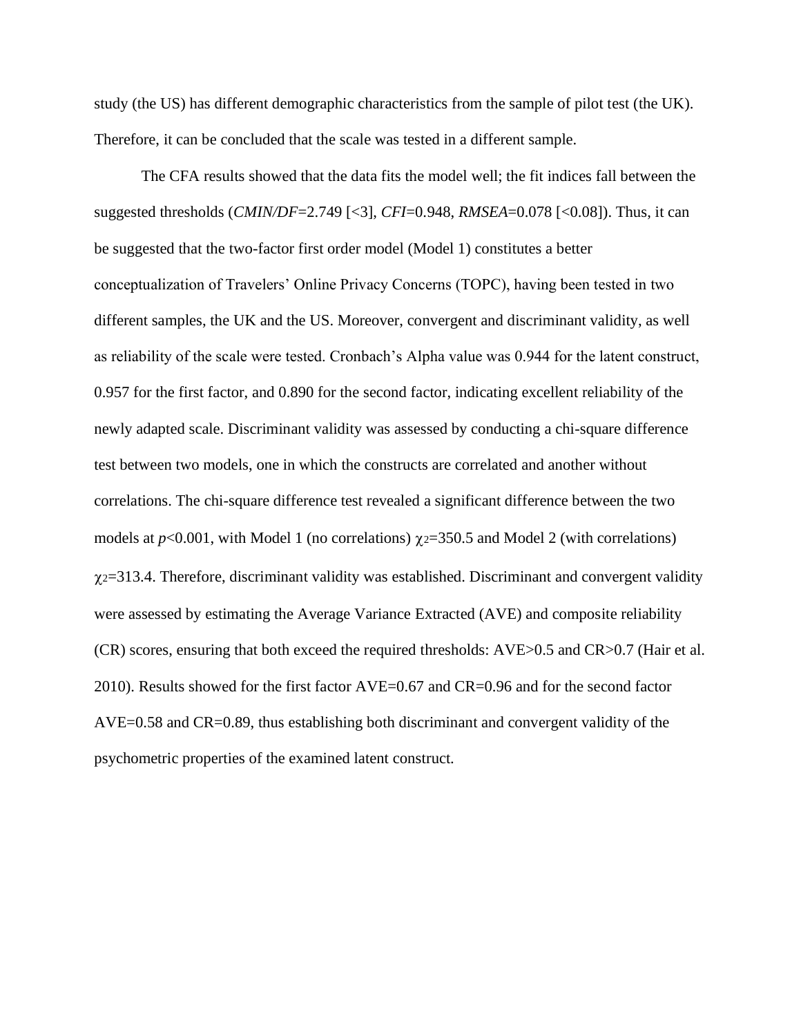study (the US) has different demographic characteristics from the sample of pilot test (the UK). Therefore, it can be concluded that the scale was tested in a different sample.

The CFA results showed that the data fits the model well; the fit indices fall between the suggested thresholds (*CMIN/DF*=2.749 [<3], *CFI*=0.948, *RMSEA*=0.078 [<0.08]). Thus, it can be suggested that the two-factor first order model (Model 1) constitutes a better conceptualization of Travelers' Online Privacy Concerns (TOPC), having been tested in two different samples, the UK and the US. Moreover, convergent and discriminant validity, as well as reliability of the scale were tested. Cronbach's Alpha value was 0.944 for the latent construct, 0.957 for the first factor, and 0.890 for the second factor, indicating excellent reliability of the newly adapted scale. Discriminant validity was assessed by conducting a chi-square difference test between two models, one in which the constructs are correlated and another without correlations. The chi-square difference test revealed a significant difference between the two models at $p<0.001$, with Model 1 (no correlations) $\chi^2=350.5$ and Model 2 (with correlations) $\chi^2=313.4$. Therefore, discriminant validity was established. Discriminant and convergent validity were assessed by estimating the Average Variance Extracted (AVE) and composite reliability (CR) scores, ensuring that both exceed the required thresholds: AVE>0.5 and CR>0.7 (Hair et al. 2010). Results showed for the first factor AVE=0.67 and CR=0.96 and for the second factor AVE=0.58 and CR=0.89, thus establishing both discriminant and convergent validity of the psychometric properties of the examined latent construct.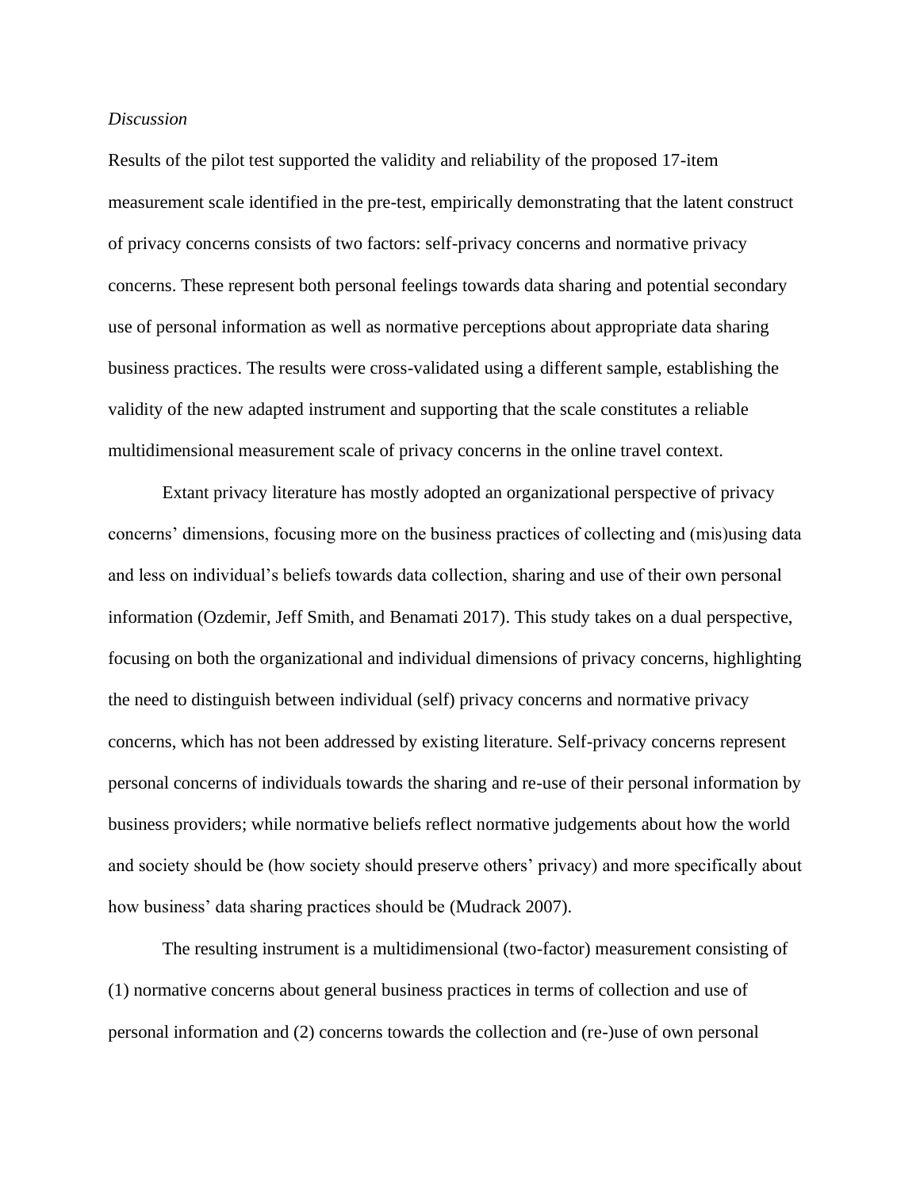*Discussion*

Results of the pilot test supported the validity and reliability of the proposed 17-item measurement scale identified in the pre-test, empirically demonstrating that the latent construct of privacy concerns consists of two factors: self-privacy concerns and normative privacy concerns. These represent both personal feelings towards data sharing and potential secondary use of personal information as well as normative perceptions about appropriate data sharing business practices. The results were cross-validated using a different sample, establishing the validity of the new adapted instrument and supporting that the scale constitutes a reliable multidimensional measurement scale of privacy concerns in the online travel context.

Extant privacy literature has mostly adopted an organizational perspective of privacy concerns' dimensions, focusing more on the business practices of collecting and (mis)using data and less on individual's beliefs towards data collection, sharing and use of their own personal information (Ozdemir, Jeff Smith, and Benamati 2017). This study takes on a dual perspective, focusing on both the organizational and individual dimensions of privacy concerns, highlighting the need to distinguish between individual (self) privacy concerns and normative privacy concerns, which has not been addressed by existing literature. Self-privacy concerns represent personal concerns of individuals towards the sharing and re-use of their personal information by business providers; while normative beliefs reflect normative judgements about how the world and society should be (how society should preserve others' privacy) and more specifically about how business' data sharing practices should be (Mudrack 2007).

The resulting instrument is a multidimensional (two-factor) measurement consisting of (1) normative concerns about general business practices in terms of collection and use of personal information and (2) concerns towards the collection and (re-)use of own personal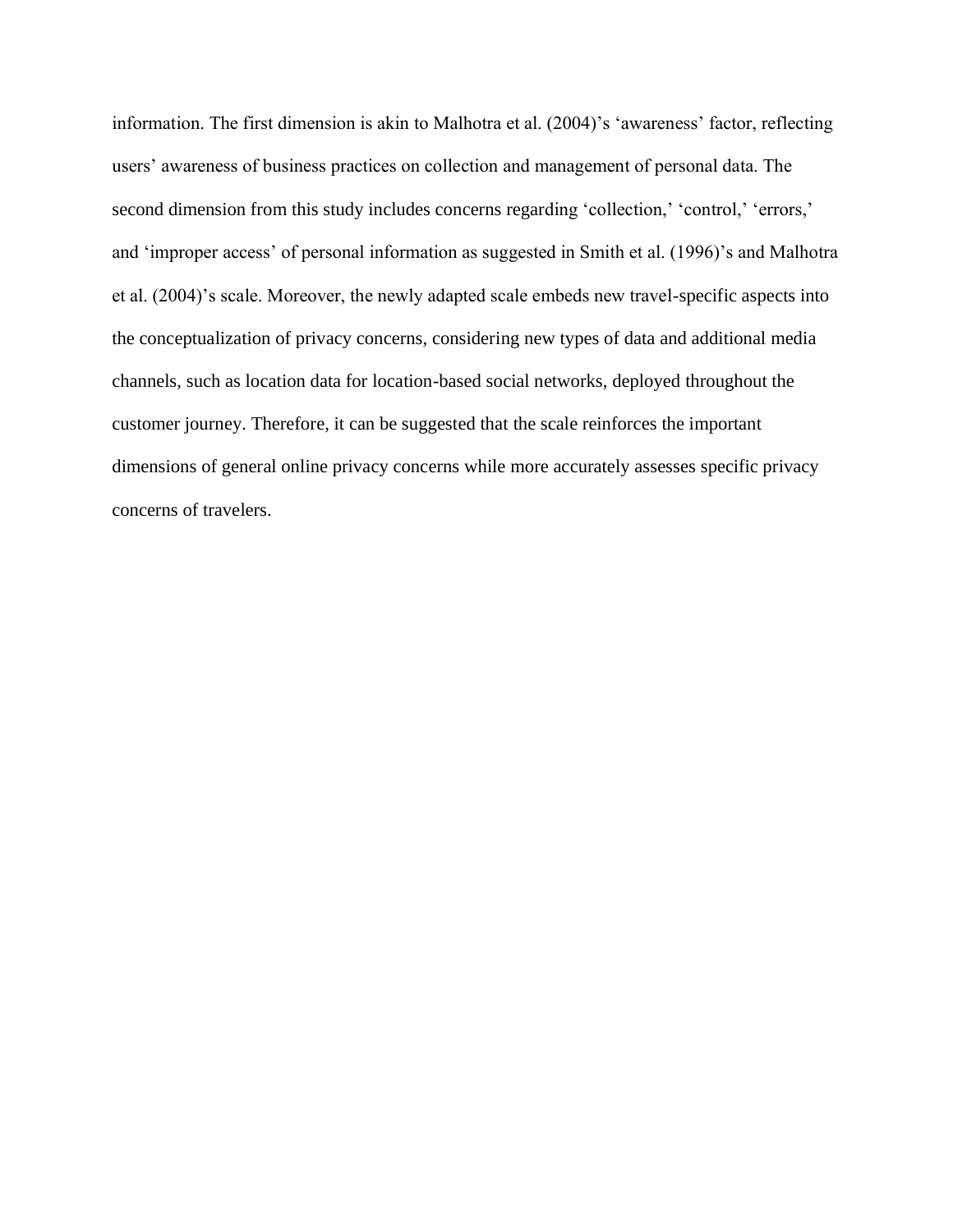information. The first dimension is akin to Malhotra et al. (2004)'s 'awareness' factor, reflecting users' awareness of business practices on collection and management of personal data. The second dimension from this study includes concerns regarding 'collection,' 'control,' 'errors,' and 'improper access' of personal information as suggested in Smith et al. (1996)'s and Malhotra et al. (2004)'s scale. Moreover, the newly adapted scale embeds new travel-specific aspects into the conceptualization of privacy concerns, considering new types of data and additional media channels, such as location data for location-based social networks, deployed throughout the customer journey. Therefore, it can be suggested that the scale reinforces the important dimensions of general online privacy concerns while more accurately assesses specific privacy concerns of travelers.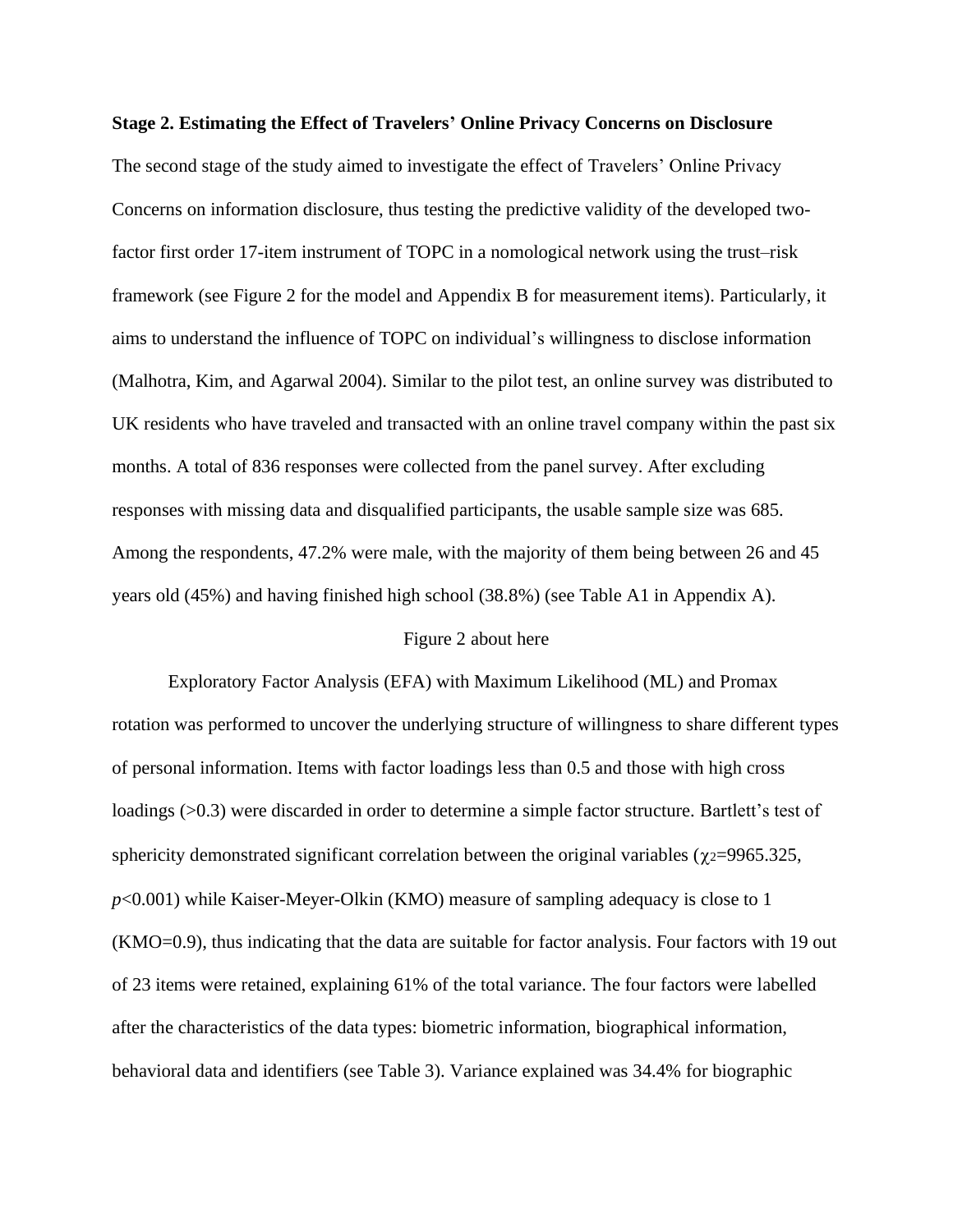**Stage 2. Estimating the Effect of Travelers' Online Privacy Concerns on Disclosure**

The second stage of the study aimed to investigate the effect of Travelers' Online Privacy Concerns on information disclosure, thus testing the predictive validity of the developed two-factor first order 17-item instrument of TOPC in a nomological network using the trust–risk framework (see Figure 2 for the model and Appendix B for measurement items). Particularly, it aims to understand the influence of TOPC on individual's willingness to disclose information (Malhotra, Kim, and Agarwal 2004). Similar to the pilot test, an online survey was distributed to UK residents who have traveled and transacted with an online travel company within the past six months. A total of 836 responses were collected from the panel survey. After excluding responses with missing data and disqualified participants, the usable sample size was 685. Among the respondents, 47.2% were male, with the majority of them being between 26 and 45 years old (45%) and having finished high school (38.8%) (see Table A1 in Appendix A).

Figure 2 about here

Exploratory Factor Analysis (EFA) with Maximum Likelihood (ML) and Promax rotation was performed to uncover the underlying structure of willingness to share different types of personal information. Items with factor loadings less than 0.5 and those with high cross loadings (>0.3) were discarded in order to determine a simple factor structure. Bartlett's test of sphericity demonstrated significant correlation between the original variables ($\chi_2$=9965.325, $p$<0.001) while Kaiser-Meyer-Olkin (KMO) measure of sampling adequacy is close to 1 (KMO=0.9), thus indicating that the data are suitable for factor analysis. Four factors with 19 out of 23 items were retained, explaining 61% of the total variance. The four factors were labelled after the characteristics of the data types: biometric information, biographical information, behavioral data and identifiers (see Table 3). Variance explained was 34.4% for biographic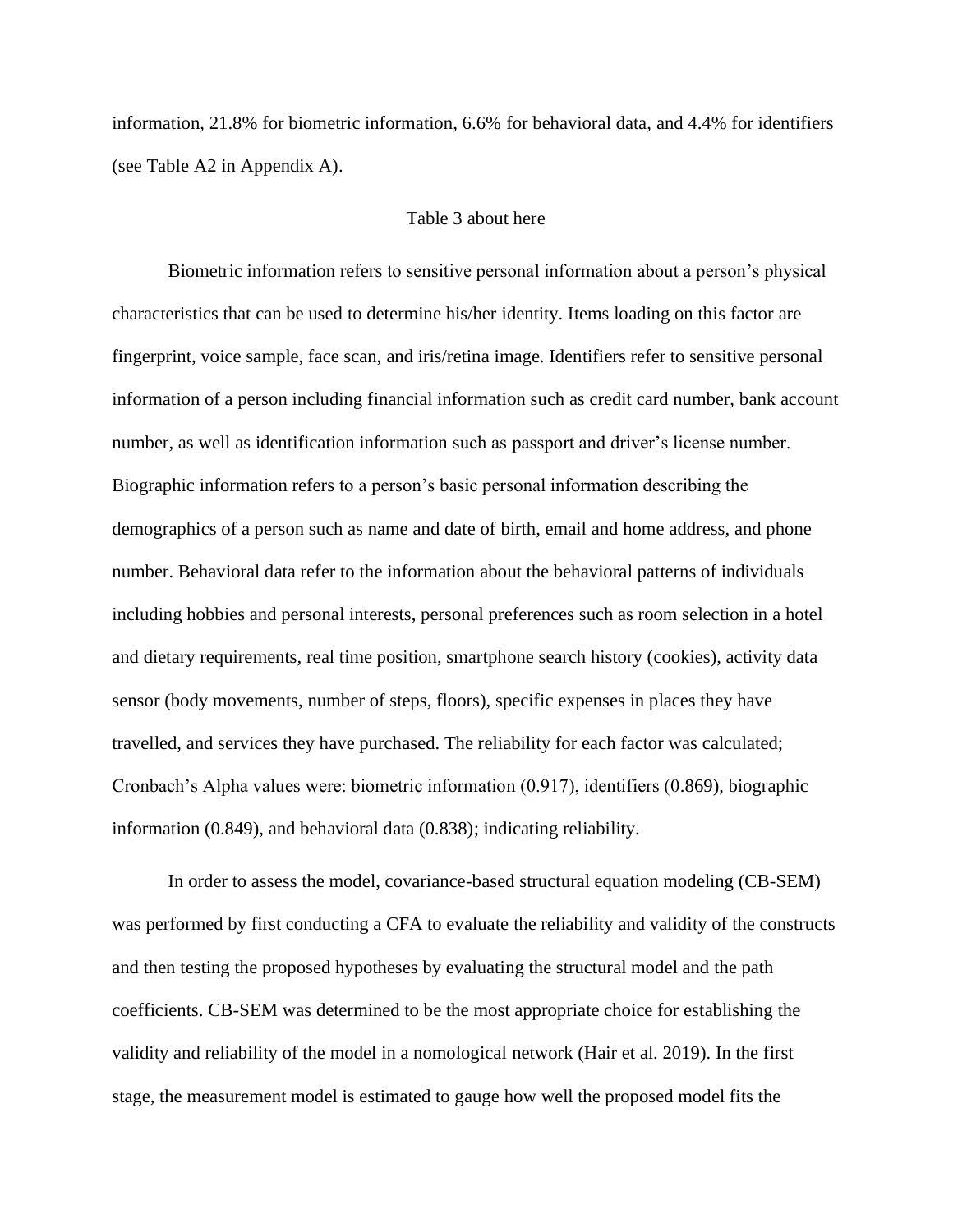information, 21.8% for biometric information, 6.6% for behavioral data, and 4.4% for identifiers (see Table A2 in Appendix A).

Table 3 about here

Biometric information refers to sensitive personal information about a person's physical characteristics that can be used to determine his/her identity. Items loading on this factor are fingerprint, voice sample, face scan, and iris/retina image. Identifiers refer to sensitive personal information of a person including financial information such as credit card number, bank account number, as well as identification information such as passport and driver's license number. Biographic information refers to a person's basic personal information describing the demographics of a person such as name and date of birth, email and home address, and phone number. Behavioral data refer to the information about the behavioral patterns of individuals including hobbies and personal interests, personal preferences such as room selection in a hotel and dietary requirements, real time position, smartphone search history (cookies), activity data sensor (body movements, number of steps, floors), specific expenses in places they have travelled, and services they have purchased. The reliability for each factor was calculated; Cronbach's Alpha values were: biometric information (0.917), identifiers (0.869), biographic information (0.849), and behavioral data (0.838); indicating reliability.

In order to assess the model, covariance-based structural equation modeling (CB-SEM) was performed by first conducting a CFA to evaluate the reliability and validity of the constructs and then testing the proposed hypotheses by evaluating the structural model and the path coefficients. CB-SEM was determined to be the most appropriate choice for establishing the validity and reliability of the model in a nomological network (Hair et al. 2019). In the first stage, the measurement model is estimated to gauge how well the proposed model fits the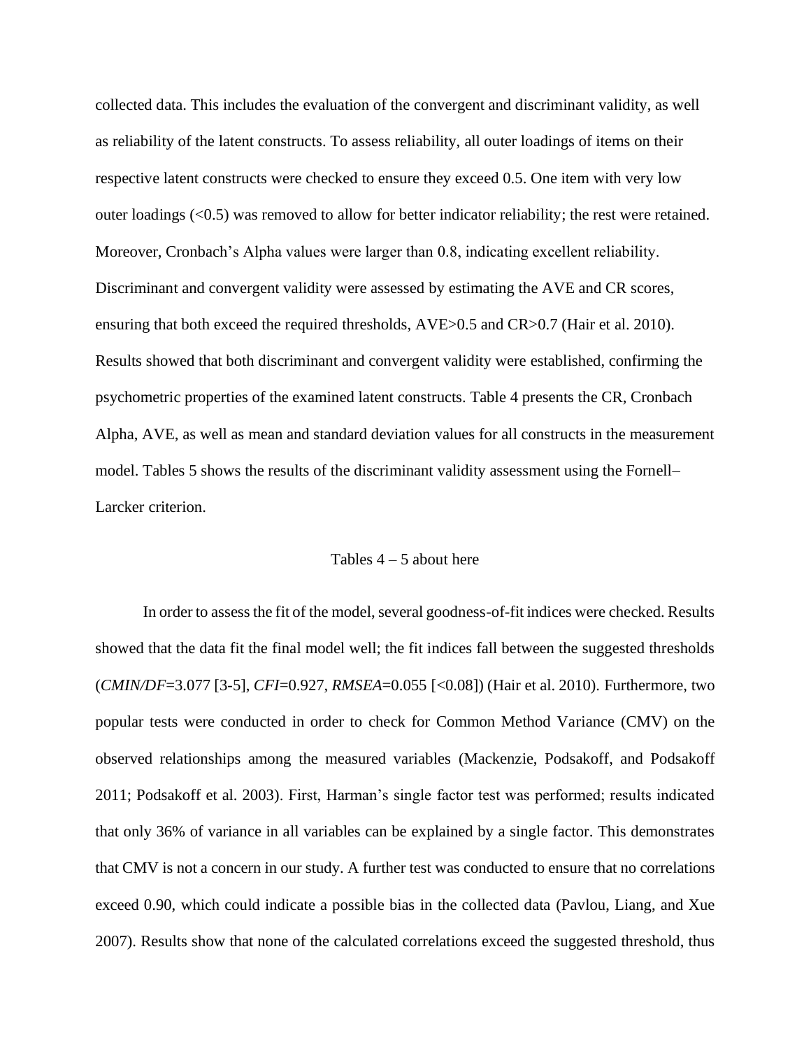collected data. This includes the evaluation of the convergent and discriminant validity, as well as reliability of the latent constructs. To assess reliability, all outer loadings of items on their respective latent constructs were checked to ensure they exceed 0.5. One item with very low outer loadings (<0.5) was removed to allow for better indicator reliability; the rest were retained. Moreover, Cronbach's Alpha values were larger than 0.8, indicating excellent reliability. Discriminant and convergent validity were assessed by estimating the AVE and CR scores, ensuring that both exceed the required thresholds, AVE>0.5 and CR>0.7 (Hair et al. 2010). Results showed that both discriminant and convergent validity were established, confirming the psychometric properties of the examined latent constructs. Table 4 presents the CR, Cronbach Alpha, AVE, as well as mean and standard deviation values for all constructs in the measurement model. Tables 5 shows the results of the discriminant validity assessment using the Fornell–Larcker criterion.

Tables 4 – 5 about here

In order to assess the fit of the model, several goodness-of-fit indices were checked. Results showed that the data fit the final model well; the fit indices fall between the suggested thresholds (*CMIN/DF*=3.077 [3-5], *CFI*=0.927, *RMSEA*=0.055 [<0.08]) (Hair et al. 2010). Furthermore, two popular tests were conducted in order to check for Common Method Variance (CMV) on the observed relationships among the measured variables (Mackenzie, Podsakoff, and Podsakoff 2011; Podsakoff et al. 2003). First, Harman's single factor test was performed; results indicated that only 36% of variance in all variables can be explained by a single factor. This demonstrates that CMV is not a concern in our study. A further test was conducted to ensure that no correlations exceed 0.90, which could indicate a possible bias in the collected data (Pavlou, Liang, and Xue 2007). Results show that none of the calculated correlations exceed the suggested threshold, thus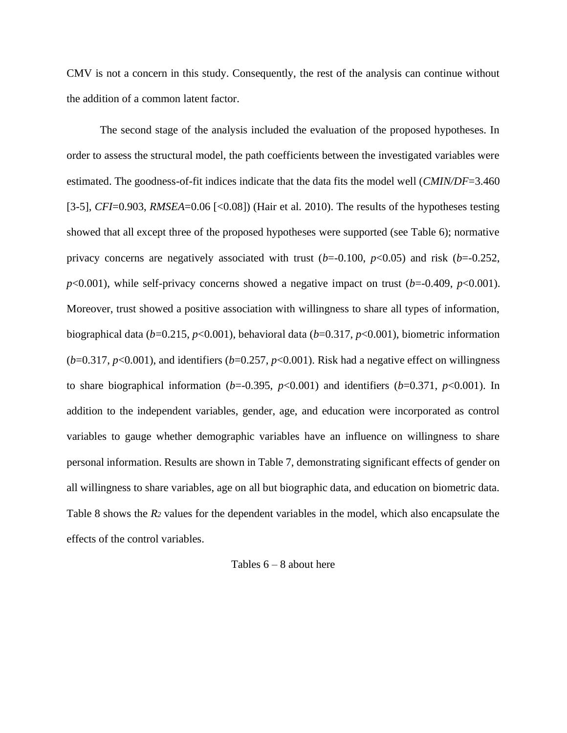CMV is not a concern in this study. Consequently, the rest of the analysis can continue without the addition of a common latent factor.

The second stage of the analysis included the evaluation of the proposed hypotheses. In order to assess the structural model, the path coefficients between the investigated variables were estimated. The goodness-of-fit indices indicate that the data fits the model well (*CMIN/DF*=3.460 [3-5], *CFI*=0.903, *RMSEA*=0.06 [<0.08]) (Hair et al. 2010). The results of the hypotheses testing showed that all except three of the proposed hypotheses were supported (see Table 6); normative privacy concerns are negatively associated with trust ($b$=-0.100, $p$<0.05) and risk ($b$=-0.252, $p$<0.001), while self-privacy concerns showed a negative impact on trust ($b$=-0.409, $p$<0.001). Moreover, trust showed a positive association with willingness to share all types of information, biographical data ($b$=0.215, $p$<0.001), behavioral data ($b$=0.317, $p$<0.001), biometric information ($b$=0.317, $p$<0.001), and identifiers ($b$=0.257, $p$<0.001). Risk had a negative effect on willingness to share biographical information ($b$=-0.395, $p$<0.001) and identifiers ($b$=0.371, $p$<0.001). In addition to the independent variables, gender, age, and education were incorporated as control variables to gauge whether demographic variables have an influence on willingness to share personal information. Results are shown in Table 7, demonstrating significant effects of gender on all willingness to share variables, age on all but biographic data, and education on biometric data. Table 8 shows the $R_2$ values for the dependent variables in the model, which also encapsulate the effects of the control variables.

Tables 6 – 8 about here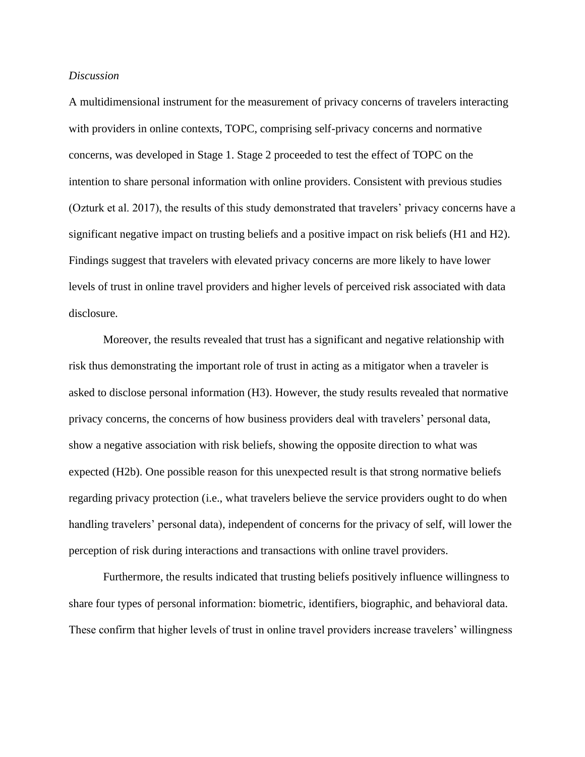*Discussion*

A multidimensional instrument for the measurement of privacy concerns of travelers interacting with providers in online contexts, TOPC, comprising self-privacy concerns and normative concerns, was developed in Stage 1. Stage 2 proceeded to test the effect of TOPC on the intention to share personal information with online providers. Consistent with previous studies (Ozturk et al. 2017), the results of this study demonstrated that travelers' privacy concerns have a significant negative impact on trusting beliefs and a positive impact on risk beliefs (H1 and H2). Findings suggest that travelers with elevated privacy concerns are more likely to have lower levels of trust in online travel providers and higher levels of perceived risk associated with data disclosure.

Moreover, the results revealed that trust has a significant and negative relationship with risk thus demonstrating the important role of trust in acting as a mitigator when a traveler is asked to disclose personal information (H3). However, the study results revealed that normative privacy concerns, the concerns of how business providers deal with travelers' personal data, show a negative association with risk beliefs, showing the opposite direction to what was expected (H2b). One possible reason for this unexpected result is that strong normative beliefs regarding privacy protection (i.e., what travelers believe the service providers ought to do when handling travelers' personal data), independent of concerns for the privacy of self, will lower the perception of risk during interactions and transactions with online travel providers.

Furthermore, the results indicated that trusting beliefs positively influence willingness to share four types of personal information: biometric, identifiers, biographic, and behavioral data. These confirm that higher levels of trust in online travel providers increase travelers' willingness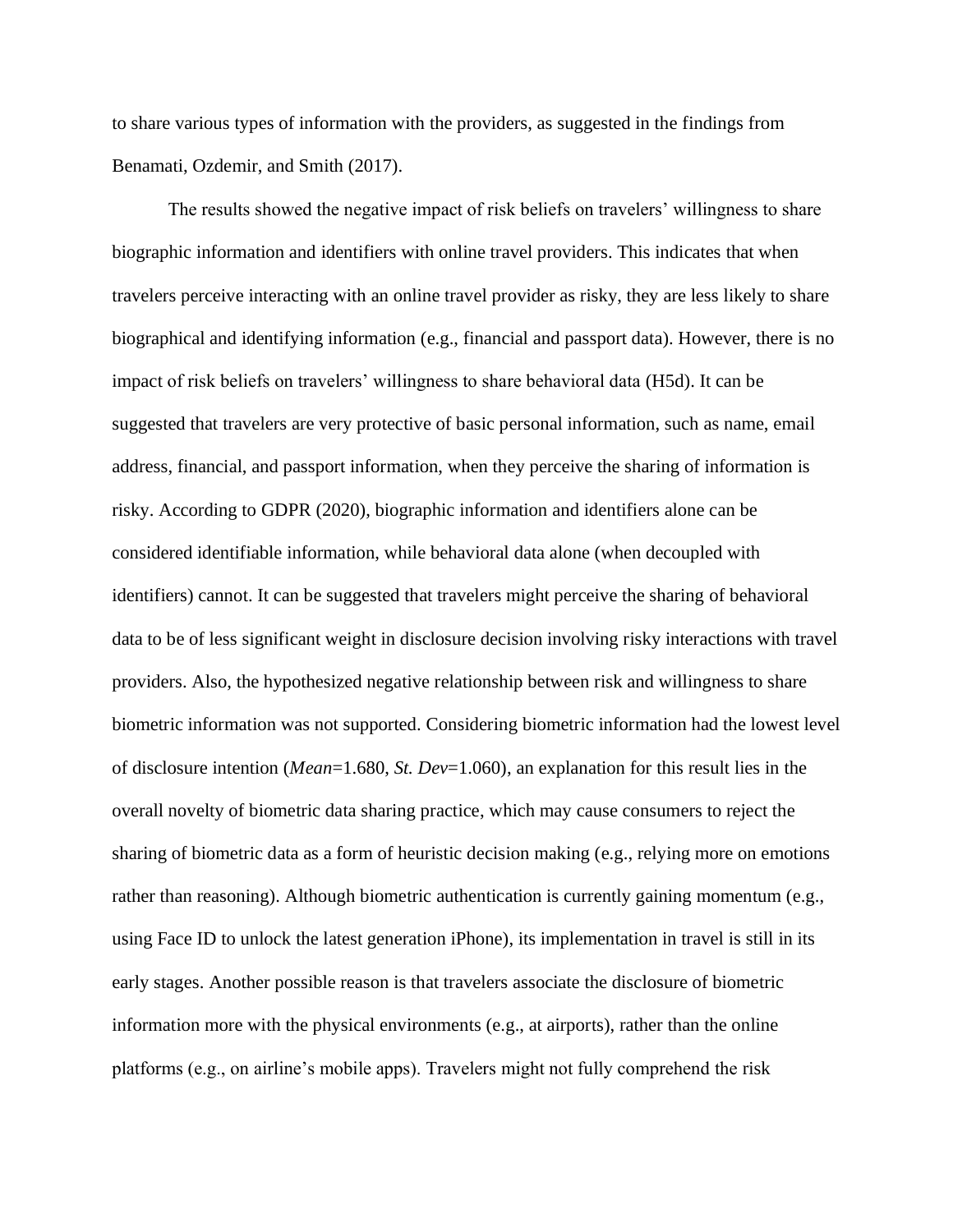to share various types of information with the providers, as suggested in the findings from Benamati, Ozdemir, and Smith (2017).

The results showed the negative impact of risk beliefs on travelers' willingness to share biographic information and identifiers with online travel providers. This indicates that when travelers perceive interacting with an online travel provider as risky, they are less likely to share biographical and identifying information (e.g., financial and passport data). However, there is no impact of risk beliefs on travelers' willingness to share behavioral data (H5d). It can be suggested that travelers are very protective of basic personal information, such as name, email address, financial, and passport information, when they perceive the sharing of information is risky. According to GDPR (2020), biographic information and identifiers alone can be considered identifiable information, while behavioral data alone (when decoupled with identifiers) cannot. It can be suggested that travelers might perceive the sharing of behavioral data to be of less significant weight in disclosure decision involving risky interactions with travel providers. Also, the hypothesized negative relationship between risk and willingness to share biometric information was not supported. Considering biometric information had the lowest level of disclosure intention (*Mean*=1.680, *St. Dev*=1.060), an explanation for this result lies in the overall novelty of biometric data sharing practice, which may cause consumers to reject the sharing of biometric data as a form of heuristic decision making (e.g., relying more on emotions rather than reasoning). Although biometric authentication is currently gaining momentum (e.g., using Face ID to unlock the latest generation iPhone), its implementation in travel is still in its early stages. Another possible reason is that travelers associate the disclosure of biometric information more with the physical environments (e.g., at airports), rather than the online platforms (e.g., on airline's mobile apps). Travelers might not fully comprehend the risk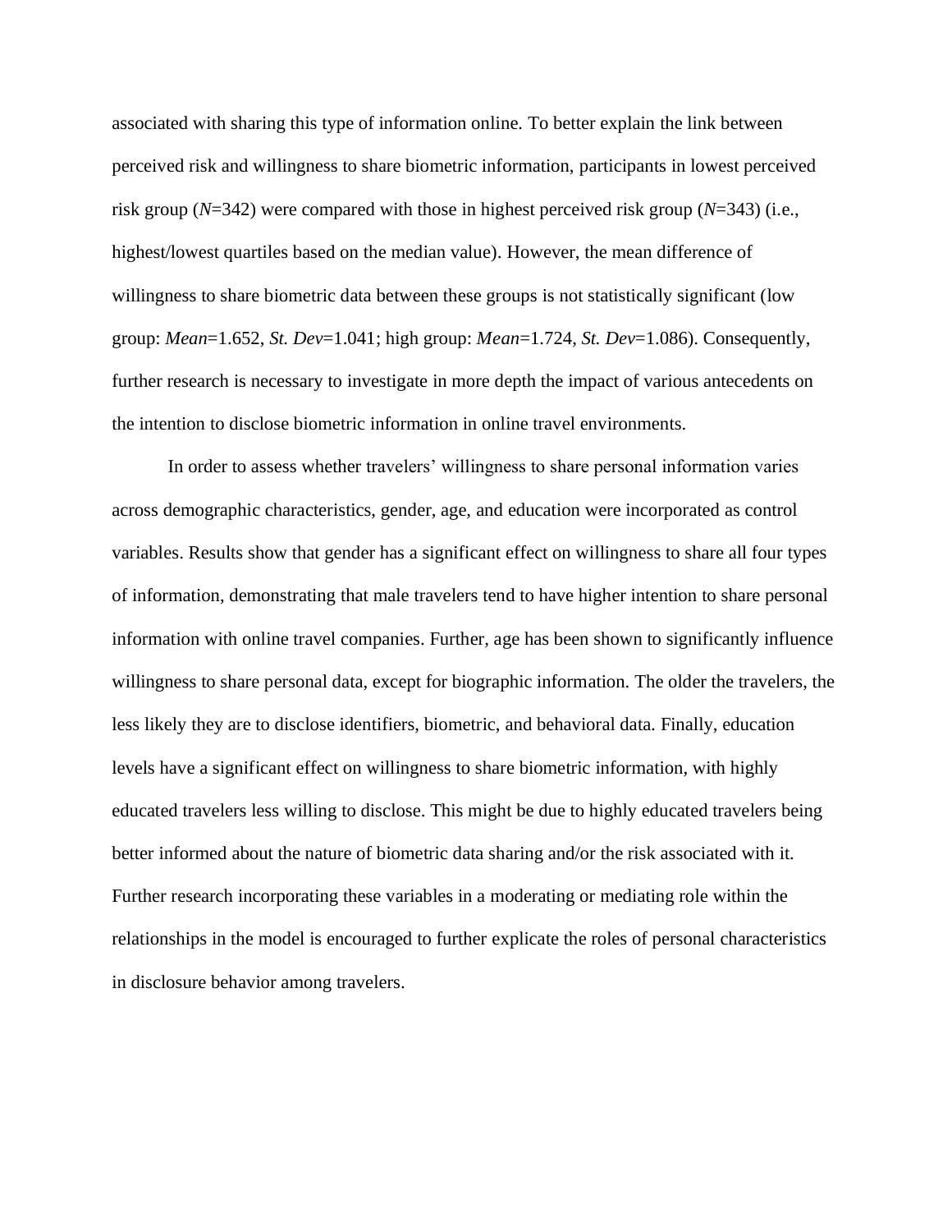associated with sharing this type of information online. To better explain the link between perceived risk and willingness to share biometric information, participants in lowest perceived risk group (*N*=342) were compared with those in highest perceived risk group (*N*=343) (i.e., highest/lowest quartiles based on the median value). However, the mean difference of willingness to share biometric data between these groups is not statistically significant (low group: *Mean*=1.652, *St. Dev*=1.041; high group: *Mean*=1.724, *St. Dev*=1.086). Consequently, further research is necessary to investigate in more depth the impact of various antecedents on the intention to disclose biometric information in online travel environments.

In order to assess whether travelers' willingness to share personal information varies across demographic characteristics, gender, age, and education were incorporated as control variables. Results show that gender has a significant effect on willingness to share all four types of information, demonstrating that male travelers tend to have higher intention to share personal information with online travel companies. Further, age has been shown to significantly influence willingness to share personal data, except for biographic information. The older the travelers, the less likely they are to disclose identifiers, biometric, and behavioral data. Finally, education levels have a significant effect on willingness to share biometric information, with highly educated travelers less willing to disclose. This might be due to highly educated travelers being better informed about the nature of biometric data sharing and/or the risk associated with it. Further research incorporating these variables in a moderating or mediating role within the relationships in the model is encouraged to further explicate the roles of personal characteristics in disclosure behavior among travelers.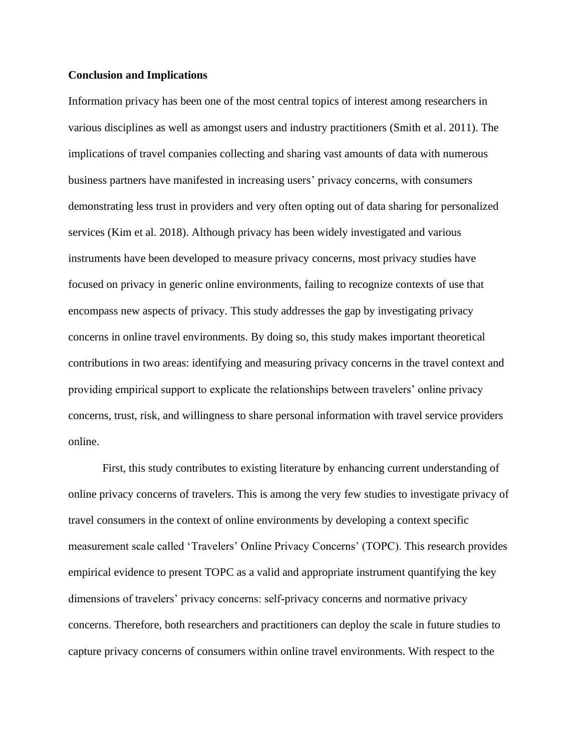**Conclusion and Implications**

Information privacy has been one of the most central topics of interest among researchers in various disciplines as well as amongst users and industry practitioners (Smith et al. 2011). The implications of travel companies collecting and sharing vast amounts of data with numerous business partners have manifested in increasing users' privacy concerns, with consumers demonstrating less trust in providers and very often opting out of data sharing for personalized services (Kim et al. 2018). Although privacy has been widely investigated and various instruments have been developed to measure privacy concerns, most privacy studies have focused on privacy in generic online environments, failing to recognize contexts of use that encompass new aspects of privacy. This study addresses the gap by investigating privacy concerns in online travel environments. By doing so, this study makes important theoretical contributions in two areas: identifying and measuring privacy concerns in the travel context and providing empirical support to explicate the relationships between travelers' online privacy concerns, trust, risk, and willingness to share personal information with travel service providers online.

First, this study contributes to existing literature by enhancing current understanding of online privacy concerns of travelers. This is among the very few studies to investigate privacy of travel consumers in the context of online environments by developing a context specific measurement scale called 'Travelers' Online Privacy Concerns' (TOPC). This research provides empirical evidence to present TOPC as a valid and appropriate instrument quantifying the key dimensions of travelers' privacy concerns: self-privacy concerns and normative privacy concerns. Therefore, both researchers and practitioners can deploy the scale in future studies to capture privacy concerns of consumers within online travel environments. With respect to the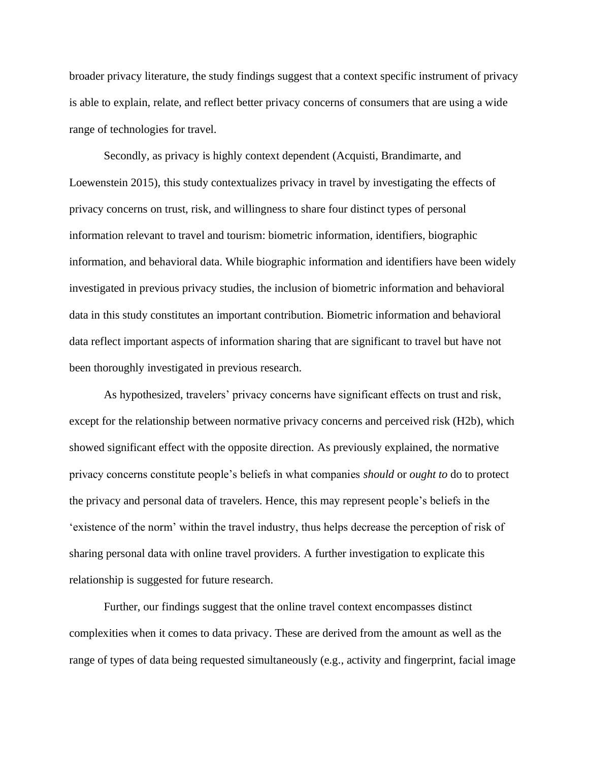broader privacy literature, the study findings suggest that a context specific instrument of privacy is able to explain, relate, and reflect better privacy concerns of consumers that are using a wide range of technologies for travel.

Secondly, as privacy is highly context dependent (Acquisti, Brandimarte, and Loewenstein 2015), this study contextualizes privacy in travel by investigating the effects of privacy concerns on trust, risk, and willingness to share four distinct types of personal information relevant to travel and tourism: biometric information, identifiers, biographic information, and behavioral data. While biographic information and identifiers have been widely investigated in previous privacy studies, the inclusion of biometric information and behavioral data in this study constitutes an important contribution. Biometric information and behavioral data reflect important aspects of information sharing that are significant to travel but have not been thoroughly investigated in previous research.

As hypothesized, travelers' privacy concerns have significant effects on trust and risk, except for the relationship between normative privacy concerns and perceived risk (H2b), which showed significant effect with the opposite direction. As previously explained, the normative privacy concerns constitute people's beliefs in what companies *should* or *ought to* do to protect the privacy and personal data of travelers. Hence, this may represent people's beliefs in the 'existence of the norm' within the travel industry, thus helps decrease the perception of risk of sharing personal data with online travel providers. A further investigation to explicate this relationship is suggested for future research.

Further, our findings suggest that the online travel context encompasses distinct complexities when it comes to data privacy. These are derived from the amount as well as the range of types of data being requested simultaneously (e.g., activity and fingerprint, facial image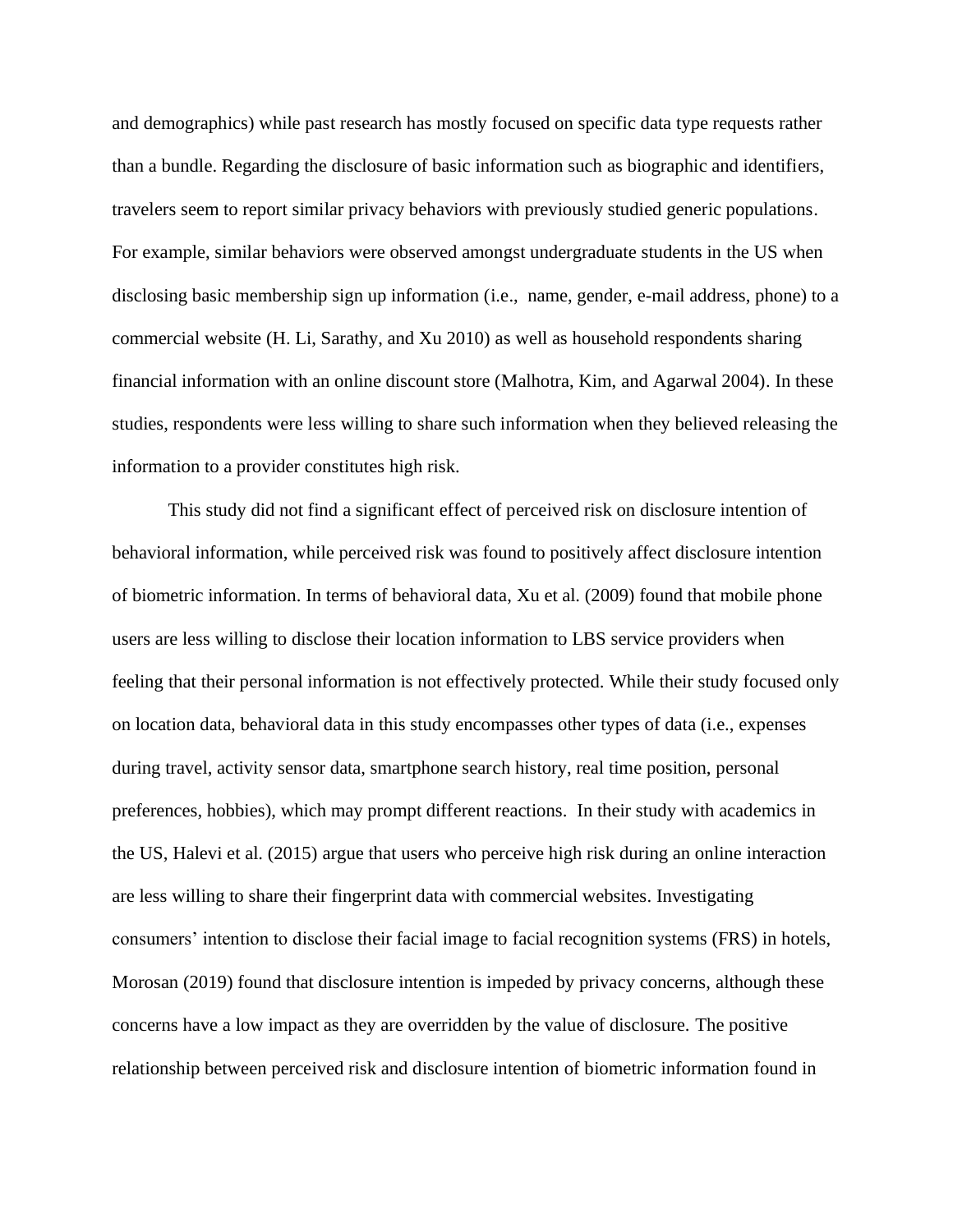and demographics) while past research has mostly focused on specific data type requests rather than a bundle. Regarding the disclosure of basic information such as biographic and identifiers, travelers seem to report similar privacy behaviors with previously studied generic populations. For example, similar behaviors were observed amongst undergraduate students in the US when disclosing basic membership sign up information (i.e., name, gender, e-mail address, phone) to a commercial website (H. Li, Sarathy, and Xu 2010) as well as household respondents sharing financial information with an online discount store (Malhotra, Kim, and Agarwal 2004). In these studies, respondents were less willing to share such information when they believed releasing the information to a provider constitutes high risk.

This study did not find a significant effect of perceived risk on disclosure intention of behavioral information, while perceived risk was found to positively affect disclosure intention of biometric information. In terms of behavioral data, Xu et al. (2009) found that mobile phone users are less willing to disclose their location information to LBS service providers when feeling that their personal information is not effectively protected. While their study focused only on location data, behavioral data in this study encompasses other types of data (i.e., expenses during travel, activity sensor data, smartphone search history, real time position, personal preferences, hobbies), which may prompt different reactions. In their study with academics in the US, Halevi et al. (2015) argue that users who perceive high risk during an online interaction are less willing to share their fingerprint data with commercial websites. Investigating consumers' intention to disclose their facial image to facial recognition systems (FRS) in hotels, Morosan (2019) found that disclosure intention is impeded by privacy concerns, although these concerns have a low impact as they are overridden by the value of disclosure. The positive relationship between perceived risk and disclosure intention of biometric information found in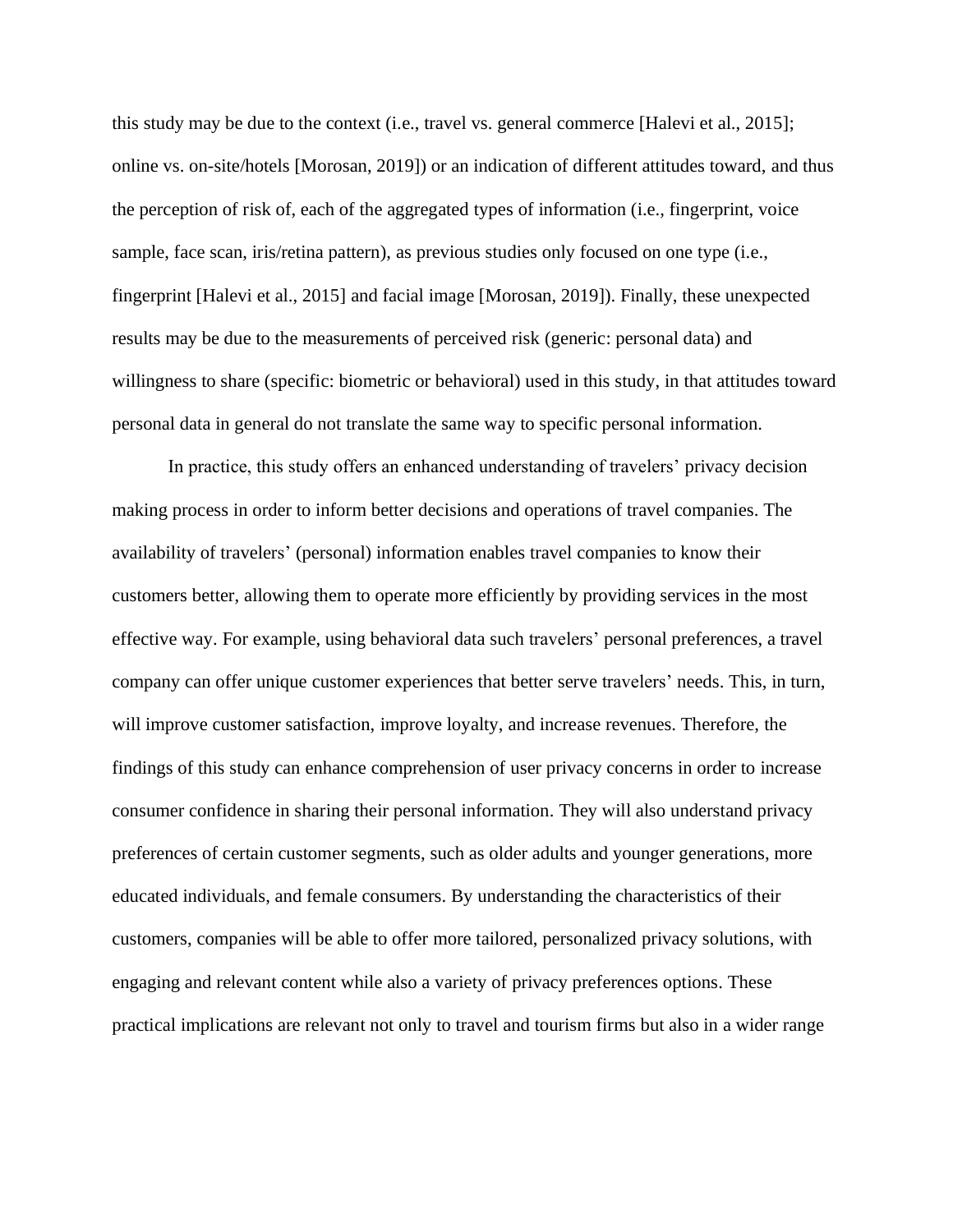this study may be due to the context (i.e., travel vs. general commerce [Halevi et al., 2015]; online vs. on-site/hotels [Morosan, 2019]) or an indication of different attitudes toward, and thus the perception of risk of, each of the aggregated types of information (i.e., fingerprint, voice sample, face scan, iris/retina pattern), as previous studies only focused on one type (i.e., fingerprint [Halevi et al., 2015] and facial image [Morosan, 2019]). Finally, these unexpected results may be due to the measurements of perceived risk (generic: personal data) and willingness to share (specific: biometric or behavioral) used in this study, in that attitudes toward personal data in general do not translate the same way to specific personal information.

In practice, this study offers an enhanced understanding of travelers' privacy decision making process in order to inform better decisions and operations of travel companies. The availability of travelers' (personal) information enables travel companies to know their customers better, allowing them to operate more efficiently by providing services in the most effective way. For example, using behavioral data such travelers' personal preferences, a travel company can offer unique customer experiences that better serve travelers' needs. This, in turn, will improve customer satisfaction, improve loyalty, and increase revenues. Therefore, the findings of this study can enhance comprehension of user privacy concerns in order to increase consumer confidence in sharing their personal information. They will also understand privacy preferences of certain customer segments, such as older adults and younger generations, more educated individuals, and female consumers. By understanding the characteristics of their customers, companies will be able to offer more tailored, personalized privacy solutions, with engaging and relevant content while also a variety of privacy preferences options. These practical implications are relevant not only to travel and tourism firms but also in a wider range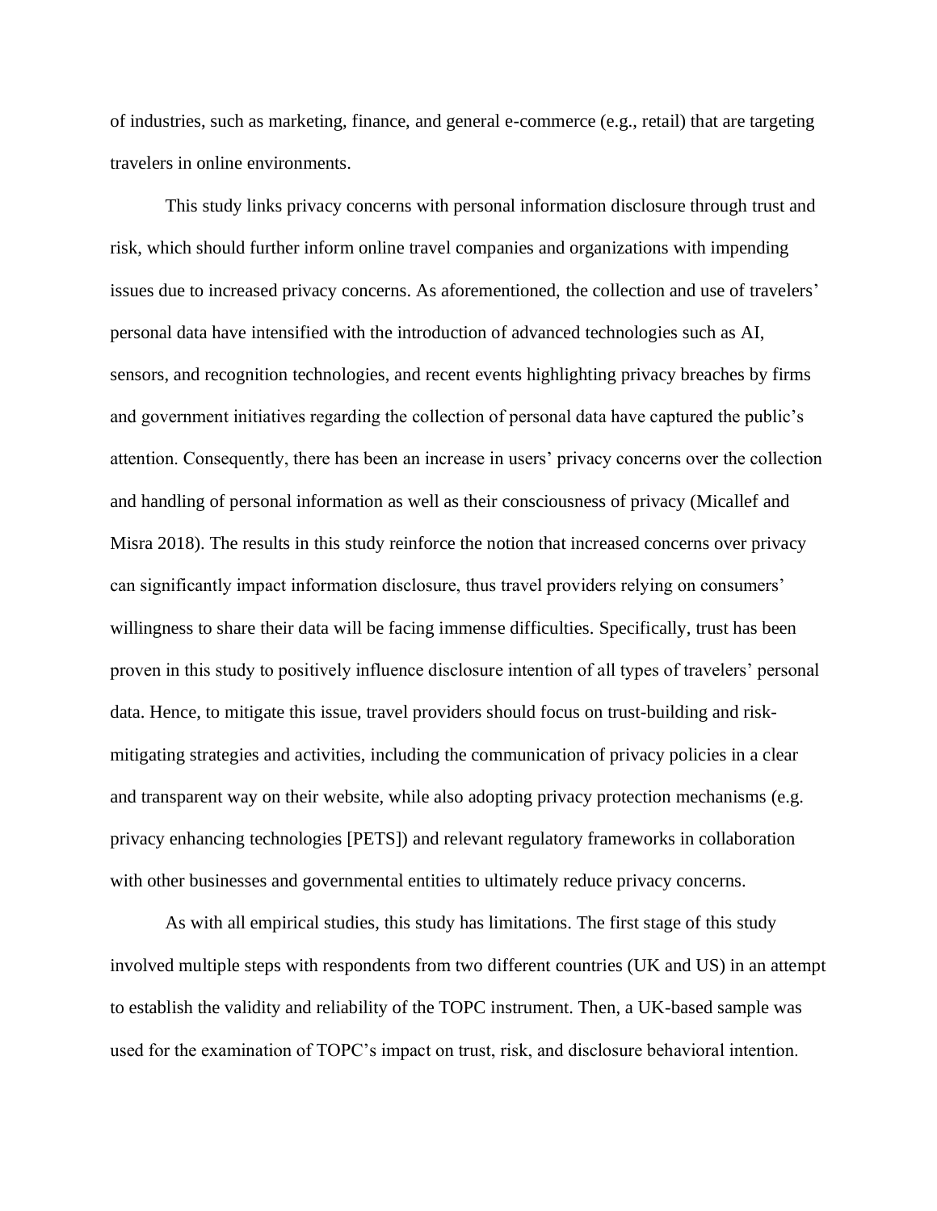of industries, such as marketing, finance, and general e-commerce (e.g., retail) that are targeting travelers in online environments.

This study links privacy concerns with personal information disclosure through trust and risk, which should further inform online travel companies and organizations with impending issues due to increased privacy concerns. As aforementioned, the collection and use of travelers' personal data have intensified with the introduction of advanced technologies such as AI, sensors, and recognition technologies, and recent events highlighting privacy breaches by firms and government initiatives regarding the collection of personal data have captured the public's attention. Consequently, there has been an increase in users' privacy concerns over the collection and handling of personal information as well as their consciousness of privacy (Micallef and Misra 2018). The results in this study reinforce the notion that increased concerns over privacy can significantly impact information disclosure, thus travel providers relying on consumers' willingness to share their data will be facing immense difficulties. Specifically, trust has been proven in this study to positively influence disclosure intention of all types of travelers' personal data. Hence, to mitigate this issue, travel providers should focus on trust-building and risk-mitigating strategies and activities, including the communication of privacy policies in a clear and transparent way on their website, while also adopting privacy protection mechanisms (e.g. privacy enhancing technologies [PETS]) and relevant regulatory frameworks in collaboration with other businesses and governmental entities to ultimately reduce privacy concerns.

As with all empirical studies, this study has limitations. The first stage of this study involved multiple steps with respondents from two different countries (UK and US) in an attempt to establish the validity and reliability of the TOPC instrument. Then, a UK-based sample was used for the examination of TOPC's impact on trust, risk, and disclosure behavioral intention.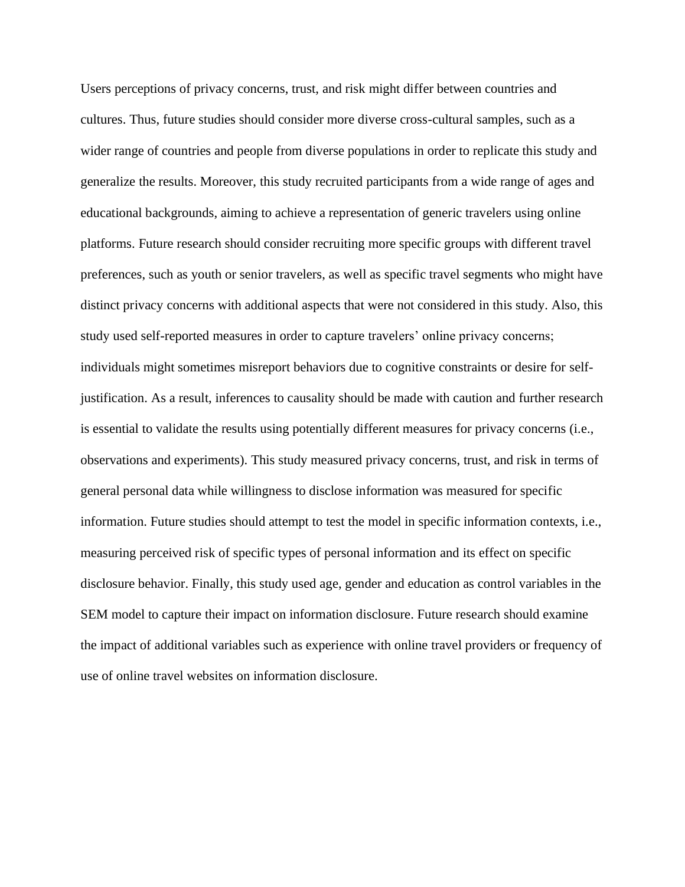Users perceptions of privacy concerns, trust, and risk might differ between countries and cultures. Thus, future studies should consider more diverse cross-cultural samples, such as a wider range of countries and people from diverse populations in order to replicate this study and generalize the results. Moreover, this study recruited participants from a wide range of ages and educational backgrounds, aiming to achieve a representation of generic travelers using online platforms. Future research should consider recruiting more specific groups with different travel preferences, such as youth or senior travelers, as well as specific travel segments who might have distinct privacy concerns with additional aspects that were not considered in this study. Also, this study used self-reported measures in order to capture travelers' online privacy concerns; individuals might sometimes misreport behaviors due to cognitive constraints or desire for self-justification. As a result, inferences to causality should be made with caution and further research is essential to validate the results using potentially different measures for privacy concerns (i.e., observations and experiments). This study measured privacy concerns, trust, and risk in terms of general personal data while willingness to disclose information was measured for specific information. Future studies should attempt to test the model in specific information contexts, i.e., measuring perceived risk of specific types of personal information and its effect on specific disclosure behavior. Finally, this study used age, gender and education as control variables in the SEM model to capture their impact on information disclosure. Future research should examine the impact of additional variables such as experience with online travel providers or frequency of use of online travel websites on information disclosure.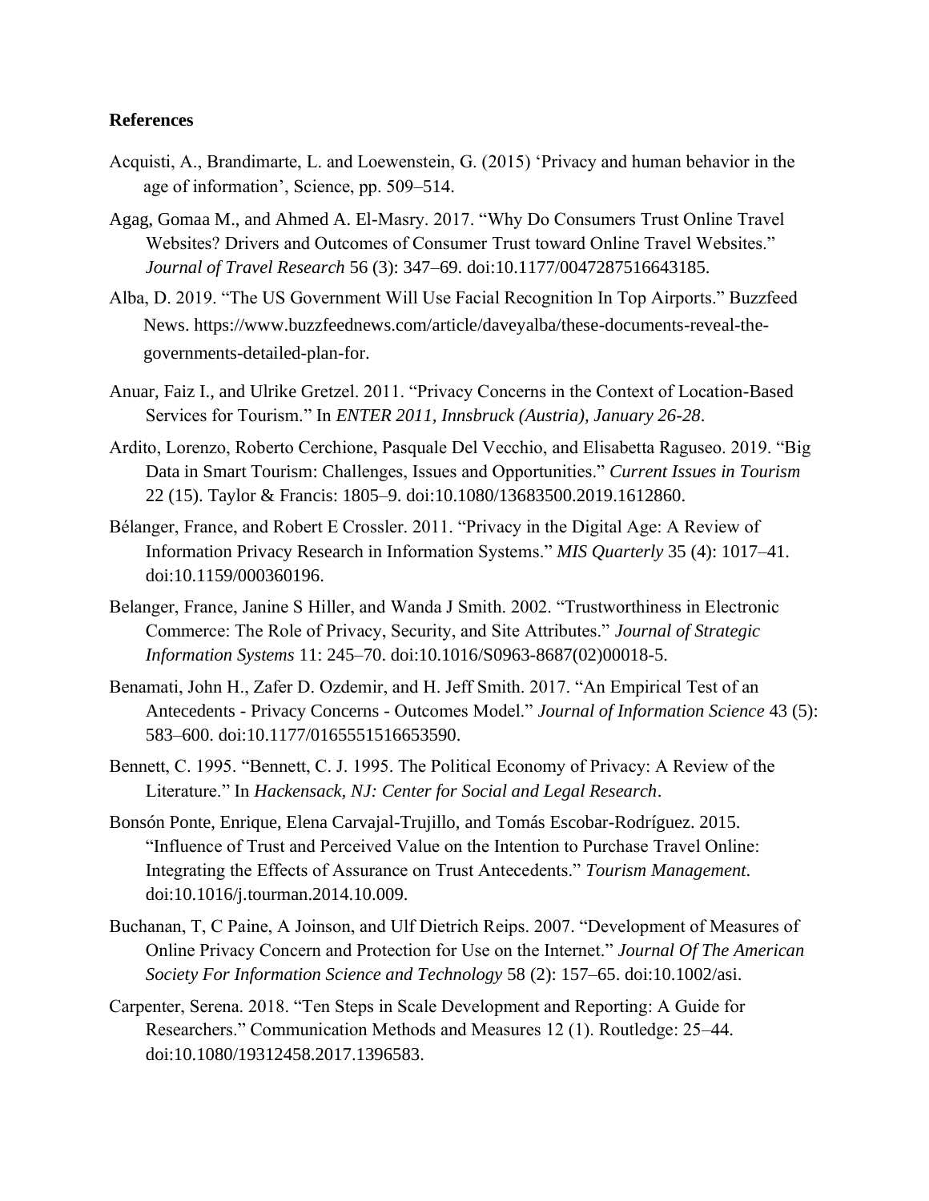**References**

Acquisti, A., Brandimarte, L. and Loewenstein, G. (2015) ‘Privacy and human behavior in the age of information’, Science, pp. 509–514.

Agag, Gomaa M., and Ahmed A. El-Masry. 2017. “Why Do Consumers Trust Online Travel Websites? Drivers and Outcomes of Consumer Trust toward Online Travel Websites.” *Journal of Travel Research* 56 (3): 347–69. doi:10.1177/0047287516643185.

Alba, D. 2019. “The US Government Will Use Facial Recognition In Top Airports.” Buzzfeed News. https://www.buzzfeednews.com/article/daveyalba/these-documents-reveal-the-governments-detailed-plan-for.

Anuar, Faiz I., and Ulrike Gretzel. 2011. “Privacy Concerns in the Context of Location-Based Services for Tourism.” In *ENTER 2011, Innsbruck (Austria), January 26-28*.

Ardito, Lorenzo, Roberto Cerchione, Pasquale Del Vecchio, and Elisabetta Raguseo. 2019. “Big Data in Smart Tourism: Challenges, Issues and Opportunities.” *Current Issues in Tourism* 22 (15). Taylor & Francis: 1805–9. doi:10.1080/13683500.2019.1612860.

Bélanger, France, and Robert E Crossler. 2011. “Privacy in the Digital Age: A Review of Information Privacy Research in Information Systems.” *MIS Quarterly* 35 (4): 1017–41. doi:10.1159/000360196.

Belanger, France, Janine S Hiller, and Wanda J Smith. 2002. “Trustworthiness in Electronic Commerce: The Role of Privacy, Security, and Site Attributes.” *Journal of Strategic Information Systems* 11: 245–70. doi:10.1016/S0963-8687(02)00018-5.

Benamati, John H., Zafer D. Ozdemir, and H. Jeff Smith. 2017. “An Empirical Test of an Antecedents - Privacy Concerns - Outcomes Model.” *Journal of Information Science* 43 (5): 583–600. doi:10.1177/0165551516653590.

Bennett, C. 1995. “Bennett, C. J. 1995. The Political Economy of Privacy: A Review of the Literature.” In *Hackensack, NJ: Center for Social and Legal Research*.

Bonsón Ponte, Enrique, Elena Carvajal-Trujillo, and Tomás Escobar-Rodríguez. 2015. “Influence of Trust and Perceived Value on the Intention to Purchase Travel Online: Integrating the Effects of Assurance on Trust Antecedents.” *Tourism Management*. doi:10.1016/j.tourman.2014.10.009.

Buchanan, T, C Paine, A Joinson, and Ulf Dietrich Reips. 2007. “Development of Measures of Online Privacy Concern and Protection for Use on the Internet.” *Journal Of The American Society For Information Science and Technology* 58 (2): 157–65. doi:10.1002/asi.

Carpenter, Serena. 2018. “Ten Steps in Scale Development and Reporting: A Guide for Researchers.” Communication Methods and Measures 12 (1). Routledge: 25–44. doi:10.1080/19312458.2017.1396583.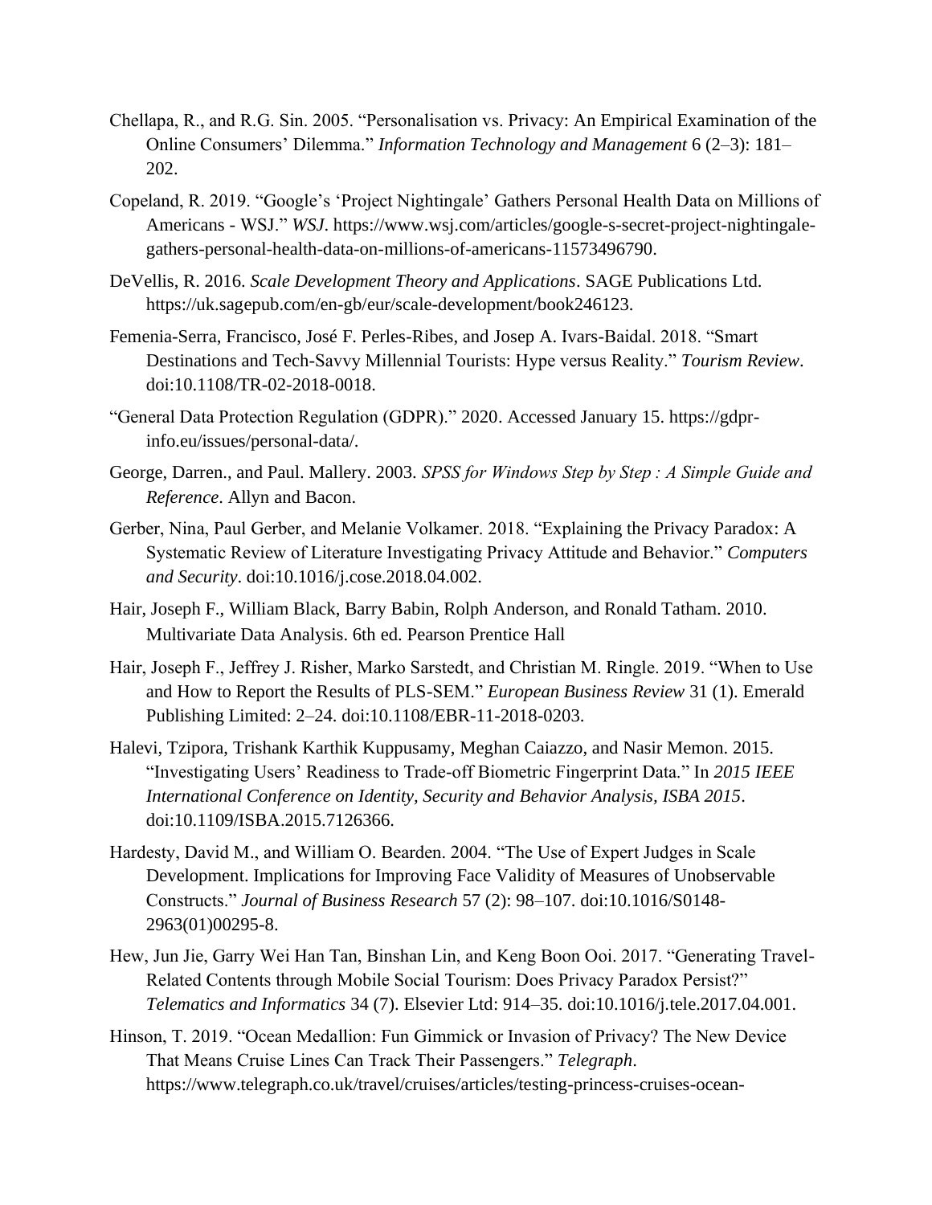Chellapa, R., and R.G. Sin. 2005. "Personalisation vs. Privacy: An Empirical Examination of the Online Consumers' Dilemma." *Information Technology and Management* 6 (2–3): 181–202.

Copeland, R. 2019. "Google's 'Project Nightingale' Gathers Personal Health Data on Millions of Americans - WSJ." *WSJ*. https://www.wsj.com/articles/google-s-secret-project-nightingale-gathers-personal-health-data-on-millions-of-americans-11573496790.

DeVellis, R. 2016. *Scale Development Theory and Applications*. SAGE Publications Ltd. https://uk.sagepub.com/en-gb/eur/scale-development/book246123.

Femenia-Serra, Francisco, José F. Perles-Ribes, and Josep A. Ivars-Baidal. 2018. "Smart Destinations and Tech-Savvy Millennial Tourists: Hype versus Reality." *Tourism Review*. doi:10.1108/TR-02-2018-0018.

"General Data Protection Regulation (GDPR)." 2020. Accessed January 15. https://gdpr-info.eu/issues/personal-data/.

George, Darren., and Paul. Mallery. 2003. *SPSS for Windows Step by Step : A Simple Guide and Reference*. Allyn and Bacon.

Gerber, Nina, Paul Gerber, and Melanie Volkamer. 2018. "Explaining the Privacy Paradox: A Systematic Review of Literature Investigating Privacy Attitude and Behavior." *Computers and Security*. doi:10.1016/j.cose.2018.04.002.

Hair, Joseph F., William Black, Barry Babin, Rolph Anderson, and Ronald Tatham. 2010. Multivariate Data Analysis. 6th ed. Pearson Prentice Hall

Hair, Joseph F., Jeffrey J. Risher, Marko Sarstedt, and Christian M. Ringle. 2019. "When to Use and How to Report the Results of PLS-SEM." *European Business Review* 31 (1). Emerald Publishing Limited: 2–24. doi:10.1108/EBR-11-2018-0203.

Halevi, Tzipora, Trishank Karthik Kuppusamy, Meghan Caiazzo, and Nasir Memon. 2015. "Investigating Users' Readiness to Trade-off Biometric Fingerprint Data." In *2015 IEEE International Conference on Identity, Security and Behavior Analysis, ISBA 2015*. doi:10.1109/ISBA.2015.7126366.

Hardesty, David M., and William O. Bearden. 2004. "The Use of Expert Judges in Scale Development. Implications for Improving Face Validity of Measures of Unobservable Constructs." *Journal of Business Research* 57 (2): 98–107. doi:10.1016/S0148-2963(01)00295-8.

Hew, Jun Jie, Garry Wei Han Tan, Binshan Lin, and Keng Boon Ooi. 2017. "Generating Travel-Related Contents through Mobile Social Tourism: Does Privacy Paradox Persist?" *Telematics and Informatics* 34 (7). Elsevier Ltd: 914–35. doi:10.1016/j.tele.2017.04.001.

Hinson, T. 2019. "Ocean Medallion: Fun Gimmick or Invasion of Privacy? The New Device That Means Cruise Lines Can Track Their Passengers." *Telegraph*. https://www.telegraph.co.uk/travel/cruises/articles/testing-princess-cruises-ocean-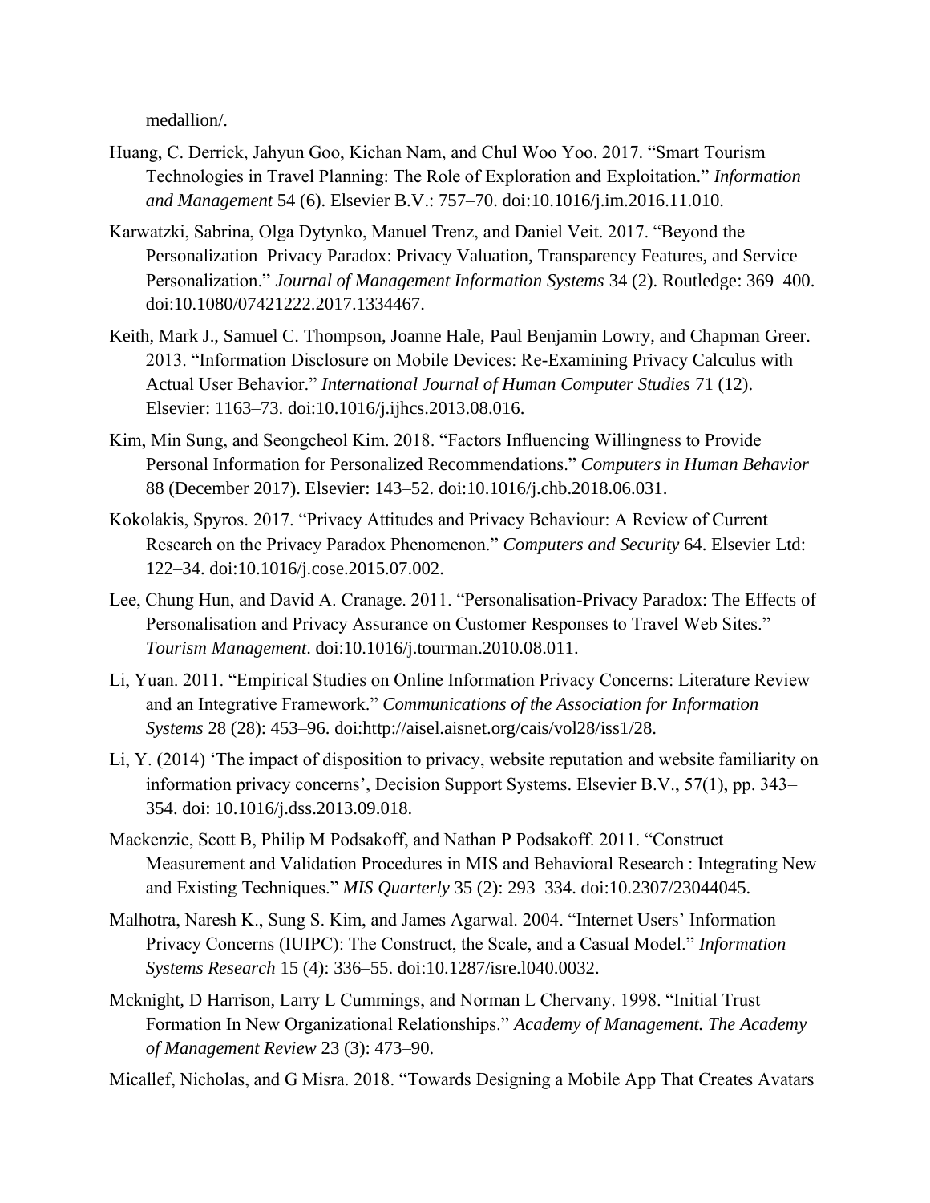medallion/.

Huang, C. Derrick, Jahyun Goo, Kichan Nam, and Chul Woo Yoo. 2017. "Smart Tourism Technologies in Travel Planning: The Role of Exploration and Exploitation." *Information and Management* 54 (6). Elsevier B.V.: 757–70. doi:10.1016/j.im.2016.11.010.

Karwatzki, Sabrina, Olga Dytynko, Manuel Trenz, and Daniel Veit. 2017. "Beyond the Personalization–Privacy Paradox: Privacy Valuation, Transparency Features, and Service Personalization." *Journal of Management Information Systems* 34 (2). Routledge: 369–400. doi:10.1080/07421222.2017.1334467.

Keith, Mark J., Samuel C. Thompson, Joanne Hale, Paul Benjamin Lowry, and Chapman Greer. 2013. "Information Disclosure on Mobile Devices: Re-Examining Privacy Calculus with Actual User Behavior." *International Journal of Human Computer Studies* 71 (12). Elsevier: 1163–73. doi:10.1016/j.ijhcs.2013.08.016.

Kim, Min Sung, and Seongcheol Kim. 2018. "Factors Influencing Willingness to Provide Personal Information for Personalized Recommendations." *Computers in Human Behavior* 88 (December 2017). Elsevier: 143–52. doi:10.1016/j.chb.2018.06.031.

Kokolakis, Spyros. 2017. "Privacy Attitudes and Privacy Behaviour: A Review of Current Research on the Privacy Paradox Phenomenon." *Computers and Security* 64. Elsevier Ltd: 122–34. doi:10.1016/j.cose.2015.07.002.

Lee, Chung Hun, and David A. Cranage. 2011. "Personalisation-Privacy Paradox: The Effects of Personalisation and Privacy Assurance on Customer Responses to Travel Web Sites." *Tourism Management*. doi:10.1016/j.tourman.2010.08.011.

Li, Yuan. 2011. "Empirical Studies on Online Information Privacy Concerns: Literature Review and an Integrative Framework." *Communications of the Association for Information Systems* 28 (28): 453–96. doi:http://aisel.aisnet.org/cais/vol28/iss1/28.

Li, Y. (2014) 'The impact of disposition to privacy, website reputation and website familiarity on information privacy concerns', Decision Support Systems. Elsevier B.V., 57(1), pp. 343–354. doi: 10.1016/j.dss.2013.09.018.

Mackenzie, Scott B, Philip M Podsakoff, and Nathan P Podsakoff. 2011. "Construct Measurement and Validation Procedures in MIS and Behavioral Research : Integrating New and Existing Techniques." *MIS Quarterly* 35 (2): 293–334. doi:10.2307/23044045.

Malhotra, Naresh K., Sung S. Kim, and James Agarwal. 2004. "Internet Users' Information Privacy Concerns (IUIPC): The Construct, the Scale, and a Casual Model." *Information Systems Research* 15 (4): 336–55. doi:10.1287/isre.l040.0032.

Mcknight, D Harrison, Larry L Cummings, and Norman L Chervany. 1998. "Initial Trust Formation In New Organizational Relationships." *Academy of Management. The Academy of Management Review* 23 (3): 473–90.

Micallef, Nicholas, and G Misra. 2018. "Towards Designing a Mobile App That Creates Avatars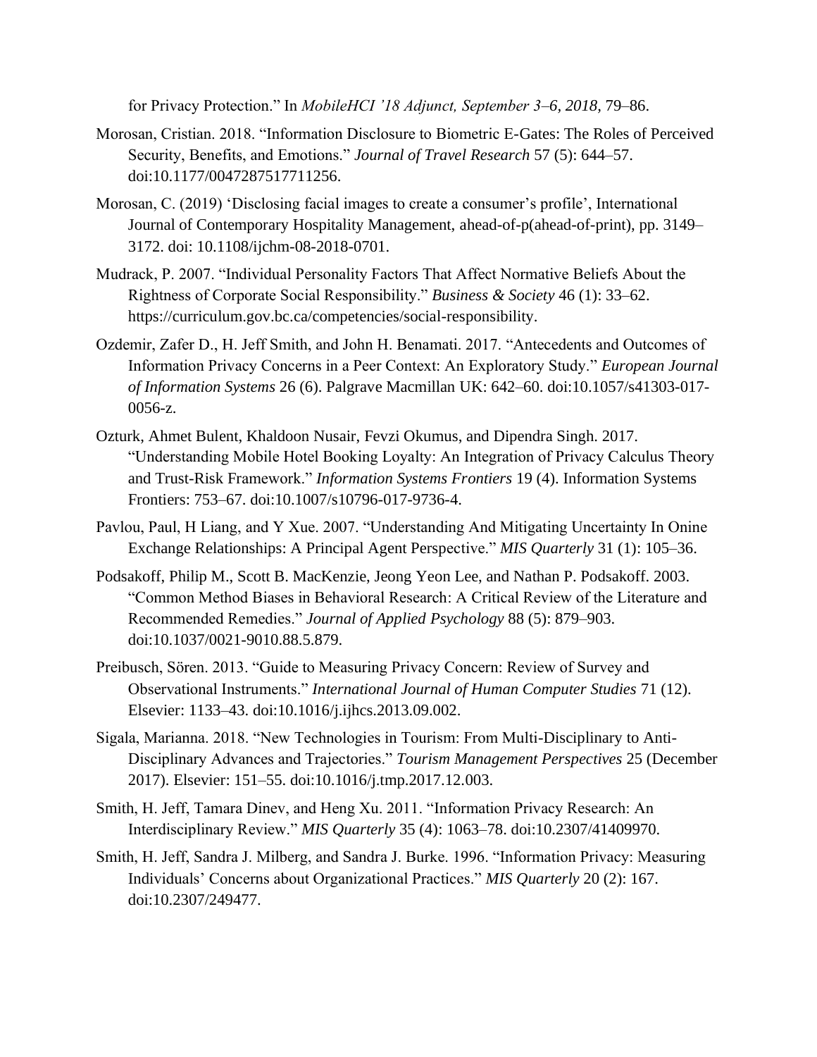for Privacy Protection." In *MobileHCI '18 Adjunct, September 3–6, 2018,* 79–86.

Morosan, Cristian. 2018. "Information Disclosure to Biometric E-Gates: The Roles of Perceived Security, Benefits, and Emotions." *Journal of Travel Research* 57 (5): 644–57. doi:10.1177/0047287517711256.

Morosan, C. (2019) 'Disclosing facial images to create a consumer's profile', International Journal of Contemporary Hospitality Management, ahead-of-p(ahead-of-print), pp. 3149–3172. doi: 10.1108/ijchm-08-2018-0701.

Mudrack, P. 2007. "Individual Personality Factors That Affect Normative Beliefs About the Rightness of Corporate Social Responsibility." *Business & Society* 46 (1): 33–62. https://curriculum.gov.bc.ca/competencies/social-responsibility.

Ozdemir, Zafer D., H. Jeff Smith, and John H. Benamati. 2017. "Antecedents and Outcomes of Information Privacy Concerns in a Peer Context: An Exploratory Study." *European Journal of Information Systems* 26 (6). Palgrave Macmillan UK: 642–60. doi:10.1057/s41303-017-0056-z.

Ozturk, Ahmet Bulent, Khaldoon Nusair, Fevzi Okumus, and Dipendra Singh. 2017. "Understanding Mobile Hotel Booking Loyalty: An Integration of Privacy Calculus Theory and Trust-Risk Framework." *Information Systems Frontiers* 19 (4). Information Systems Frontiers: 753–67. doi:10.1007/s10796-017-9736-4.

Pavlou, Paul, H Liang, and Y Xue. 2007. "Understanding And Mitigating Uncertainty In Onine Exchange Relationships: A Principal Agent Perspective." *MIS Quarterly* 31 (1): 105–36.

Podsakoff, Philip M., Scott B. MacKenzie, Jeong Yeon Lee, and Nathan P. Podsakoff. 2003. "Common Method Biases in Behavioral Research: A Critical Review of the Literature and Recommended Remedies." *Journal of Applied Psychology* 88 (5): 879–903. doi:10.1037/0021-9010.88.5.879.

Preibusch, Sören. 2013. "Guide to Measuring Privacy Concern: Review of Survey and Observational Instruments." *International Journal of Human Computer Studies* 71 (12). Elsevier: 1133–43. doi:10.1016/j.ijhcs.2013.09.002.

Sigala, Marianna. 2018. "New Technologies in Tourism: From Multi-Disciplinary to Anti-Disciplinary Advances and Trajectories." *Tourism Management Perspectives* 25 (December 2017). Elsevier: 151–55. doi:10.1016/j.tmp.2017.12.003.

Smith, H. Jeff, Tamara Dinev, and Heng Xu. 2011. "Information Privacy Research: An Interdisciplinary Review." *MIS Quarterly* 35 (4): 1063–78. doi:10.2307/41409970.

Smith, H. Jeff, Sandra J. Milberg, and Sandra J. Burke. 1996. "Information Privacy: Measuring Individuals' Concerns about Organizational Practices." *MIS Quarterly* 20 (2): 167. doi:10.2307/249477.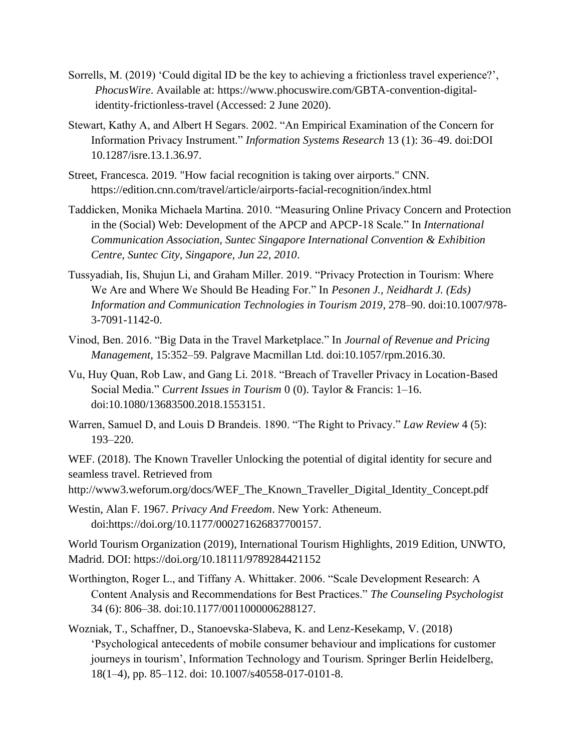Sorrells, M. (2019) 'Could digital ID be the key to achieving a frictionless travel experience?', *PhocusWire*. Available at: https://www.phocuswire.com/GBTA-convention-digital-identity-frictionless-travel (Accessed: 2 June 2020).

Stewart, Kathy A, and Albert H Segars. 2002. "An Empirical Examination of the Concern for Information Privacy Instrument." *Information Systems Research* 13 (1): 36–49. doi:DOI 10.1287/isre.13.1.36.97.

Street, Francesca. 2019. "How facial recognition is taking over airports." CNN. https://edition.cnn.com/travel/article/airports-facial-recognition/index.html

Taddicken, Monika Michaela Martina. 2010. "Measuring Online Privacy Concern and Protection in the (Social) Web: Development of the APCP and APCP-18 Scale." In *International Communication Association, Suntec Singapore International Convention & Exhibition Centre, Suntec City, Singapore, Jun 22, 2010*.

Tussyadiah, Iis, Shujun Li, and Graham Miller. 2019. "Privacy Protection in Tourism: Where We Are and Where We Should Be Heading For." In *Pesonen J., Neidhardt J. (Eds) Information and Communication Technologies in Tourism 2019*, 278–90. doi:10.1007/978-3-7091-1142-0.

Vinod, Ben. 2016. "Big Data in the Travel Marketplace." In *Journal of Revenue and Pricing Management*, 15:352–59. Palgrave Macmillan Ltd. doi:10.1057/rpm.2016.30.

Vu, Huy Quan, Rob Law, and Gang Li. 2018. "Breach of Traveller Privacy in Location-Based Social Media." *Current Issues in Tourism* 0 (0). Taylor & Francis: 1–16. doi:10.1080/13683500.2018.1553151.

Warren, Samuel D, and Louis D Brandeis. 1890. "The Right to Privacy." *Law Review* 4 (5): 193–220.

WEF. (2018). The Known Traveller Unlocking the potential of digital identity for secure and seamless travel. Retrieved from http://www3.weforum.org/docs/WEF_The_Known_Traveller_Digital_Identity_Concept.pdf

Westin, Alan F. 1967. *Privacy And Freedom*. New York: Atheneum. doi:https://doi.org/10.1177/000271626837700157.

World Tourism Organization (2019), International Tourism Highlights, 2019 Edition, UNWTO, Madrid. DOI: https://doi.org/10.18111/9789284421152

Worthington, Roger L., and Tiffany A. Whittaker. 2006. "Scale Development Research: A Content Analysis and Recommendations for Best Practices." *The Counseling Psychologist* 34 (6): 806–38. doi:10.1177/0011000006288127.

Wozniak, T., Schaffner, D., Stanoevska-Slabeva, K. and Lenz-Kesekamp, V. (2018) 'Psychological antecedents of mobile consumer behaviour and implications for customer journeys in tourism', Information Technology and Tourism. Springer Berlin Heidelberg, 18(1–4), pp. 85–112. doi: 10.1007/s40558-017-0101-8.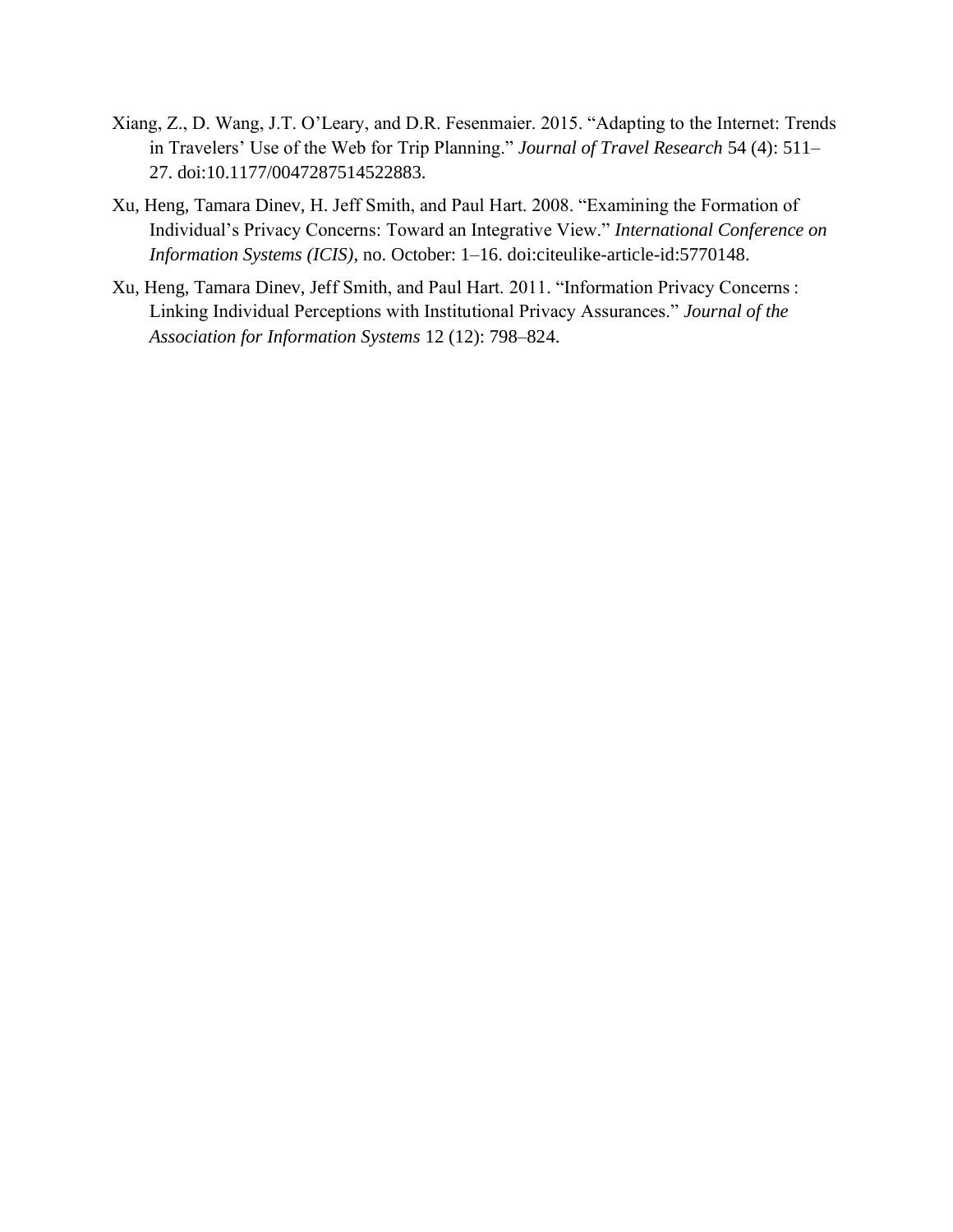Xiang, Z., D. Wang, J.T. O'Leary, and D.R. Fesenmaier. 2015. "Adapting to the Internet: Trends in Travelers' Use of the Web for Trip Planning." *Journal of Travel Research* 54 (4): 511–27. doi:10.1177/0047287514522883.

Xu, Heng, Tamara Dinev, H. Jeff Smith, and Paul Hart. 2008. "Examining the Formation of Individual's Privacy Concerns: Toward an Integrative View." *International Conference on Information Systems (ICIS)*, no. October: 1–16. doi:citeulike-article-id:5770148.

Xu, Heng, Tamara Dinev, Jeff Smith, and Paul Hart. 2011. "Information Privacy Concerns : Linking Individual Perceptions with Institutional Privacy Assurances." *Journal of the Association for Information Systems* 12 (12): 798–824.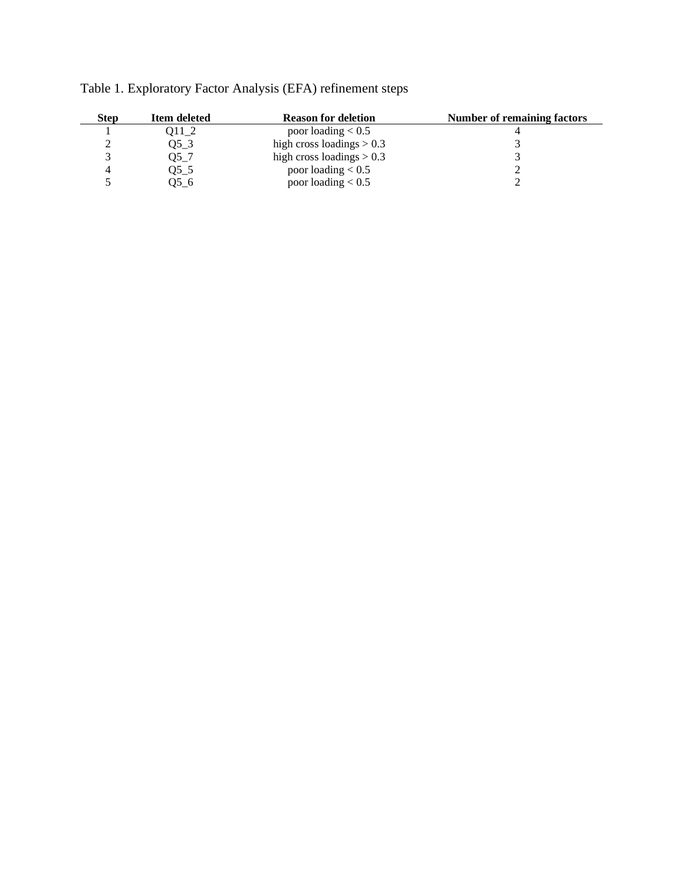Table 1. Exploratory Factor Analysis (EFA) refinement steps

| Step | Item deleted | Reason for deletion | Number of remaining factors |
|---|---|---|---|
| 1 | Q11_2 | poor loading < 0.5 | 4 |
| 2 | Q5_3 | high cross loadings > 0.3 | 3 |
| 3 | Q5_7 | high cross loadings > 0.3 | 3 |
| 4 | Q5_5 | poor loading < 0.5 | 2 |
| 5 | Q5_6 | poor loading < 0.5 | 2 |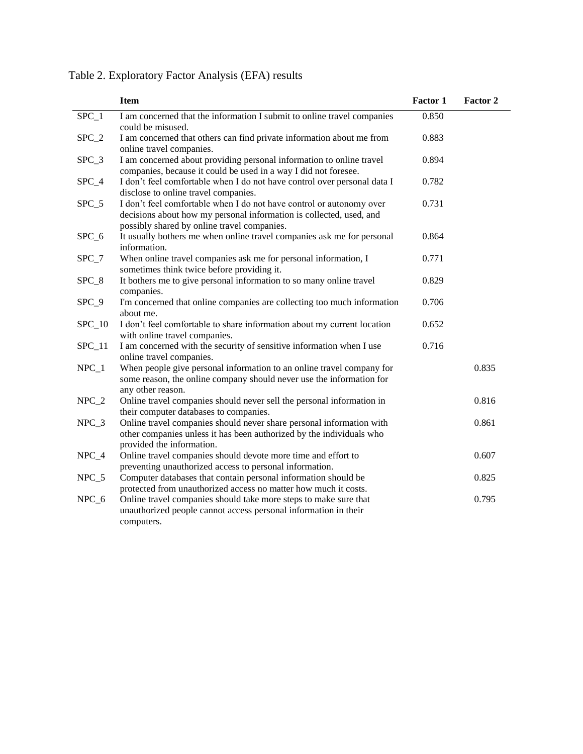Table 2. Exploratory Factor Analysis (EFA) results

| | Item | Factor 1 | Factor 2 |
|---|---|---|---|
| SPC_1 | I am concerned that the information I submit to online travel companies could be misused. | 0.850 | |
| SPC_2 | I am concerned that others can find private information about me from online travel companies. | 0.883 | |
| SPC_3 | I am concerned about providing personal information to online travel companies, because it could be used in a way I did not foresee. | 0.894 | |
| SPC_4 | I don't feel comfortable when I do not have control over personal data I disclose to online travel companies. | 0.782 | |
| SPC_5 | I don't feel comfortable when I do not have control or autonomy over decisions about how my personal information is collected, used, and possibly shared by online travel companies. | 0.731 | |
| SPC_6 | It usually bothers me when online travel companies ask me for personal information. | 0.864 | |
| SPC_7 | When online travel companies ask me for personal information, I sometimes think twice before providing it. | 0.771 | |
| SPC_8 | It bothers me to give personal information to so many online travel companies. | 0.829 | |
| SPC_9 | I'm concerned that online companies are collecting too much information about me. | 0.706 | |
| SPC_10 | I don't feel comfortable to share information about my current location with online travel companies. | 0.652 | |
| SPC_11 | I am concerned with the security of sensitive information when I use online travel companies. | 0.716 | |
| NPC_1 | When people give personal information to an online travel company for some reason, the online company should never use the information for any other reason. | | 0.835 |
| NPC_2 | Online travel companies should never sell the personal information in their computer databases to companies. | | 0.816 |
| NPC_3 | Online travel companies should never share personal information with other companies unless it has been authorized by the individuals who provided the information. | | 0.861 |
| NPC_4 | Online travel companies should devote more time and effort to preventing unauthorized access to personal information. | | 0.607 |
| NPC_5 | Computer databases that contain personal information should be protected from unauthorized access no matter how much it costs. | | 0.825 |
| NPC_6 | Online travel companies should take more steps to make sure that unauthorized people cannot access personal information in their computers. | | 0.795 |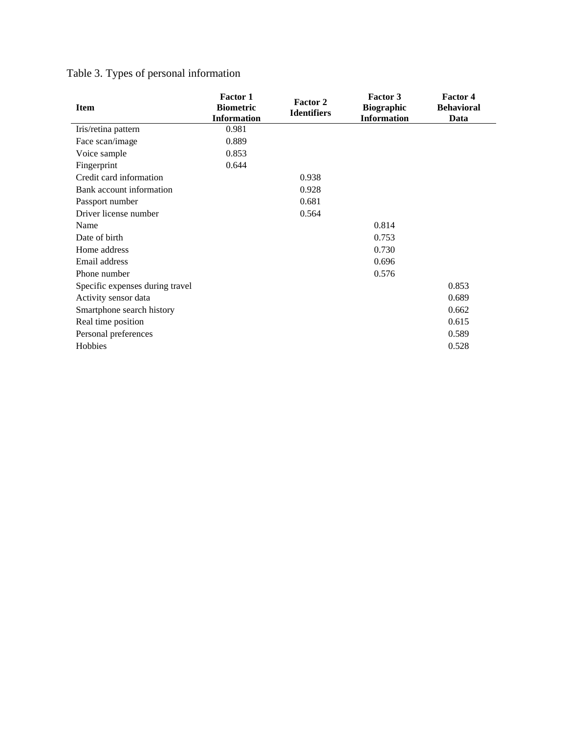Table 3. Types of personal information

| Item | Factor 1 Biometric Information | Factor 2 Identifiers | Factor 3 Biographic Information | Factor 4 Behavioral Data |
|---|---|---|---|---|
| Iris/retina pattern | 0.981 | | | |
| Face scan/image | 0.889 | | | |
| Voice sample | 0.853 | | | |
| Fingerprint | 0.644 | | | |
| Credit card information | | 0.938 | | |
| Bank account information | | 0.928 | | |
| Passport number | | 0.681 | | |
| Driver license number | | 0.564 | | |
| Name | | | 0.814 | |
| Date of birth | | | 0.753 | |
| Home address | | | 0.730 | |
| Email address | | | 0.696 | |
| Phone number | | | 0.576 | |
| Specific expenses during travel | | | | 0.853 |
| Activity sensor data | | | | 0.689 |
| Smartphone search history | | | | 0.662 |
| Real time position | | | | 0.615 |
| Personal preferences | | | | 0.589 |
| Hobbies | | | | 0.528 |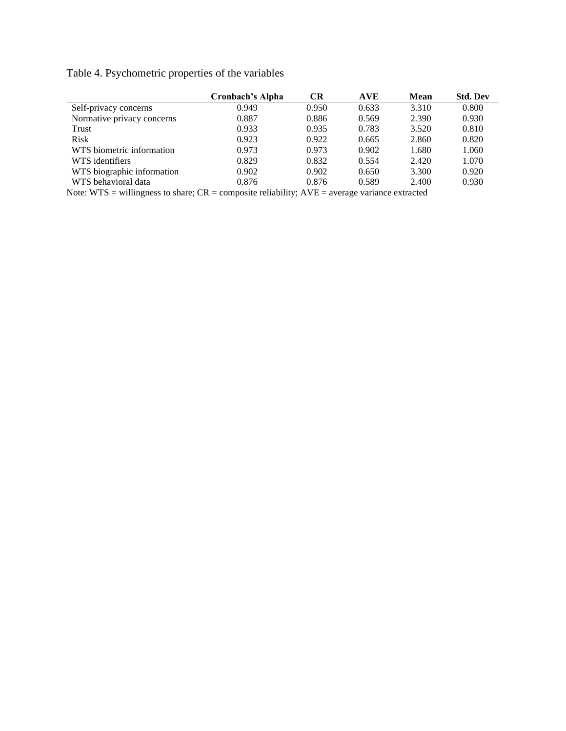Table 4. Psychometric properties of the variables

| | Cronbach's Alpha | CR | AVE | Mean | Std. Dev |
|---|---|---|---|---|---|
| Self-privacy concerns | 0.949 | 0.950 | 0.633 | 3.310 | 0.800 |
| Normative privacy concerns | 0.887 | 0.886 | 0.569 | 2.390 | 0.930 |
| Trust | 0.933 | 0.935 | 0.783 | 3.520 | 0.810 |
| Risk | 0.923 | 0.922 | 0.665 | 2.860 | 0.820 |
| WTS biometric information | 0.973 | 0.973 | 0.902 | 1.680 | 1.060 |
| WTS identifiers | 0.829 | 0.832 | 0.554 | 2.420 | 1.070 |
| WTS biographic information | 0.902 | 0.902 | 0.650 | 3.300 | 0.920 |
| WTS behavioral data | 0.876 | 0.876 | 0.589 | 2.400 | 0.930 |

Note: WTS = willingness to share; CR = composite reliability; AVE = average variance extracted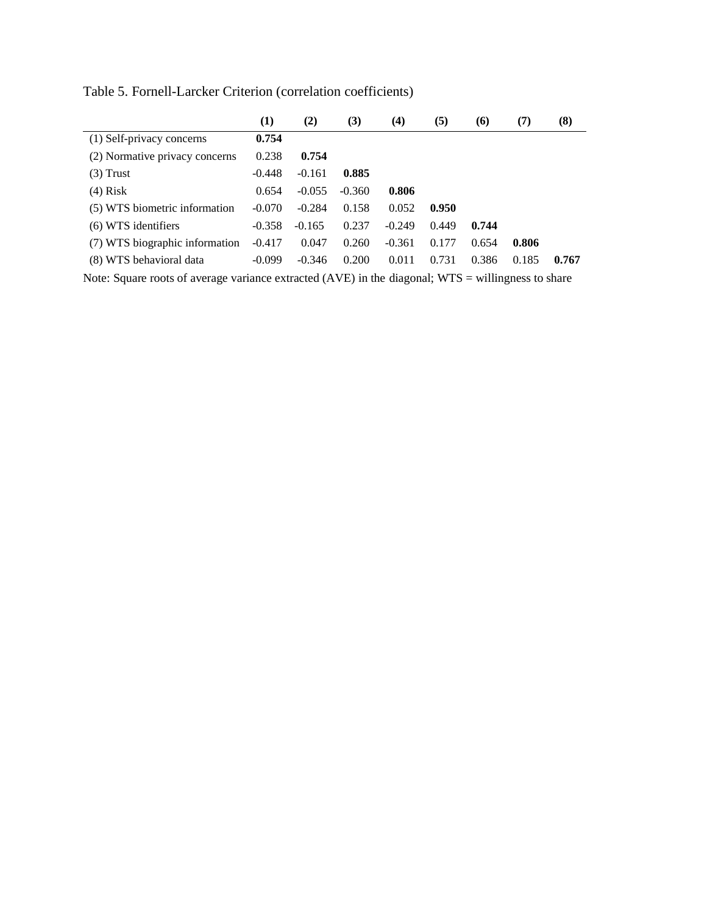Table 5. Fornell-Larcker Criterion (correlation coefficients)

| | **(1)** | **(2)** | **(3)** | **(4)** | **(5)** | **(6)** | **(7)** | **(8)** |
|---|---|---|---|---|---|---|---|---|
| (1) Self-privacy concerns | **0.754** | | | | | | | |
| (2) Normative privacy concerns | 0.238 | **0.754** | | | | | | |
| (3) Trust | -0.448 | -0.161 | **0.885** | | | | | |
| (4) Risk | 0.654 | -0.055 | -0.360 | **0.806** | | | | |
| (5) WTS biometric information | -0.070 | -0.284 | 0.158 | 0.052 | **0.950** | | | |
| (6) WTS identifiers | -0.358 | -0.165 | 0.237 | -0.249 | 0.449 | **0.744** | | |
| (7) WTS biographic information | -0.417 | 0.047 | 0.260 | -0.361 | 0.177 | 0.654 | **0.806** | |
| (8) WTS behavioral data | -0.099 | -0.346 | 0.200 | 0.011 | 0.731 | 0.386 | 0.185 | **0.767** |

Note: Square roots of average variance extracted (AVE) in the diagonal; WTS = willingness to share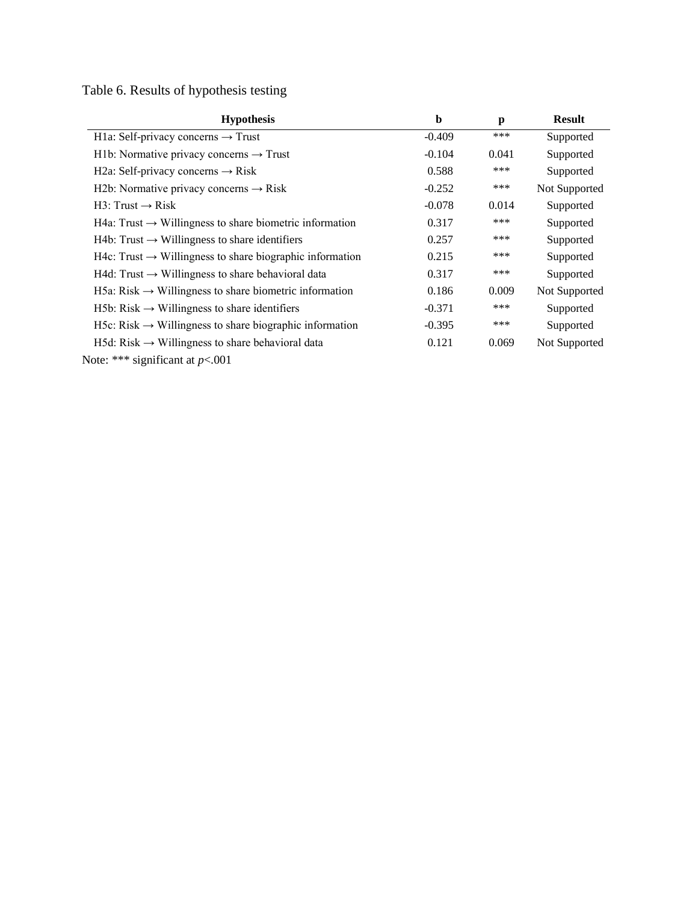Table 6. Results of hypothesis testing

| Hypothesis | b | p | Result |
|---|---|---|---|
| H1a: Self-privacy concerns → Trust | -0.409 | *** | Supported |
| H1b: Normative privacy concerns → Trust | -0.104 | 0.041 | Supported |
| H2a: Self-privacy concerns → Risk | 0.588 | *** | Supported |
| H2b: Normative privacy concerns → Risk | -0.252 | *** | Not Supported |
| H3: Trust → Risk | -0.078 | 0.014 | Supported |
| H4a: Trust → Willingness to share biometric information | 0.317 | *** | Supported |
| H4b: Trust → Willingness to share identifiers | 0.257 | *** | Supported |
| H4c: Trust → Willingness to share biographic information | 0.215 | *** | Supported |
| H4d: Trust → Willingness to share behavioral data | 0.317 | *** | Supported |
| H5a: Risk → Willingness to share biometric information | 0.186 | 0.009 | Not Supported |
| H5b: Risk → Willingness to share identifiers | -0.371 | *** | Supported |
| H5c: Risk → Willingness to share biographic information | -0.395 | *** | Supported |
| H5d: Risk → Willingness to share behavioral data | 0.121 | 0.069 | Not Supported |

Note: *** significant at $p<.001$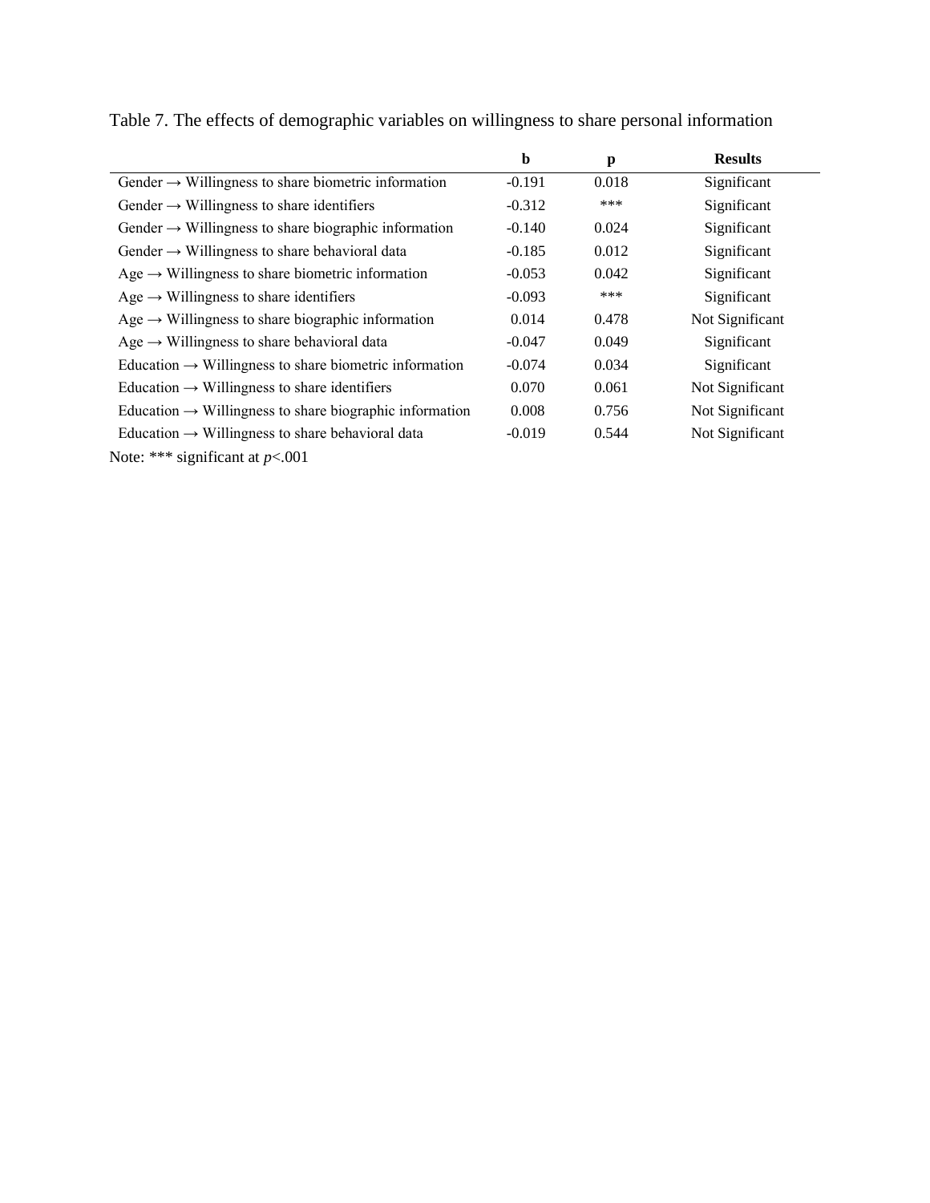Table 7. The effects of demographic variables on willingness to share personal information

| | b | p | Results |
|---|---|---|---|
| Gender → Willingness to share biometric information | -0.191 | 0.018 | Significant |
| Gender → Willingness to share identifiers | -0.312 | *** | Significant |
| Gender → Willingness to share biographic information | -0.140 | 0.024 | Significant |
| Gender → Willingness to share behavioral data | -0.185 | 0.012 | Significant |
| Age → Willingness to share biometric information | -0.053 | 0.042 | Significant |
| Age → Willingness to share identifiers | -0.093 | *** | Significant |
| Age → Willingness to share biographic information | 0.014 | 0.478 | Not Significant |
| Age → Willingness to share behavioral data | -0.047 | 0.049 | Significant |
| Education → Willingness to share biometric information | -0.074 | 0.034 | Significant |
| Education → Willingness to share identifiers | 0.070 | 0.061 | Not Significant |
| Education → Willingness to share biographic information | 0.008 | 0.756 | Not Significant |
| Education → Willingness to share behavioral data | -0.019 | 0.544 | Not Significant |

Note: *** significant at $p<.001$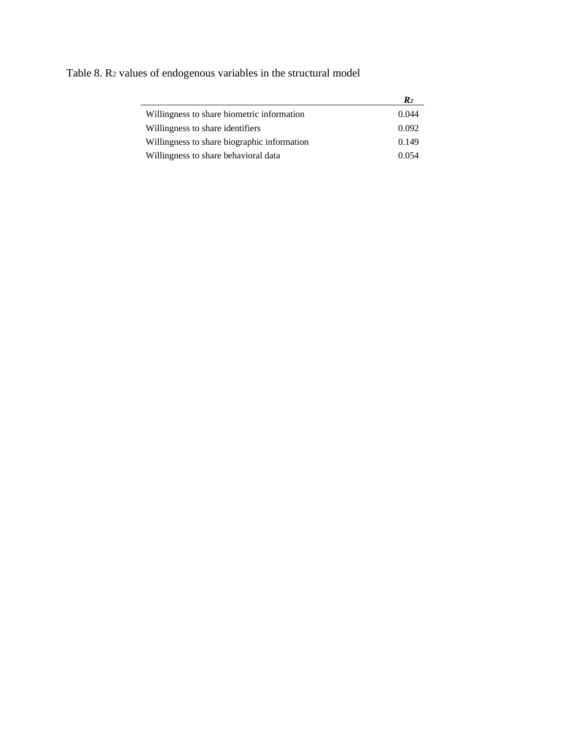Table 8. $R^2$ values of endogenous variables in the structural model

| | $R^2$ |
|---|---|
| Willingness to share biometric information | 0.044 |
| Willingness to share identifiers | 0.092 |
| Willingness to share biographic information | 0.149 |
| Willingness to share behavioral data | 0.054 |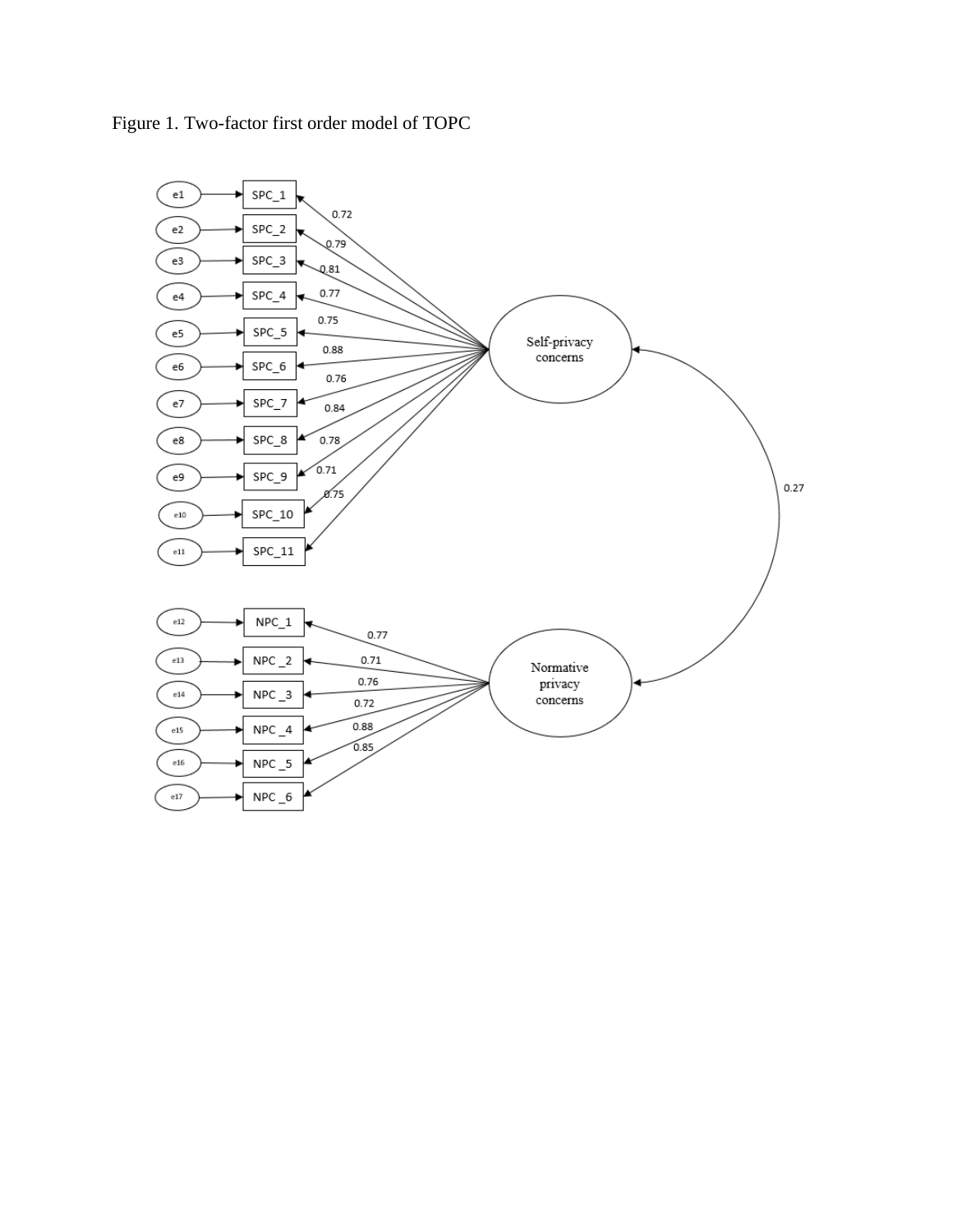Figure 1. Two-factor first order model of TOPC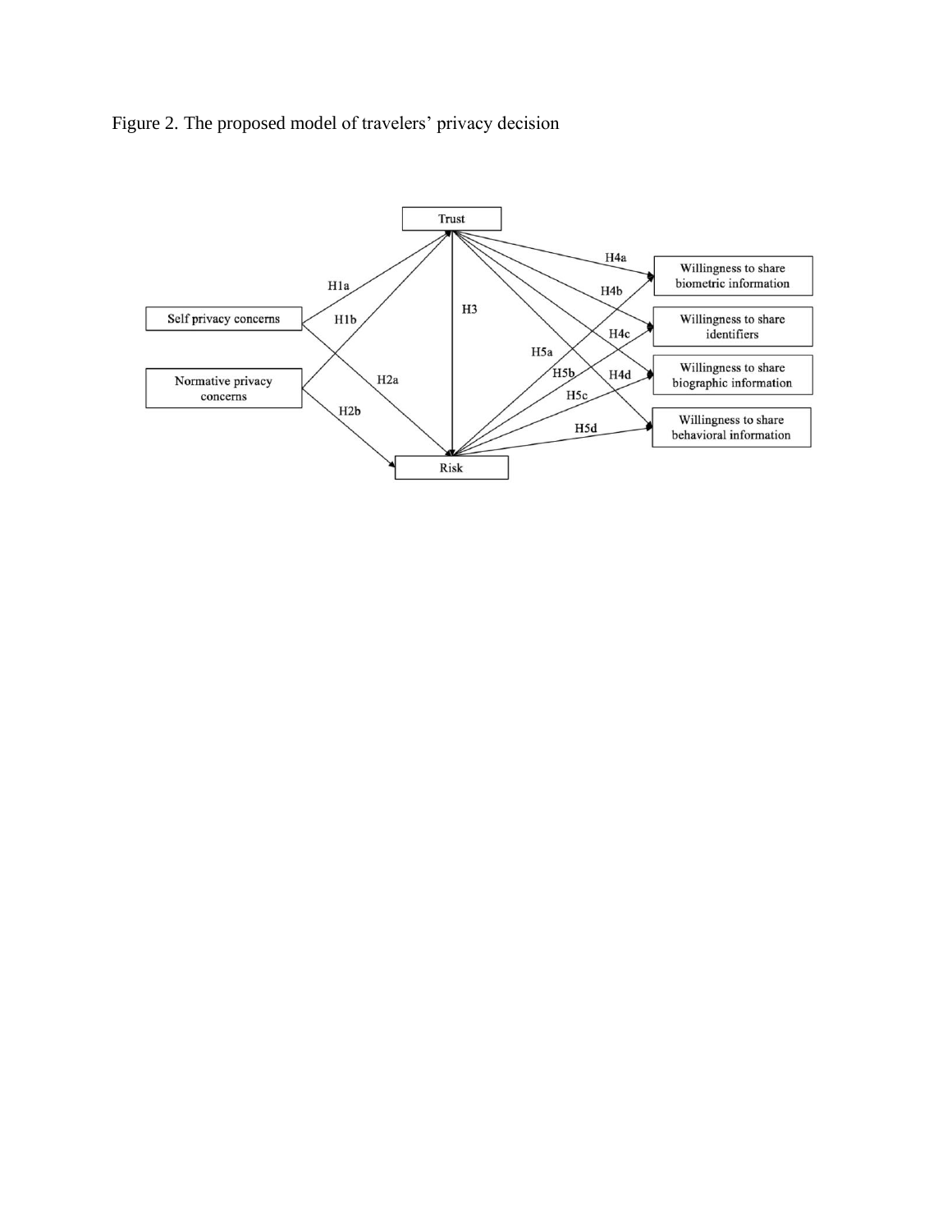Figure 2. The proposed model of travelers' privacy decision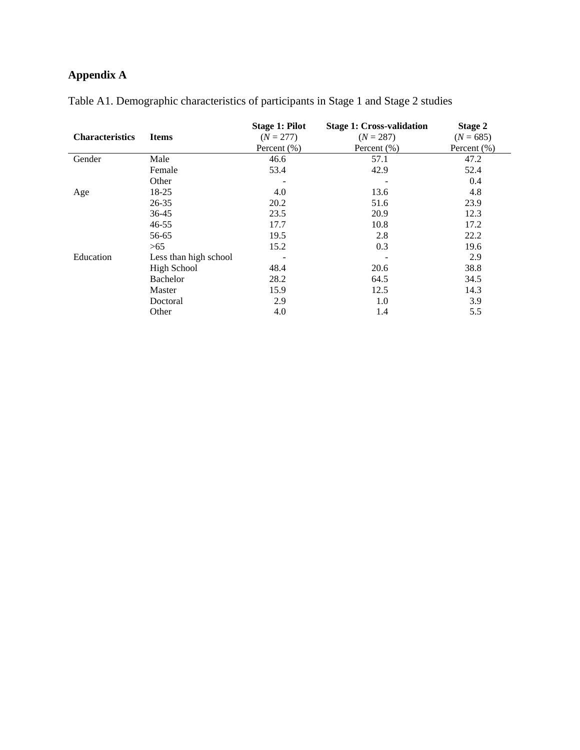# Appendix A

Table A1. Demographic characteristics of participants in Stage 1 and Stage 2 studies

| Characteristics | Items | **Stage 1: Pilot** ($N$ = 277) Percent (%) | **Stage 1: Cross-validation** ($N$ = 287) Percent (%) | **Stage 2** ($N$ = 685) Percent (%) |
|---|---|---|---|---|
| Gender | Male | 46.6 | 57.1 | 47.2 |
| | Female | 53.4 | 42.9 | 52.4 |
| | Other | - | - | 0.4 |
| Age | 18-25 | 4.0 | 13.6 | 4.8 |
| | 26-35 | 20.2 | 51.6 | 23.9 |
| | 36-45 | 23.5 | 20.9 | 12.3 |
| | 46-55 | 17.7 | 10.8 | 17.2 |
| | 56-65 | 19.5 | 2.8 | 22.2 |
| | >65 | 15.2 | 0.3 | 19.6 |
| Education | Less than high school | - | - | 2.9 |
| | High School | 48.4 | 20.6 | 38.8 |
| | Bachelor | 28.2 | 64.5 | 34.5 |
| | Master | 15.9 | 12.5 | 14.3 |
| | Doctoral | 2.9 | 1.0 | 3.9 |
| | Other | 4.0 | 1.4 | 5.5 |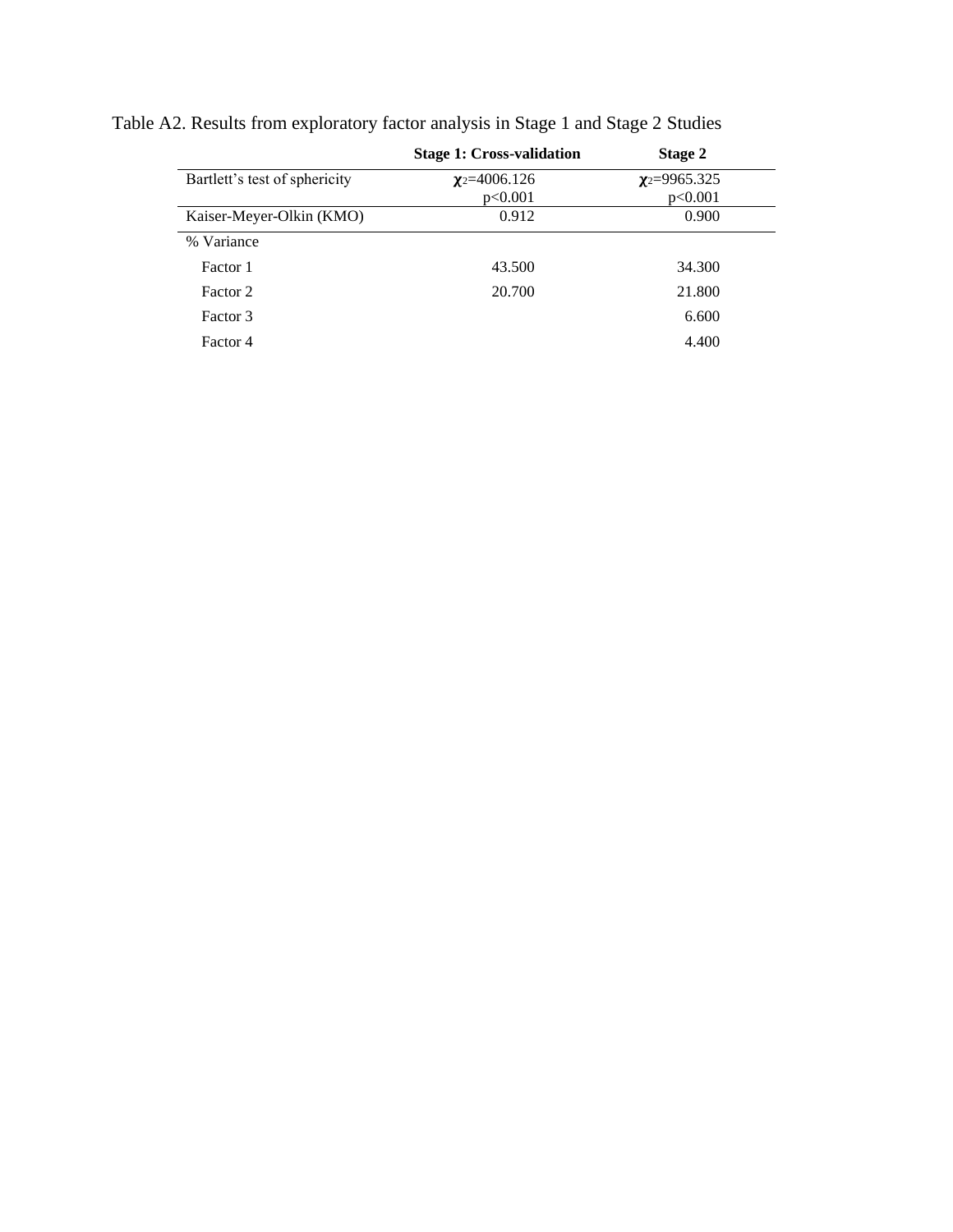Table A2. Results from exploratory factor analysis in Stage 1 and Stage 2 Studies

| | **Stage 1: Cross-validation** | **Stage 2** |
|---|---|---|
| Bartlett's test of sphericity | $\chi^2$=4006.126 p<0.001 | $\chi^2$=9965.325 p<0.001 |
| Kaiser-Meyer-Olkin (KMO) | 0.912 | 0.900 |
| % Variance | | |
| Factor 1 | 43.500 | 34.300 |
| Factor 2 | 20.700 | 21.800 |
| Factor 3 | | 6.600 |
| Factor 4 | | 4.400 |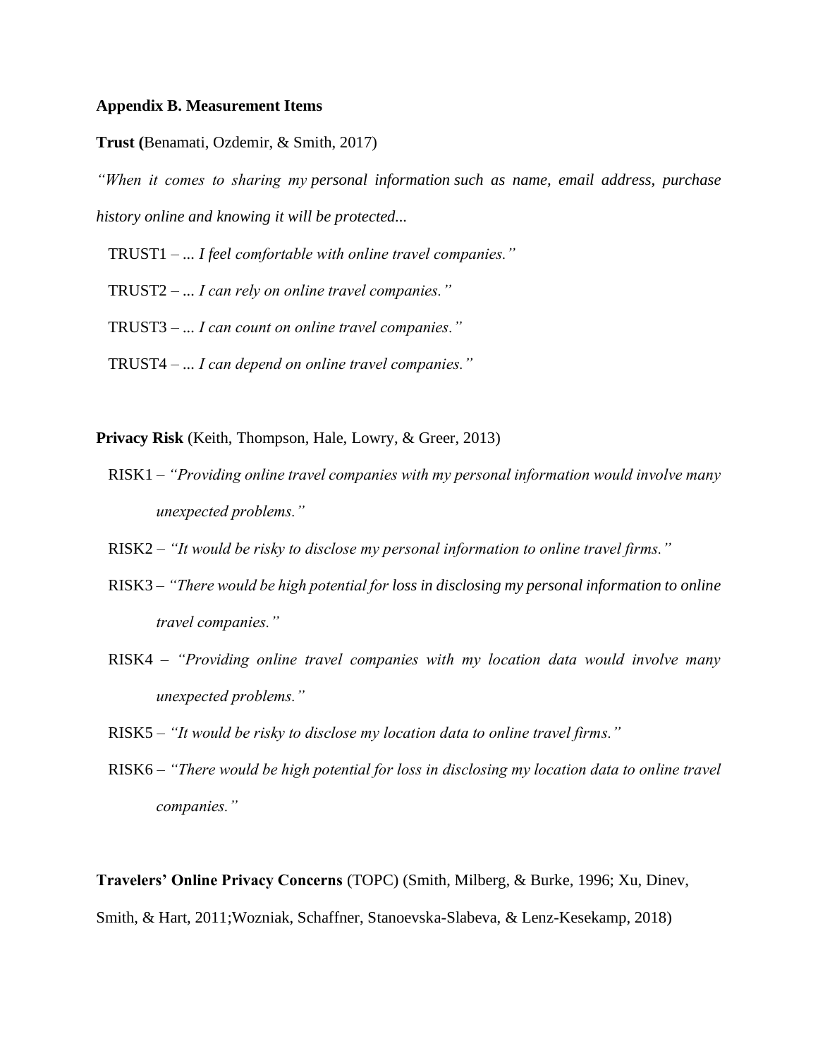**Appendix B. Measurement Items**

**Trust (**Benamati, Ozdemir, & Smith, 2017)

*"When it comes to sharing my personal information such as name, email address, purchase history online and knowing it will be protected...*

TRUST1 – *... I feel comfortable with online travel companies."*

TRUST2 – *... I can rely on online travel companies."*

TRUST3 – *... I can count on online travel companies."*

TRUST4 – *... I can depend on online travel companies."*

**Privacy Risk** (Keith, Thompson, Hale, Lowry, & Greer, 2013)

RISK1 – *"Providing online travel companies with my personal information would involve many unexpected problems."*

RISK2 – *"It would be risky to disclose my personal information to online travel firms."*

RISK3 – *"There would be high potential for loss in disclosing my personal information to online travel companies."*

RISK4 – *"Providing online travel companies with my location data would involve many unexpected problems."*

RISK5 – *"It would be risky to disclose my location data to online travel firms."*

RISK6 – *"There would be high potential for loss in disclosing my location data to online travel companies."*

**Travelers' Online Privacy Concerns** (TOPC) (Smith, Milberg, & Burke, 1996; Xu, Dinev, Smith, & Hart, 2011;Wozniak, Schaffner, Stanoevska-Slabeva, & Lenz-Kesekamp, 2018)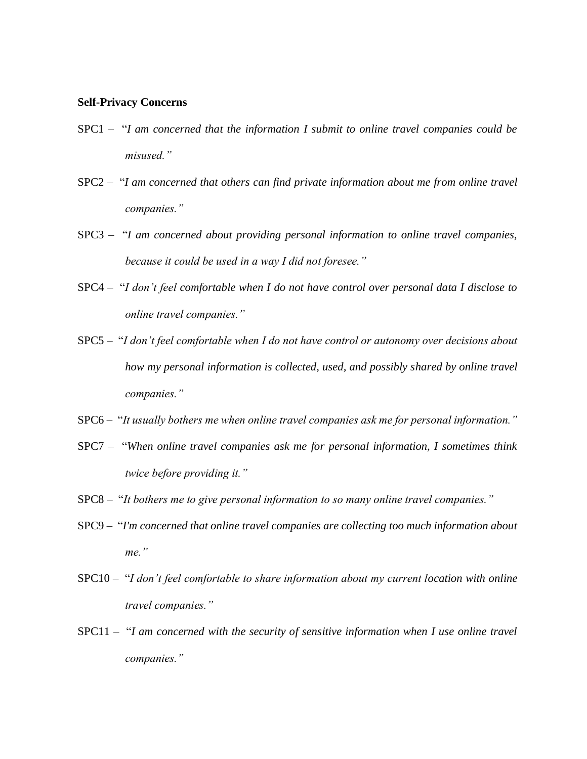**Self-Privacy Concerns**

SPC1 – "*I am concerned that the information I submit to online travel companies could be misused.*"

SPC2 – "*I am concerned that others can find private information about me from online travel companies.*"

SPC3 – "*I am concerned about providing personal information to online travel companies, because it could be used in a way I did not foresee.*"

SPC4 – "*I don't feel comfortable when I do not have control over personal data I disclose to online travel companies.*"

SPC5 – "*I don't feel comfortable when I do not have control or autonomy over decisions about how my personal information is collected, used, and possibly shared by online travel companies.*"

SPC6 – "*It usually bothers me when online travel companies ask me for personal information.*"

SPC7 – "*When online travel companies ask me for personal information, I sometimes think twice before providing it.*"

SPC8 – "*It bothers me to give personal information to so many online travel companies.*"

SPC9 – "*I'm concerned that online travel companies are collecting too much information about me.*"

SPC10 – "*I don't feel comfortable to share information about my current location with online travel companies.*"

SPC11 – "*I am concerned with the security of sensitive information when I use online travel companies.*"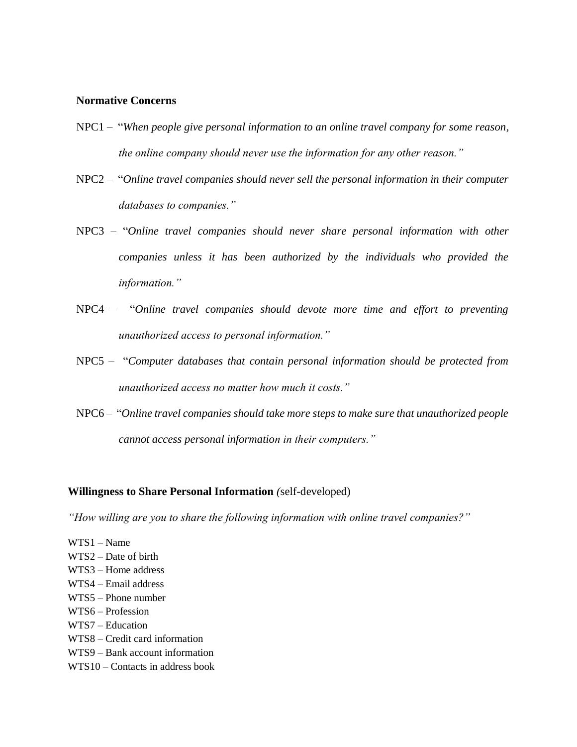**Normative Concerns**

NPC1 – "*When people give personal information to an online travel company for some reason, the online company should never use the information for any other reason.*"

NPC2 – "*Online travel companies should never sell the personal information in their computer databases to companies.*"

NPC3 – "*Online travel companies should never share personal information with other companies unless it has been authorized by the individuals who provided the information.*"

NPC4 – "*Online travel companies should devote more time and effort to preventing unauthorized access to personal information.*"

NPC5 – "*Computer databases that contain personal information should be protected from unauthorized access no matter how much it costs.*"

NPC6 – "*Online travel companies should take more steps to make sure that unauthorized people cannot access personal information in their computers.*"

**Willingness to Share Personal Information** (self-developed)

*"How willing are you to share the following information with online travel companies?"*

WTS1 – Name
WTS2 – Date of birth
WTS3 – Home address
WTS4 – Email address
WTS5 – Phone number
WTS6 – Profession
WTS7 – Education
WTS8 – Credit card information
WTS9 – Bank account information
WTS10 – Contacts in address book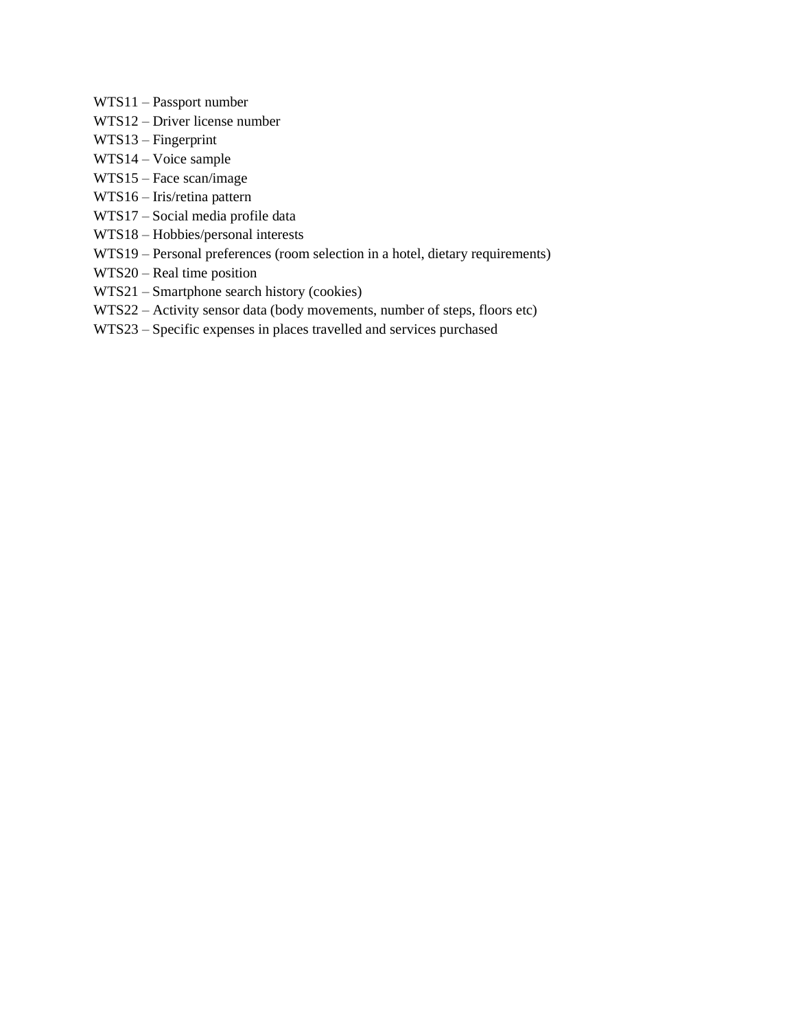WTS11 – Passport number
WTS12 – Driver license number
WTS13 – Fingerprint
WTS14 – Voice sample
WTS15 – Face scan/image
WTS16 – Iris/retina pattern
WTS17 – Social media profile data
WTS18 – Hobbies/personal interests
WTS19 – Personal preferences (room selection in a hotel, dietary requirements)
WTS20 – Real time position
WTS21 – Smartphone search history (cookies)
WTS22 – Activity sensor data (body movements, number of steps, floors etc)
WTS23 – Specific expenses in places travelled and services purchased